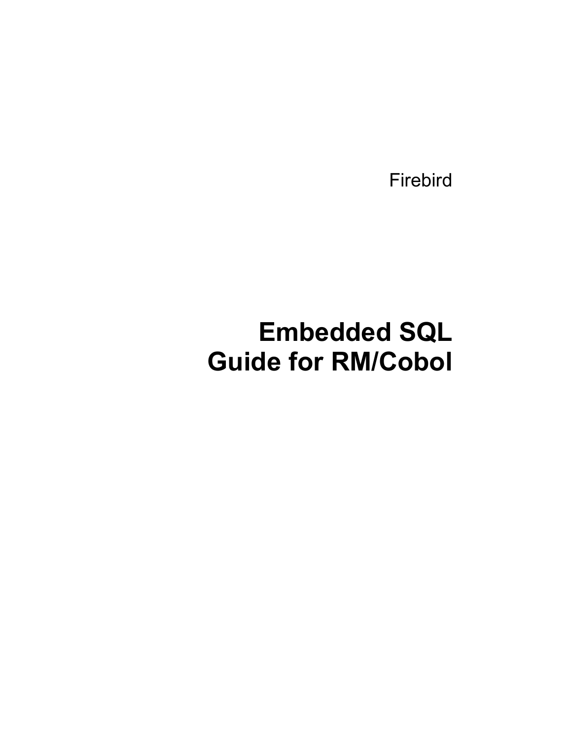Firebird

# Embedded SQL Guide for RM/Cobol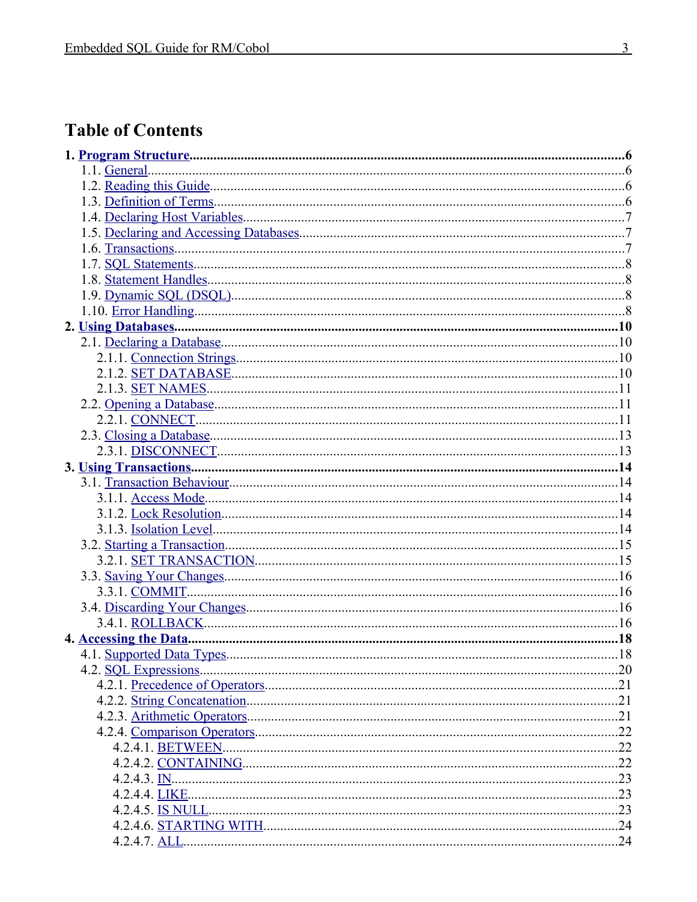# Table of Contents

**1. Program Structure....................6**

- 1.1. General....................6
- 1.2. Reading this Guide....................6
- 1.3. Definition of Terms....................6
- 1.4. Declaring Host Variables....................7
- 1.5. Declaring and Accessing Databases....................7
- 1.6. Transactions....................7
- 1.7. SQL Statements....................8
- 1.8. Statement Handles....................8
- 1.9. Dynamic SQL (DSQL)....................8
- 1.10. Error Handling....................8

**2. Using Databases....................10**

- 2.1. Declaring a Database....................10
  - 2.1.1. Connection Strings....................10
  - 2.1.2. SET DATABASE....................10
  - 2.1.3. SET NAMES....................11
- 2.2. Opening a Database....................11
  - 2.2.1. CONNECT....................11
- 2.3. Closing a Database....................13
  - 2.3.1. DISCONNECT....................13

**3. Using Transactions....................14**

- 3.1. Transaction Behaviour....................14
  - 3.1.1. Access Mode....................14
  - 3.1.2. Lock Resolution....................14
  - 3.1.3. Isolation Level....................14
- 3.2. Starting a Transaction....................15
  - 3.2.1. SET TRANSACTION....................15
- 3.3. Saving Your Changes....................16
  - 3.3.1. COMMIT....................16
- 3.4. Discarding Your Changes....................16
  - 3.4.1. ROLLBACK....................16

**4. Accessing the Data....................18**

- 4.1. Supported Data Types....................18
- 4.2. SQL Expressions....................20
  - 4.2.1. Precedence of Operators....................21
  - 4.2.2. String Concatenation....................21
  - 4.2.3. Arithmetic Operators....................21
  - 4.2.4. Comparison Operators....................22
    - 4.2.4.1. BETWEEN....................22
    - 4.2.4.2. CONTAINING....................22
    - 4.2.4.3. IN....................23
    - 4.2.4.4. LIKE....................23
    - 4.2.4.5. IS NULL....................23
    - 4.2.4.6. STARTING WITH....................24
    - 4.2.4.7. ALL....................24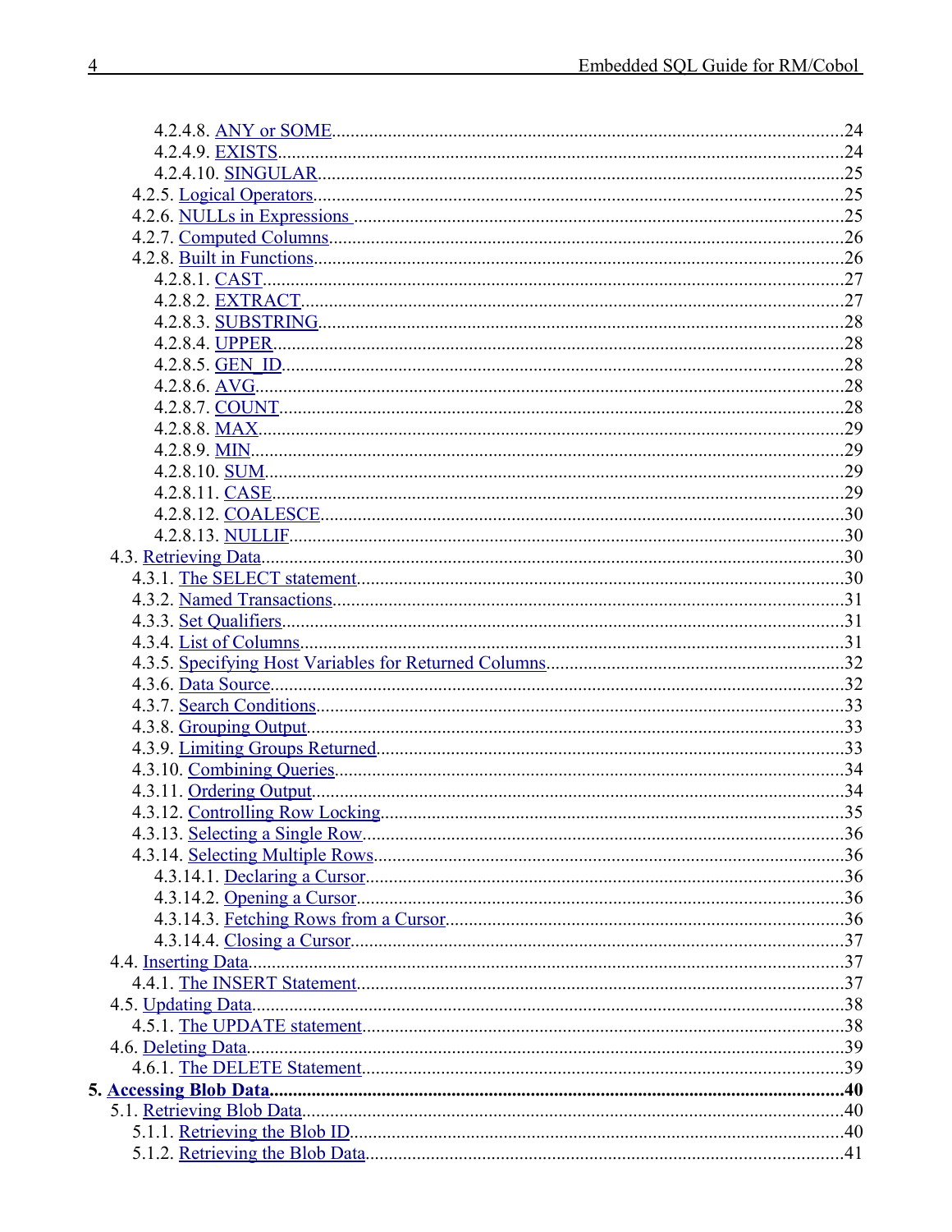- 4.2.4.8. ANY or SOME....24
- 4.2.4.9. EXISTS....24
- 4.2.4.10. SINGULAR....25
- 4.2.5. Logical Operators....25
- 4.2.6. NULLs in Expressions ....25
- 4.2.7. Computed Columns....26
- 4.2.8. Built in Functions....26
  - 4.2.8.1. CAST....27
  - 4.2.8.2. EXTRACT....27
  - 4.2.8.3. SUBSTRING....28
  - 4.2.8.4. UPPER....28
  - 4.2.8.5. GEN_ID....28
  - 4.2.8.6. AVG....28
  - 4.2.8.7. COUNT....28
  - 4.2.8.8. MAX....29
  - 4.2.8.9. MIN....29
  - 4.2.8.10. SUM....29
  - 4.2.8.11. CASE....29
  - 4.2.8.12. COALESCE....30
  - 4.2.8.13. NULLIF....30
- 4.3. Retrieving Data....30
  - 4.3.1. The SELECT statement....30
  - 4.3.2. Named Transactions....31
  - 4.3.3. Set Qualifiers....31
  - 4.3.4. List of Columns....31
  - 4.3.5. Specifying Host Variables for Returned Columns....32
  - 4.3.6. Data Source....32
  - 4.3.7. Search Conditions....33
  - 4.3.8. Grouping Output....33
  - 4.3.9. Limiting Groups Returned....33
  - 4.3.10. Combining Queries....34
  - 4.3.11. Ordering Output....34
  - 4.3.12. Controlling Row Locking....35
  - 4.3.13. Selecting a Single Row....36
  - 4.3.14. Selecting Multiple Rows....36
    - 4.3.14.1. Declaring a Cursor....36
    - 4.3.14.2. Opening a Cursor....36
    - 4.3.14.3. Fetching Rows from a Cursor....36
    - 4.3.14.4. Closing a Cursor....37
- 4.4. Inserting Data....37
  - 4.4.1. The INSERT Statement....37
- 4.5. Updating Data....38
  - 4.5.1. The UPDATE statement....38
- 4.6. Deleting Data....39
  - 4.6.1. The DELETE Statement....39

**5. Accessing Blob Data....40**

- 5.1. Retrieving Blob Data....40
  - 5.1.1. Retrieving the Blob ID....40
  - 5.1.2. Retrieving the Blob Data....41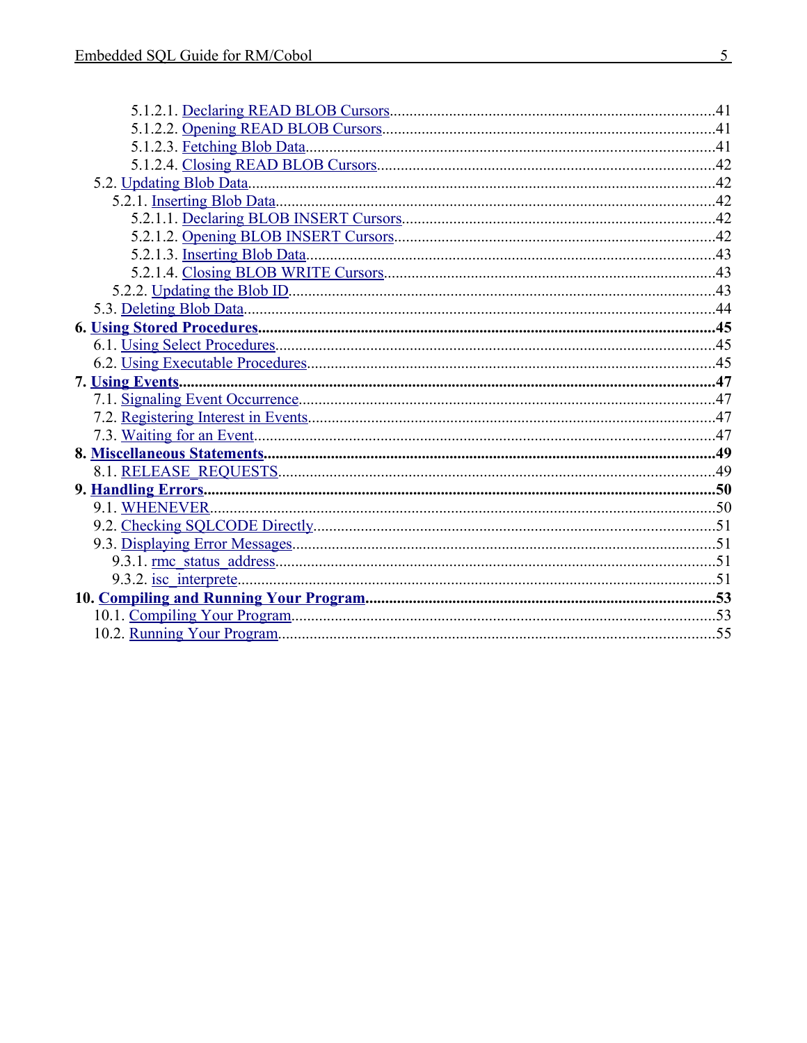- 5.1.2.1. Declaring READ BLOB Cursors....41
- 5.1.2.2. Opening READ BLOB Cursors....41
- 5.1.2.3. Fetching Blob Data....41
- 5.1.2.4. Closing READ BLOB Cursors....42
- 5.2. Updating Blob Data....42
- 5.2.1. Inserting Blob Data....42
- 5.2.1.1. Declaring BLOB INSERT Cursors....42
- 5.2.1.2. Opening BLOB INSERT Cursors....42
- 5.2.1.3. Inserting Blob Data....43
- 5.2.1.4. Closing BLOB WRITE Cursors....43
- 5.2.2. Updating the Blob ID....43
- 5.3. Deleting Blob Data....44

**6. Using Stored Procedures....45**

- 6.1. Using Select Procedures....45
- 6.2. Using Executable Procedures....45

**7. Using Events....47**

- 7.1. Signaling Event Occurrence....47
- 7.2. Registering Interest in Events....47
- 7.3. Waiting for an Event....47

**8. Miscellaneous Statements....49**

- 8.1. RELEASE_REQUESTS....49

**9. Handling Errors....50**

- 9.1. WHENEVER....50
- 9.2. Checking SQLCODE Directly....51
- 9.3. Displaying Error Messages....51
- 9.3.1. rmc_status_address....51
- 9.3.2. isc_interprete....51

**10. Compiling and Running Your Program....53**

- 10.1. Compiling Your Program....53
- 10.2. Running Your Program....55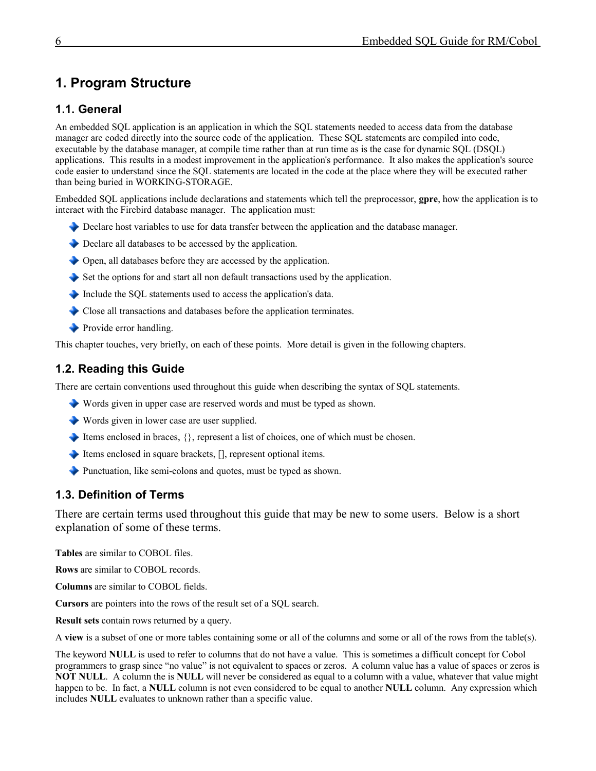# 1. Program Structure

## 1.1. General

An embedded SQL application is an application in which the SQL statements needed to access data from the database manager are coded directly into the source code of the application. These SQL statements are compiled into code, executable by the database manager, at compile time rather than at run time as is the case for dynamic SQL (DSQL) applications. This results in a modest improvement in the application's performance. It also makes the application's source code easier to understand since the SQL statements are located in the code at the place where they will be executed rather than being buried in WORKING-STORAGE.

Embedded SQL applications include declarations and statements which tell the preprocessor, **gpre**, how the application is to interact with the Firebird database manager. The application must:

- Declare host variables to use for data transfer between the application and the database manager.
- Declare all databases to be accessed by the application.
- Open, all databases before they are accessed by the application.
- Set the options for and start all non default transactions used by the application.
- Include the SQL statements used to access the application's data.
- Close all transactions and databases before the application terminates.
- Provide error handling.

This chapter touches, very briefly, on each of these points. More detail is given in the following chapters.

## 1.2. Reading this Guide

There are certain conventions used throughout this guide when describing the syntax of SQL statements.

- Words given in upper case are reserved words and must be typed as shown.
- Words given in lower case are user supplied.
- Items enclosed in braces, {}, represent a list of choices, one of which must be chosen.
- Items enclosed in square brackets, [], represent optional items.
- Punctuation, like semi-colons and quotes, must be typed as shown.

## 1.3. Definition of Terms

There are certain terms used throughout this guide that may be new to some users. Below is a short explanation of some of these terms.

**Tables** are similar to COBOL files.

**Rows** are similar to COBOL records.

**Columns** are similar to COBOL fields.

**Cursors** are pointers into the rows of the result set of a SQL search.

**Result sets** contain rows returned by a query.

A **view** is a subset of one or more tables containing some or all of the columns and some or all of the rows from the table(s).

The keyword **NULL** is used to refer to columns that do not have a value. This is sometimes a difficult concept for Cobol programmers to grasp since "no value" is not equivalent to spaces or zeros. A column value has a value of spaces or zeros is **NOT NULL**. A column the is **NULL** will never be considered as equal to a column with a value, whatever that value might happen to be. In fact, a **NULL** column is not even considered to be equal to another **NULL** column. Any expression which includes **NULL** evaluates to unknown rather than a specific value.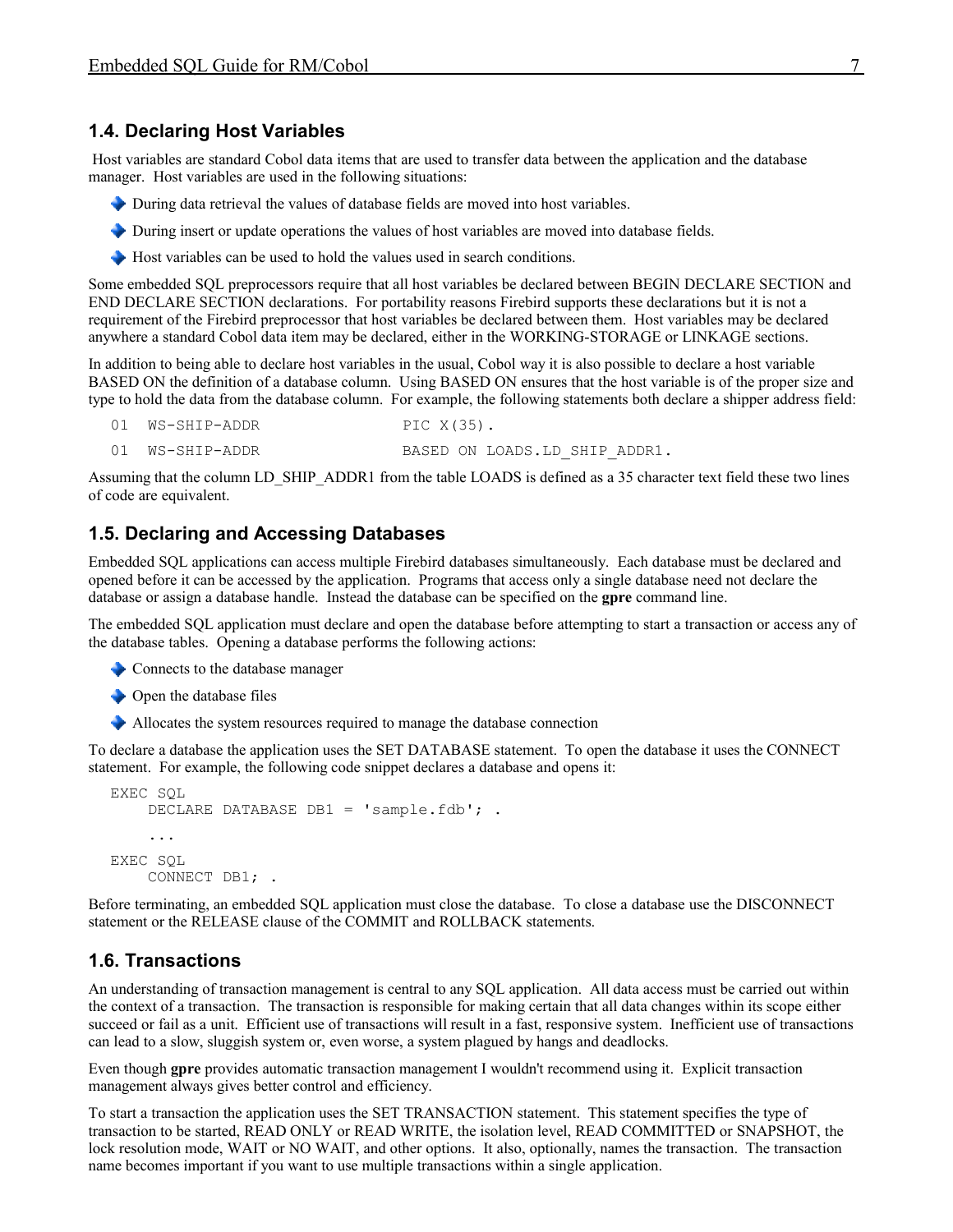## 1.4. Declaring Host Variables

Host variables are standard Cobol data items that are used to transfer data between the application and the database manager. Host variables are used in the following situations:

- During data retrieval the values of database fields are moved into host variables.
- During insert or update operations the values of host variables are moved into database fields.
- Host variables can be used to hold the values used in search conditions.

Some embedded SQL preprocessors require that all host variables be declared between BEGIN DECLARE SECTION and END DECLARE SECTION declarations. For portability reasons Firebird supports these declarations but it is not a requirement of the Firebird preprocessor that host variables be declared between them. Host variables may be declared anywhere a standard Cobol data item may be declared, either in the WORKING-STORAGE or LINKAGE sections.

In addition to being able to declare host variables in the usual, Cobol way it is also possible to declare a host variable BASED ON the definition of a database column. Using BASED ON ensures that the host variable is of the proper size and type to hold the data from the database column. For example, the following statements both declare a shipper address field:

```
01  WS-SHIP-ADDR            PIC X(35).
01  WS-SHIP-ADDR            BASED ON LOADS.LD_SHIP_ADDR1.
```

Assuming that the column LD_SHIP_ADDR1 from the table LOADS is defined as a 35 character text field these two lines of code are equivalent.

## 1.5. Declaring and Accessing Databases

Embedded SQL applications can access multiple Firebird databases simultaneously. Each database must be declared and opened before it can be accessed by the application. Programs that access only a single database need not declare the database or assign a database handle. Instead the database can be specified on the **gpre** command line.

The embedded SQL application must declare and open the database before attempting to start a transaction or access any of the database tables. Opening a database performs the following actions:

- Connects to the database manager
- Open the database files
- Allocates the system resources required to manage the database connection

To declare a database the application uses the SET DATABASE statement. To open the database it uses the CONNECT statement. For example, the following code snippet declares a database and opens it:

```
EXEC SQL
     DECLARE DATABASE DB1 = 'sample.fdb'; .

     ...

EXEC SQL
     CONNECT DB1; .
```

Before terminating, an embedded SQL application must close the database. To close a database use the DISCONNECT statement or the RELEASE clause of the COMMIT and ROLLBACK statements.

## 1.6. Transactions

An understanding of transaction management is central to any SQL application. All data access must be carried out within the context of a transaction. The transaction is responsible for making certain that all data changes within its scope either succeed or fail as a unit. Efficient use of transactions will result in a fast, responsive system. Inefficient use of transactions can lead to a slow, sluggish system or, even worse, a system plagued by hangs and deadlocks.

Even though **gpre** provides automatic transaction management I wouldn't recommend using it. Explicit transaction management always gives better control and efficiency.

To start a transaction the application uses the SET TRANSACTION statement. This statement specifies the type of transaction to be started, READ ONLY or READ WRITE, the isolation level, READ COMMITTED or SNAPSHOT, the lock resolution mode, WAIT or NO WAIT, and other options. It also, optionally, names the transaction. The transaction name becomes important if you want to use multiple transactions within a single application.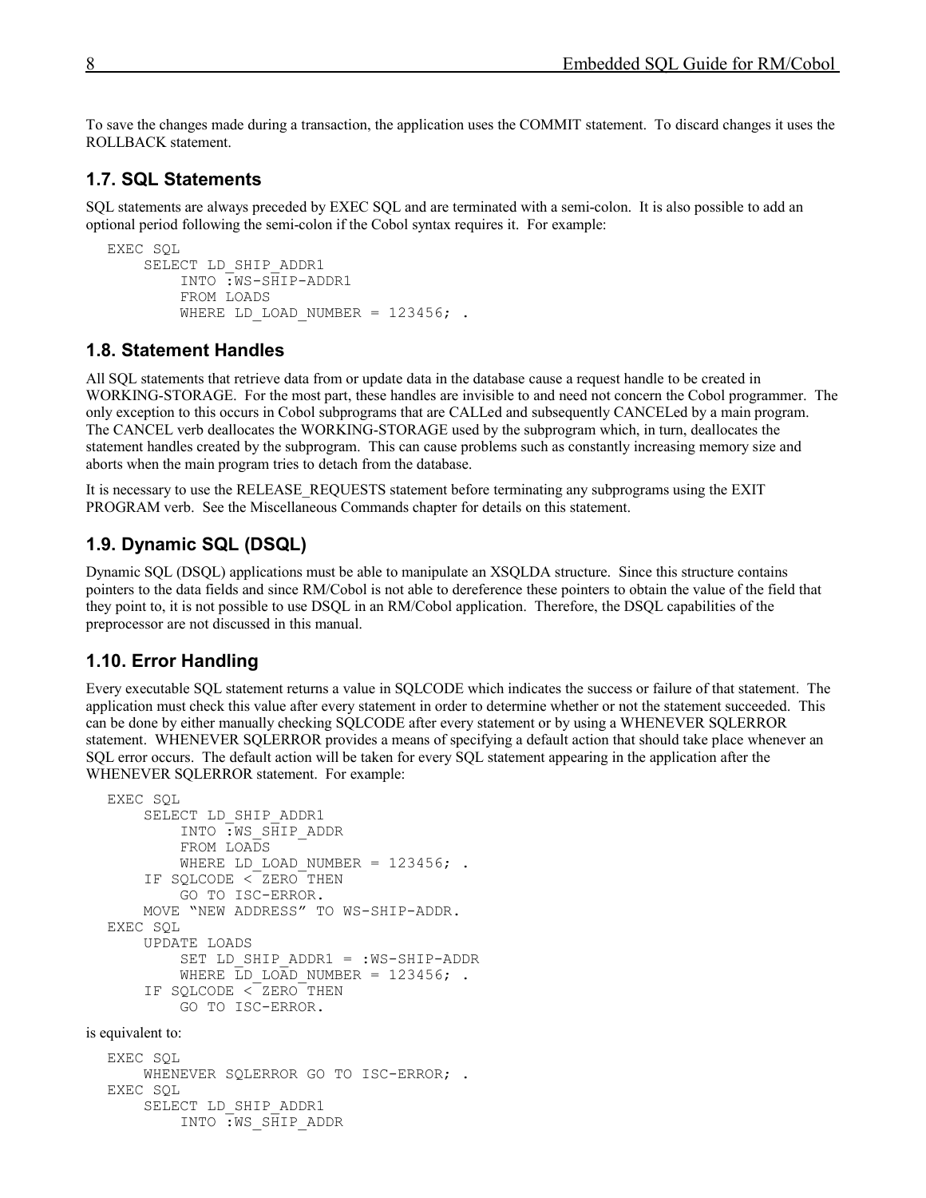To save the changes made during a transaction, the application uses the COMMIT statement. To discard changes it uses the ROLLBACK statement.

## 1.7. SQL Statements

SQL statements are always preceded by EXEC SQL and are terminated with a semi-colon. It is also possible to add an optional period following the semi-colon if the Cobol syntax requires it. For example:

```
EXEC SQL
    SELECT LD_SHIP_ADDR1
        INTO :WS-SHIP-ADDR1
        FROM LOADS
        WHERE LD_LOAD_NUMBER = 123456; .
```

## 1.8. Statement Handles

All SQL statements that retrieve data from or update data in the database cause a request handle to be created in WORKING-STORAGE. For the most part, these handles are invisible to and need not concern the Cobol programmer. The only exception to this occurs in Cobol subprograms that are CALLed and subsequently CANCELed by a main program. The CANCEL verb deallocates the WORKING-STORAGE used by the subprogram which, in turn, deallocates the statement handles created by the subprogram. This can cause problems such as constantly increasing memory size and aborts when the main program tries to detach from the database.

It is necessary to use the RELEASE_REQUESTS statement before terminating any subprograms using the EXIT PROGRAM verb. See the Miscellaneous Commands chapter for details on this statement.

## 1.9. Dynamic SQL (DSQL)

Dynamic SQL (DSQL) applications must be able to manipulate an XSQLDA structure. Since this structure contains pointers to the data fields and since RM/Cobol is not able to dereference these pointers to obtain the value of the field that they point to, it is not possible to use DSQL in an RM/Cobol application. Therefore, the DSQL capabilities of the preprocessor are not discussed in this manual.

## 1.10. Error Handling

Every executable SQL statement returns a value in SQLCODE which indicates the success or failure of that statement. The application must check this value after every statement in order to determine whether or not the statement succeeded. This can be done by either manually checking SQLCODE after every statement or by using a WHENEVER SQLERROR statement. WHENEVER SQLERROR provides a means of specifying a default action that should take place whenever an SQL error occurs. The default action will be taken for every SQL statement appearing in the application after the WHENEVER SQLERROR statement. For example:

```
EXEC SQL
    SELECT LD_SHIP_ADDR1
        INTO :WS_SHIP_ADDR
        FROM LOADS
        WHERE LD_LOAD_NUMBER = 123456; .
    IF SQLCODE < ZERO THEN
        GO TO ISC-ERROR.
    MOVE “NEW ADDRESS” TO WS-SHIP-ADDR.
EXEC SQL
    UPDATE LOADS
        SET LD_SHIP_ADDR1 = :WS-SHIP-ADDR
        WHERE LD_LOAD_NUMBER = 123456; .
    IF SQLCODE < ZERO THEN
        GO TO ISC-ERROR.
```

is equivalent to:

```
EXEC SQL
    WHENEVER SQLERROR GO TO ISC-ERROR; .
EXEC SQL
    SELECT LD_SHIP_ADDR1
        INTO :WS_SHIP_ADDR
```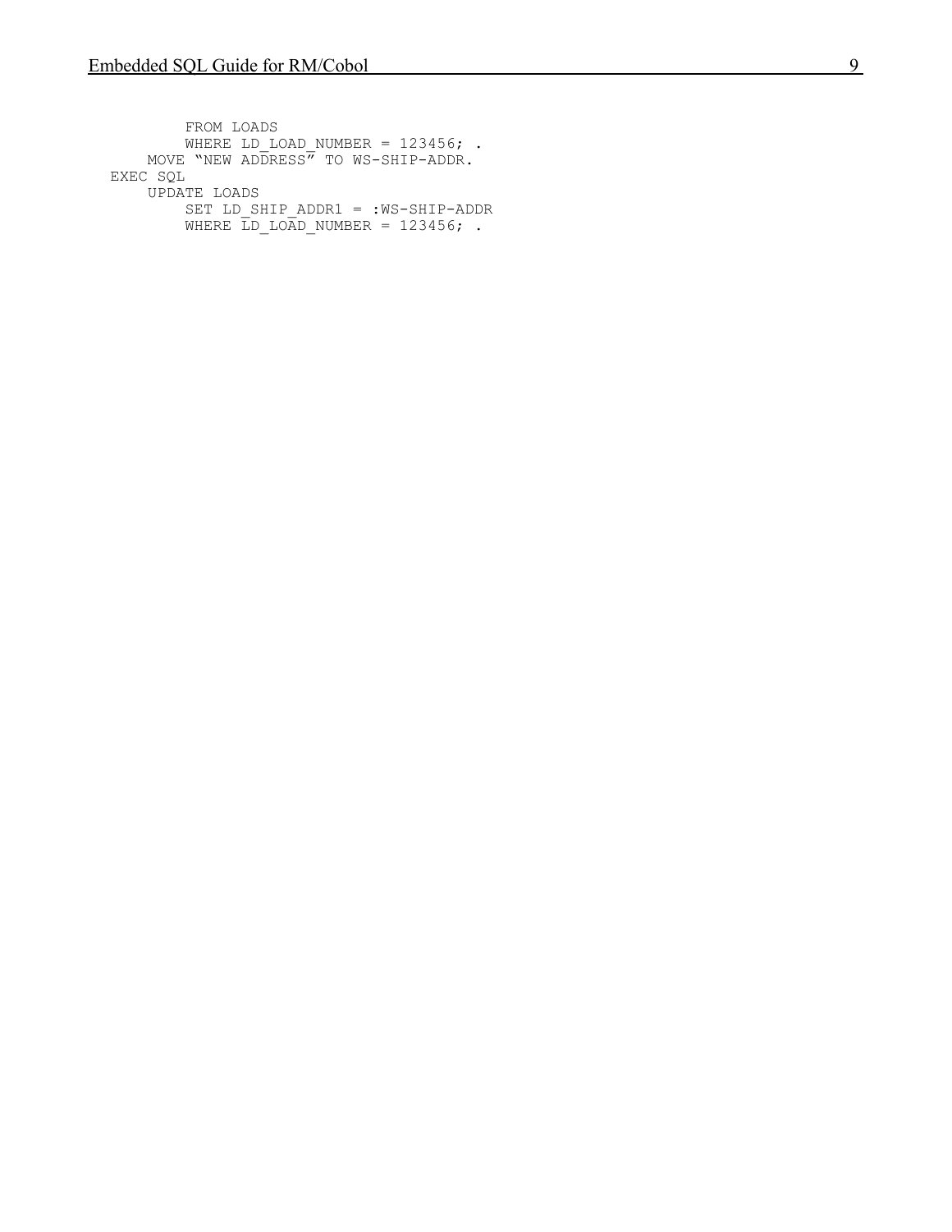```
        FROM LOADS
        WHERE LD_LOAD_NUMBER = 123456; .
    MOVE “NEW ADDRESS” TO WS-SHIP-ADDR.
EXEC SQL
    UPDATE LOADS
        SET LD_SHIP_ADDR1 = :WS-SHIP-ADDR
        WHERE LD_LOAD_NUMBER = 123456; .
```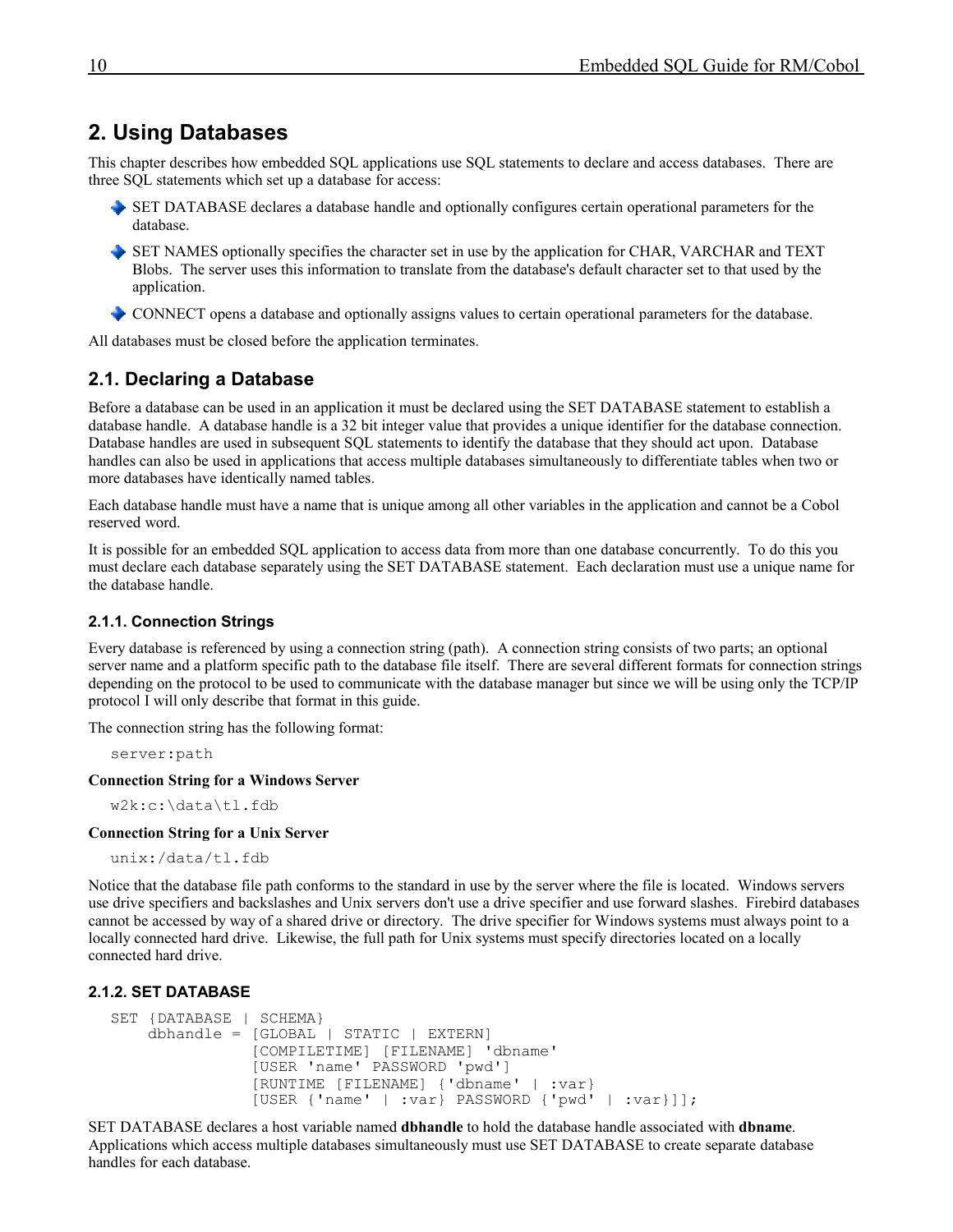# 2. Using Databases

This chapter describes how embedded SQL applications use SQL statements to declare and access databases. There are three SQL statements which set up a database for access:

- SET DATABASE declares a database handle and optionally configures certain operational parameters for the database.
- SET NAMES optionally specifies the character set in use by the application for CHAR, VARCHAR and TEXT Blobs. The server uses this information to translate from the database's default character set to that used by the application.
- CONNECT opens a database and optionally assigns values to certain operational parameters for the database.

All databases must be closed before the application terminates.

## 2.1. Declaring a Database

Before a database can be used in an application it must be declared using the SET DATABASE statement to establish a database handle. A database handle is a 32 bit integer value that provides a unique identifier for the database connection. Database handles are used in subsequent SQL statements to identify the database that they should act upon. Database handles can also be used in applications that access multiple databases simultaneously to differentiate tables when two or more databases have identically named tables.

Each database handle must have a name that is unique among all other variables in the application and cannot be a Cobol reserved word.

It is possible for an embedded SQL application to access data from more than one database concurrently. To do this you must declare each database separately using the SET DATABASE statement. Each declaration must use a unique name for the database handle.

### 2.1.1. Connection Strings

Every database is referenced by using a connection string (path). A connection string consists of two parts; an optional server name and a platform specific path to the database file itself. There are several different formats for connection strings depending on the protocol to be used to communicate with the database manager but since we will be using only the TCP/IP protocol I will only describe that format in this guide.

The connection string has the following format:

```
server:path
```

**Connection String for a Windows Server**

```
w2k:c:\data\tl.fdb
```

**Connection String for a Unix Server**

```
unix:/data/tl.fdb
```

Notice that the database file path conforms to the standard in use by the server where the file is located. Windows servers use drive specifiers and backslashes and Unix servers don't use a drive specifier and use forward slashes. Firebird databases cannot be accessed by way of a shared drive or directory. The drive specifier for Windows systems must always point to a locally connected hard drive. Likewise, the full path for Unix systems must specify directories located on a locally connected hard drive.

### 2.1.2. SET DATABASE

```
SET {DATABASE | SCHEMA}
    dbhandle = [GLOBAL | STATIC | EXTERN]
               [COMPILETIME] [FILENAME] 'dbname'
               [USER 'name' PASSWORD 'pwd']
               [RUNTIME [FILENAME] {'dbname' | :var}
               [USER {'name' | :var} PASSWORD {'pwd' | :var}]];
```

SET DATABASE declares a host variable named **dbhandle** to hold the database handle associated with **dbname**. Applications which access multiple databases simultaneously must use SET DATABASE to create separate database handles for each database.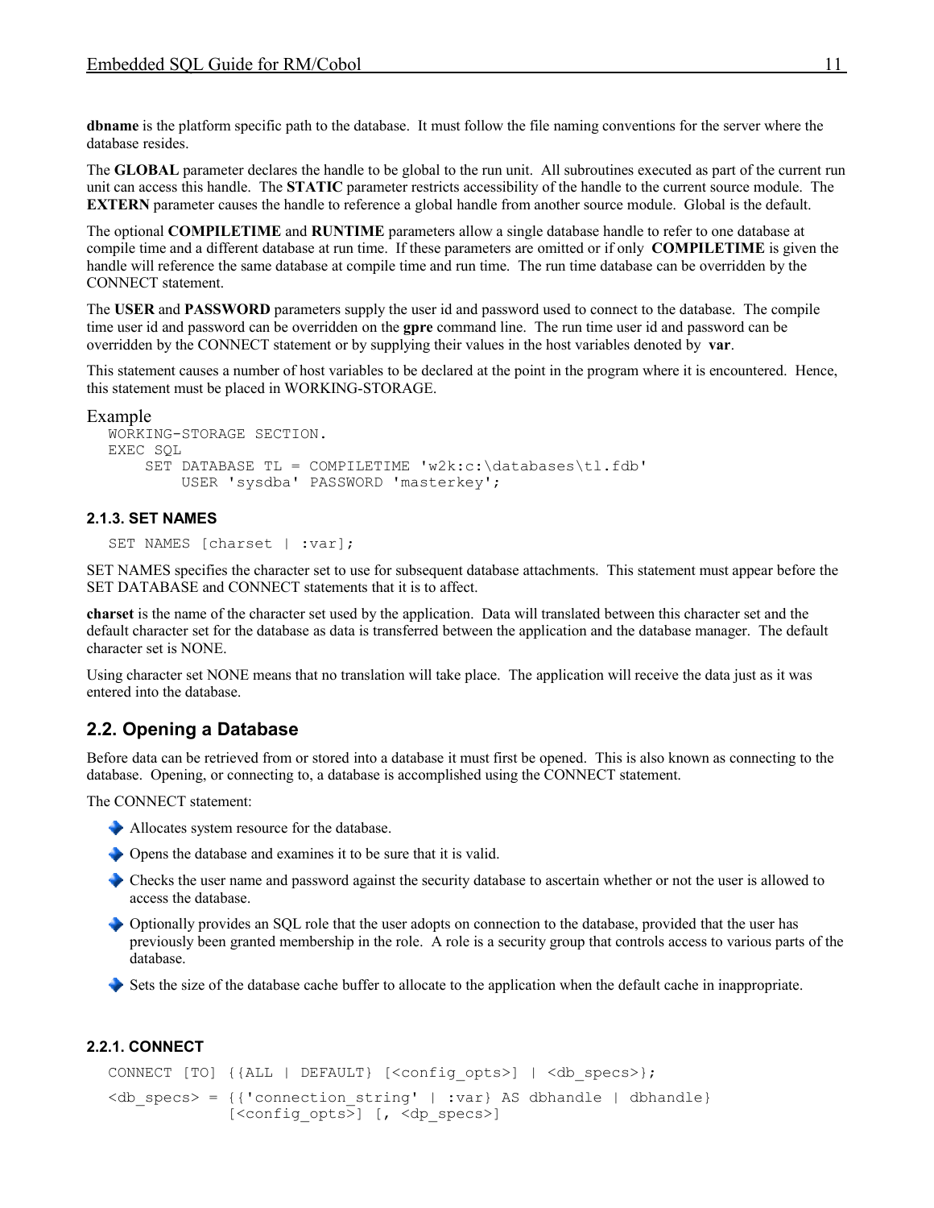**dbname** is the platform specific path to the database. It must follow the file naming conventions for the server where the database resides.

The **GLOBAL** parameter declares the handle to be global to the run unit. All subroutines executed as part of the current run unit can access this handle. The **STATIC** parameter restricts accessibility of the handle to the current source module. The **EXTERN** parameter causes the handle to reference a global handle from another source module. Global is the default.

The optional **COMPILETIME** and **RUNTIME** parameters allow a single database handle to refer to one database at compile time and a different database at run time. If these parameters are omitted or if only **COMPILETIME** is given the handle will reference the same database at compile time and run time. The run time database can be overridden by the CONNECT statement.

The **USER** and **PASSWORD** parameters supply the user id and password used to connect to the database. The compile time user id and password can be overridden on the **gpre** command line. The run time user id and password can be overridden by the CONNECT statement or by supplying their values in the host variables denoted by **var**.

This statement causes a number of host variables to be declared at the point in the program where it is encountered. Hence, this statement must be placed in WORKING-STORAGE.

Example

```
WORKING-STORAGE SECTION.
EXEC SQL
     SET DATABASE TL = COMPILETIME 'w2k:c:\databases\tl.fdb'
         USER 'sysdba' PASSWORD 'masterkey';
```

#### 2.1.3. SET NAMES

```
SET NAMES [charset | :var];
```

SET NAMES specifies the character set to use for subsequent database attachments. This statement must appear before the SET DATABASE and CONNECT statements that it is to affect.

**charset** is the name of the character set used by the application. Data will translated between this character set and the default character set for the database as data is transferred between the application and the database manager. The default character set is NONE.

Using character set NONE means that no translation will take place. The application will receive the data just as it was entered into the database.

## 2.2. Opening a Database

Before data can be retrieved from or stored into a database it must first be opened. This is also known as connecting to the database. Opening, or connecting to, a database is accomplished using the CONNECT statement.

The CONNECT statement:

- Allocates system resource for the database.
- Opens the database and examines it to be sure that it is valid.
- Checks the user name and password against the security database to ascertain whether or not the user is allowed to access the database.
- Optionally provides an SQL role that the user adopts on connection to the database, provided that the user has previously been granted membership in the role. A role is a security group that controls access to various parts of the database.
- Sets the size of the database cache buffer to allocate to the application when the default cache in inappropriate.

#### 2.2.1. CONNECT

```
CONNECT [TO] {{ALL | DEFAULT} [<config_opts>] | <db_specs>};

<db_specs> = {{'connection_string' | :var} AS dbhandle | dbhandle}
             [<config_opts>] [, <dp_specs>]
```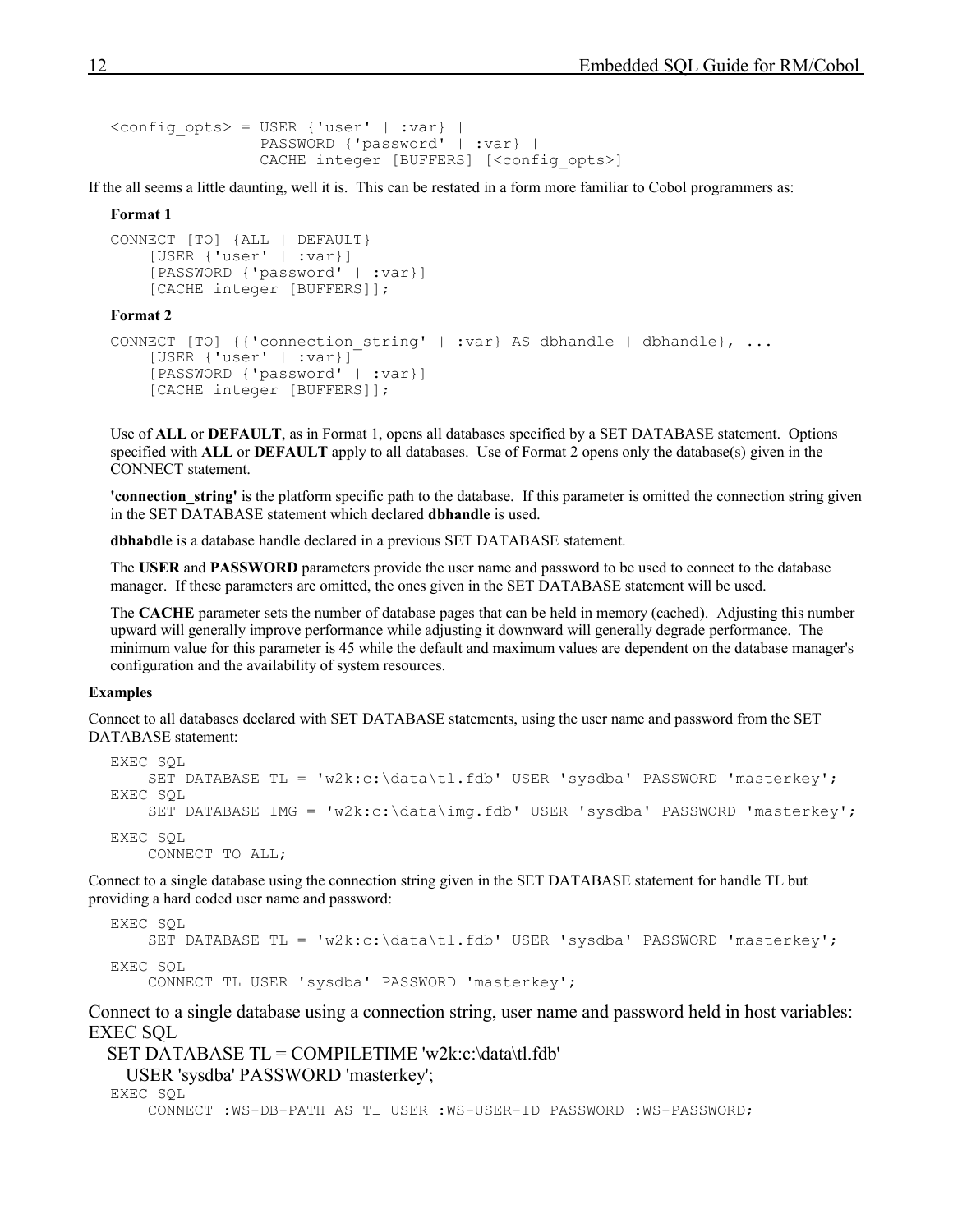```
<config_opts> = USER {'user' | :var} |
                PASSWORD {'password' | :var} |
                CACHE integer [BUFFERS] [<config_opts>]
```

If the all seems a little daunting, well it is. This can be restated in a form more familiar to Cobol programmers as:

**Format 1**

```
CONNECT [TO] {ALL | DEFAULT}
    [USER {'user' | :var}]
    [PASSWORD {'password' | :var}]
    [CACHE integer [BUFFERS]];
```

**Format 2**

```
CONNECT [TO] {{'connection_string' | :var} AS dbhandle | dbhandle}, ...
    [USER {'user' | :var}]
    [PASSWORD {'password' | :var}]
    [CACHE integer [BUFFERS]];
```

Use of **ALL** or **DEFAULT**, as in Format 1, opens all databases specified by a SET DATABASE statement. Options specified with **ALL** or **DEFAULT** apply to all databases. Use of Format 2 opens only the database(s) given in the CONNECT statement.

**'connection_string'** is the platform specific path to the database. If this parameter is omitted the connection string given in the SET DATABASE statement which declared **dbhandle** is used.

**dbhabdle** is a database handle declared in a previous SET DATABASE statement.

The **USER** and **PASSWORD** parameters provide the user name and password to be used to connect to the database manager. If these parameters are omitted, the ones given in the SET DATABASE statement will be used.

The **CACHE** parameter sets the number of database pages that can be held in memory (cached). Adjusting this number upward will generally improve performance while adjusting it downward will generally degrade performance. The minimum value for this parameter is 45 while the default and maximum values are dependent on the database manager's configuration and the availability of system resources.

**Examples**

Connect to all databases declared with SET DATABASE statements, using the user name and password from the SET DATABASE statement:

```
EXEC SQL
    SET DATABASE TL = 'w2k:c:\data\tl.fdb' USER 'sysdba' PASSWORD 'masterkey';
EXEC SQL
    SET DATABASE IMG = 'w2k:c:\data\img.fdb' USER 'sysdba' PASSWORD 'masterkey';
EXEC SQL
    CONNECT TO ALL;
```

Connect to a single database using the connection string given in the SET DATABASE statement for handle TL but providing a hard coded user name and password:

```
EXEC SQL
    SET DATABASE TL = 'w2k:c:\data\tl.fdb' USER 'sysdba' PASSWORD 'masterkey';
EXEC SQL
    CONNECT TL USER 'sysdba' PASSWORD 'masterkey';
```

Connect to a single database using a connection string, user name and password held in host variables:

```
EXEC SQL
   SET DATABASE TL = COMPILETIME 'w2k:c:\data\tl.fdb'
     USER 'sysdba' PASSWORD 'masterkey';
EXEC SQL
    CONNECT :WS-DB-PATH AS TL USER :WS-USER-ID PASSWORD :WS-PASSWORD;
```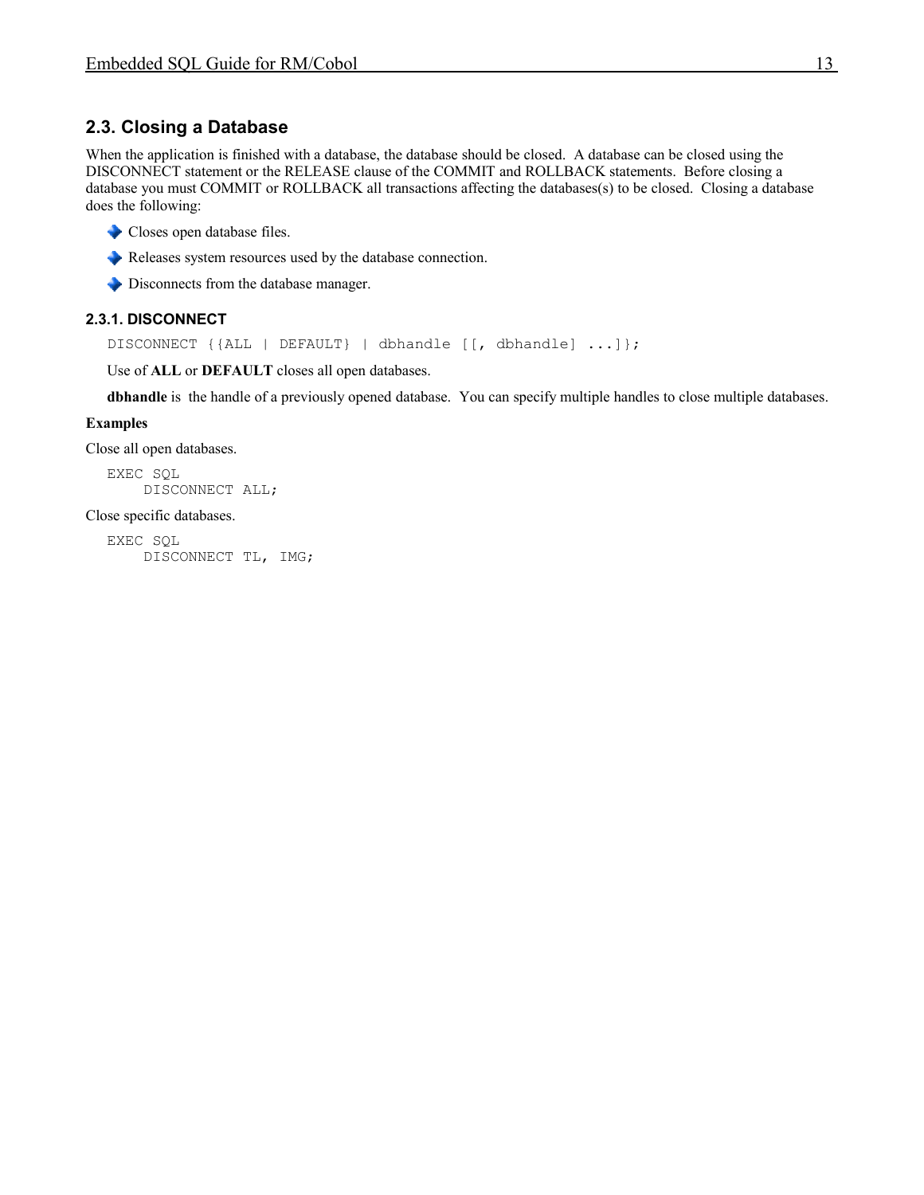## 2.3. Closing a Database

When the application is finished with a database, the database should be closed. A database can be closed using the DISCONNECT statement or the RELEASE clause of the COMMIT and ROLLBACK statements. Before closing a database you must COMMIT or ROLLBACK all transactions affecting the databases(s) to be closed. Closing a database does the following:

- Closes open database files.
- Releases system resources used by the database connection.
- Disconnects from the database manager.

### 2.3.1. DISCONNECT

```
DISCONNECT {{ALL | DEFAULT} | dbhandle [[, dbhandle] ...]};
```

Use of **ALL** or **DEFAULT** closes all open databases.

**dbhandle** is the handle of a previously opened database. You can specify multiple handles to close multiple databases.

**Examples**

Close all open databases.

```
EXEC SQL
    DISCONNECT ALL;
```

Close specific databases.

```
EXEC SQL
    DISCONNECT TL, IMG;
```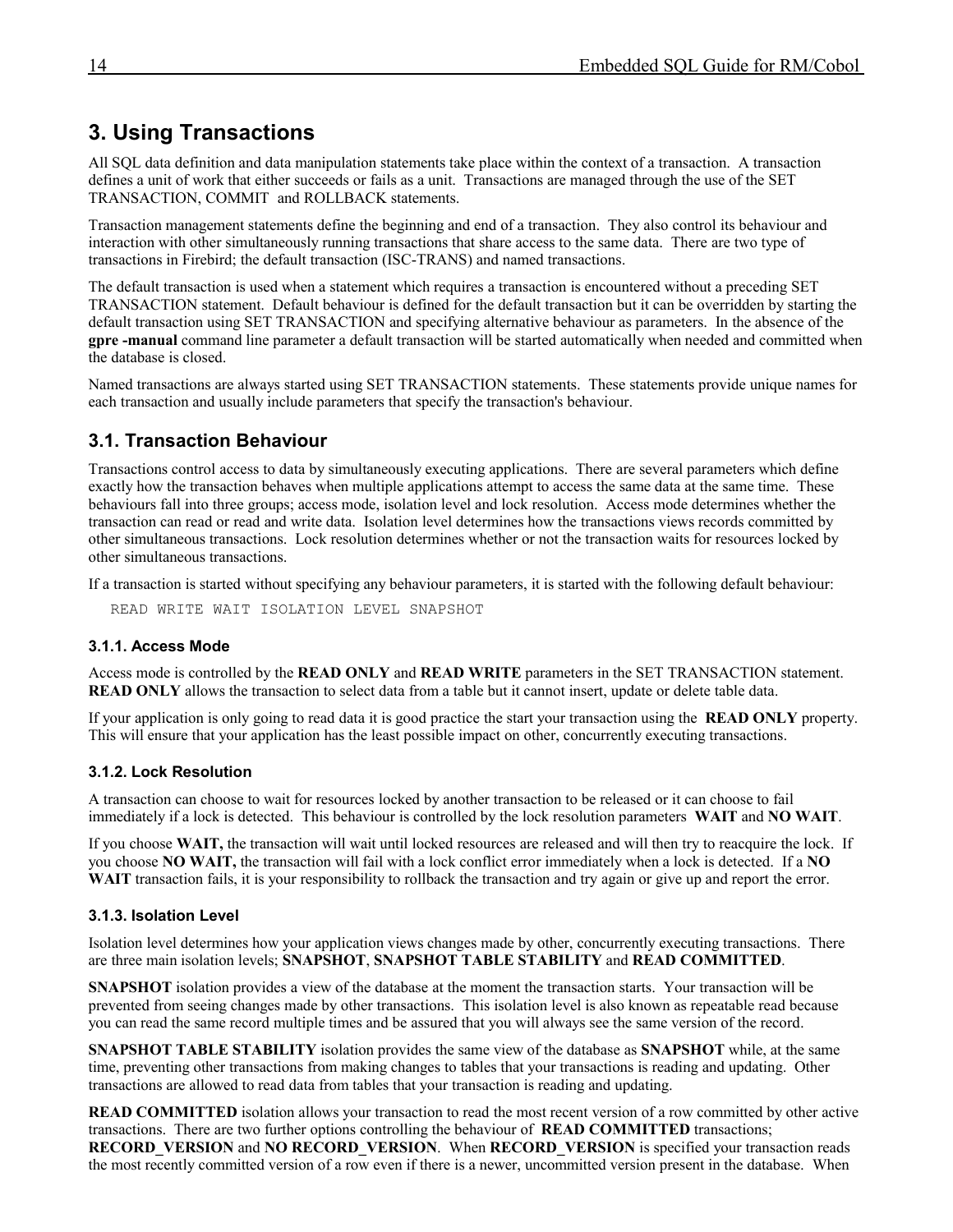# 3. Using Transactions

All SQL data definition and data manipulation statements take place within the context of a transaction. A transaction defines a unit of work that either succeeds or fails as a unit. Transactions are managed through the use of the SET TRANSACTION, COMMIT and ROLLBACK statements.

Transaction management statements define the beginning and end of a transaction. They also control its behaviour and interaction with other simultaneously running transactions that share access to the same data. There are two type of transactions in Firebird; the default transaction (ISC-TRANS) and named transactions.

The default transaction is used when a statement which requires a transaction is encountered without a preceding SET TRANSACTION statement. Default behaviour is defined for the default transaction but it can be overridden by starting the default transaction using SET TRANSACTION and specifying alternative behaviour as parameters. In the absence of the **gpre -manual** command line parameter a default transaction will be started automatically when needed and committed when the database is closed.

Named transactions are always started using SET TRANSACTION statements. These statements provide unique names for each transaction and usually include parameters that specify the transaction's behaviour.

## 3.1. Transaction Behaviour

Transactions control access to data by simultaneously executing applications. There are several parameters which define exactly how the transaction behaves when multiple applications attempt to access the same data at the same time. These behaviours fall into three groups; access mode, isolation level and lock resolution. Access mode determines whether the transaction can read or read and write data. Isolation level determines how the transactions views records committed by other simultaneous transactions. Lock resolution determines whether or not the transaction waits for resources locked by other simultaneous transactions.

If a transaction is started without specifying any behaviour parameters, it is started with the following default behaviour:

```
READ WRITE WAIT ISOLATION LEVEL SNAPSHOT
```

### 3.1.1. Access Mode

Access mode is controlled by the **READ ONLY** and **READ WRITE** parameters in the SET TRANSACTION statement. **READ ONLY** allows the transaction to select data from a table but it cannot insert, update or delete table data.

If your application is only going to read data it is good practice the start your transaction using the **READ ONLY** property. This will ensure that your application has the least possible impact on other, concurrently executing transactions.

### 3.1.2. Lock Resolution

A transaction can choose to wait for resources locked by another transaction to be released or it can choose to fail immediately if a lock is detected. This behaviour is controlled by the lock resolution parameters **WAIT** and **NO WAIT**.

If you choose **WAIT,** the transaction will wait until locked resources are released and will then try to reacquire the lock. If you choose **NO WAIT,** the transaction will fail with a lock conflict error immediately when a lock is detected. If a **NO WAIT** transaction fails, it is your responsibility to rollback the transaction and try again or give up and report the error.

### 3.1.3. Isolation Level

Isolation level determines how your application views changes made by other, concurrently executing transactions. There are three main isolation levels; **SNAPSHOT**, **SNAPSHOT TABLE STABILITY** and **READ COMMITTED**.

**SNAPSHOT** isolation provides a view of the database at the moment the transaction starts. Your transaction will be prevented from seeing changes made by other transactions. This isolation level is also known as repeatable read because you can read the same record multiple times and be assured that you will always see the same version of the record.

**SNAPSHOT TABLE STABILITY** isolation provides the same view of the database as **SNAPSHOT** while, at the same time, preventing other transactions from making changes to tables that your transactions is reading and updating. Other transactions are allowed to read data from tables that your transaction is reading and updating.

**READ COMMITTED** isolation allows your transaction to read the most recent version of a row committed by other active transactions. There are two further options controlling the behaviour of **READ COMMITTED** transactions; **RECORD_VERSION** and **NO RECORD_VERSION**. When **RECORD_VERSION** is specified your transaction reads the most recently committed version of a row even if there is a newer, uncommitted version present in the database. When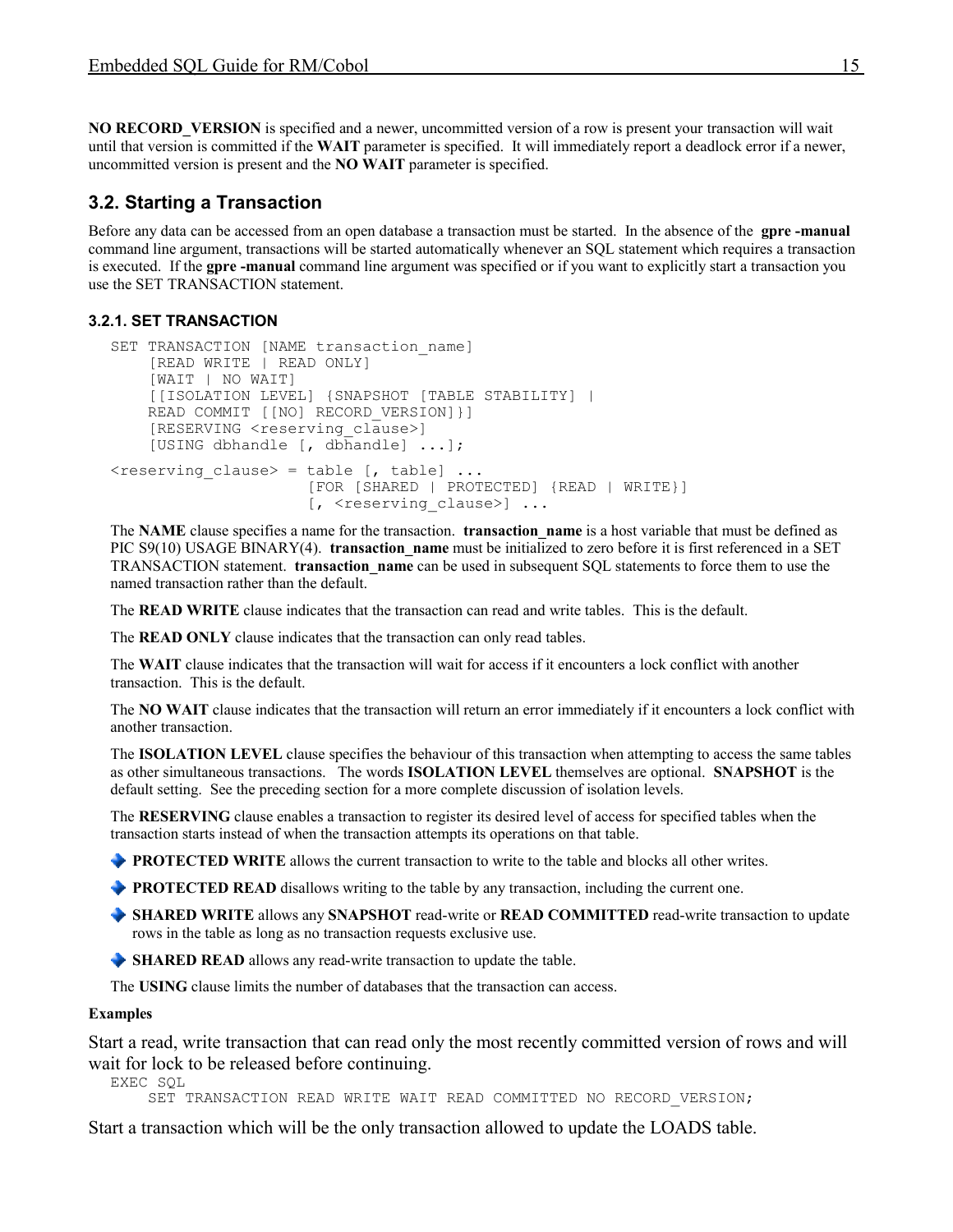**NO RECORD_VERSION** is specified and a newer, uncommitted version of a row is present your transaction will wait until that version is committed if the **WAIT** parameter is specified. It will immediately report a deadlock error if a newer, uncommitted version is present and the **NO WAIT** parameter is specified.

## 3.2. Starting a Transaction

Before any data can be accessed from an open database a transaction must be started. In the absence of the **gpre -manual** command line argument, transactions will be started automatically whenever an SQL statement which requires a transaction is executed. If the **gpre -manual** command line argument was specified or if you want to explicitly start a transaction you use the SET TRANSACTION statement.

### 3.2.1. SET TRANSACTION

```
SET TRANSACTION [NAME transaction_name]
    [READ WRITE | READ ONLY]
    [WAIT | NO WAIT]
    [[ISOLATION LEVEL] {SNAPSHOT [TABLE STABILITY] |
    READ COMMIT [[NO] RECORD_VERSION]}]
    [RESERVING <reserving_clause>]
    [USING dbhandle [, dbhandle] ...];

<reserving_clause> = table [, table] ...
                     [FOR [SHARED | PROTECTED] {READ | WRITE}]
                     [, <reserving_clause>] ...
```

The **NAME** clause specifies a name for the transaction. **transaction_name** is a host variable that must be defined as PIC S9(10) USAGE BINARY(4). **transaction_name** must be initialized to zero before it is first referenced in a SET TRANSACTION statement. **transaction_name** can be used in subsequent SQL statements to force them to use the named transaction rather than the default.

The **READ WRITE** clause indicates that the transaction can read and write tables. This is the default.

The **READ ONLY** clause indicates that the transaction can only read tables.

The **WAIT** clause indicates that the transaction will wait for access if it encounters a lock conflict with another transaction. This is the default.

The **NO WAIT** clause indicates that the transaction will return an error immediately if it encounters a lock conflict with another transaction.

The **ISOLATION LEVEL** clause specifies the behaviour of this transaction when attempting to access the same tables as other simultaneous transactions. The words **ISOLATION LEVEL** themselves are optional. **SNAPSHOT** is the default setting. See the preceding section for a more complete discussion of isolation levels.

The **RESERVING** clause enables a transaction to register its desired level of access for specified tables when the transaction starts instead of when the transaction attempts its operations on that table.

- **PROTECTED WRITE** allows the current transaction to write to the table and blocks all other writes.
- **PROTECTED READ** disallows writing to the table by any transaction, including the current one.
- **SHARED WRITE** allows any **SNAPSHOT** read-write or **READ COMMITTED** read-write transaction to update rows in the table as long as no transaction requests exclusive use.
- **SHARED READ** allows any read-write transaction to update the table.

The **USING** clause limits the number of databases that the transaction can access.

**Examples**

Start a read, write transaction that can read only the most recently committed version of rows and will wait for lock to be released before continuing.

```
EXEC SQL
    SET TRANSACTION READ WRITE WAIT READ COMMITTED NO RECORD_VERSION;
```

Start a transaction which will be the only transaction allowed to update the LOADS table.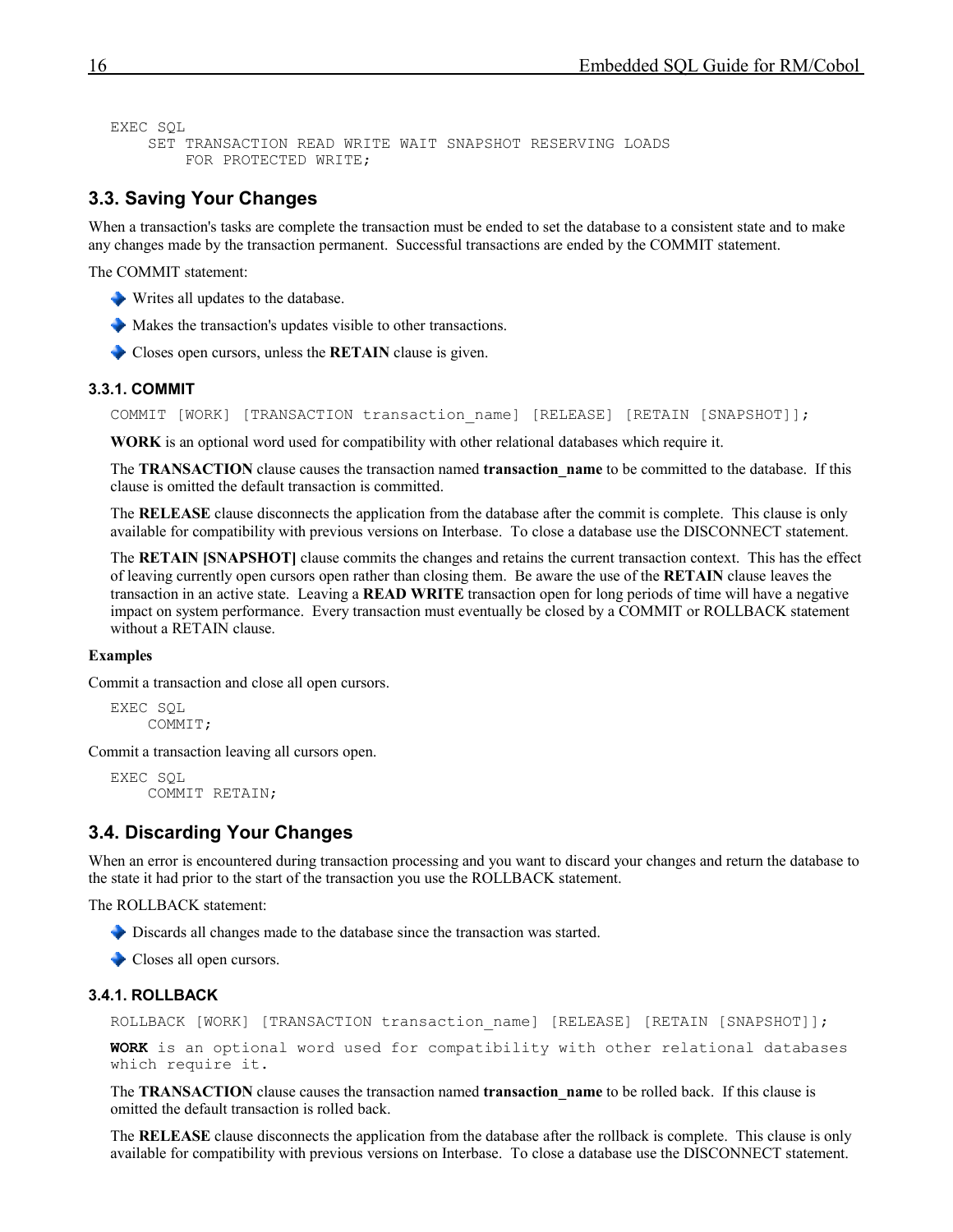```
EXEC SQL
    SET TRANSACTION READ WRITE WAIT SNAPSHOT RESERVING LOADS
        FOR PROTECTED WRITE;
```

## 3.3. Saving Your Changes

When a transaction's tasks are complete the transaction must be ended to set the database to a consistent state and to make any changes made by the transaction permanent. Successful transactions are ended by the COMMIT statement.

The COMMIT statement:

- Writes all updates to the database.
- Makes the transaction's updates visible to other transactions.
- Closes open cursors, unless the **RETAIN** clause is given.

### 3.3.1. COMMIT

```
COMMIT [WORK] [TRANSACTION transaction_name] [RELEASE] [RETAIN [SNAPSHOT]];
```

**WORK** is an optional word used for compatibility with other relational databases which require it.

The **TRANSACTION** clause causes the transaction named **transaction_name** to be committed to the database. If this clause is omitted the default transaction is committed.

The **RELEASE** clause disconnects the application from the database after the commit is complete. This clause is only available for compatibility with previous versions on Interbase. To close a database use the DISCONNECT statement.

The **RETAIN [SNAPSHOT]** clause commits the changes and retains the current transaction context. This has the effect of leaving currently open cursors open rather than closing them. Be aware the use of the **RETAIN** clause leaves the transaction in an active state. Leaving a **READ WRITE** transaction open for long periods of time will have a negative impact on system performance. Every transaction must eventually be closed by a COMMIT or ROLLBACK statement without a RETAIN clause.

**Examples**

Commit a transaction and close all open cursors.

```
EXEC SQL
    COMMIT;
```

Commit a transaction leaving all cursors open.

```
EXEC SQL
    COMMIT RETAIN;
```

## 3.4. Discarding Your Changes

When an error is encountered during transaction processing and you want to discard your changes and return the database to the state it had prior to the start of the transaction you use the ROLLBACK statement.

The ROLLBACK statement:

- Discards all changes made to the database since the transaction was started.
- Closes all open cursors.

### 3.4.1. ROLLBACK

```
ROLLBACK [WORK] [TRANSACTION transaction_name] [RELEASE] [RETAIN [SNAPSHOT]];
```

**WORK** is an optional word used for compatibility with other relational databases which require it.

The **TRANSACTION** clause causes the transaction named **transaction_name** to be rolled back. If this clause is omitted the default transaction is rolled back.

The **RELEASE** clause disconnects the application from the database after the rollback is complete. This clause is only available for compatibility with previous versions on Interbase. To close a database use the DISCONNECT statement.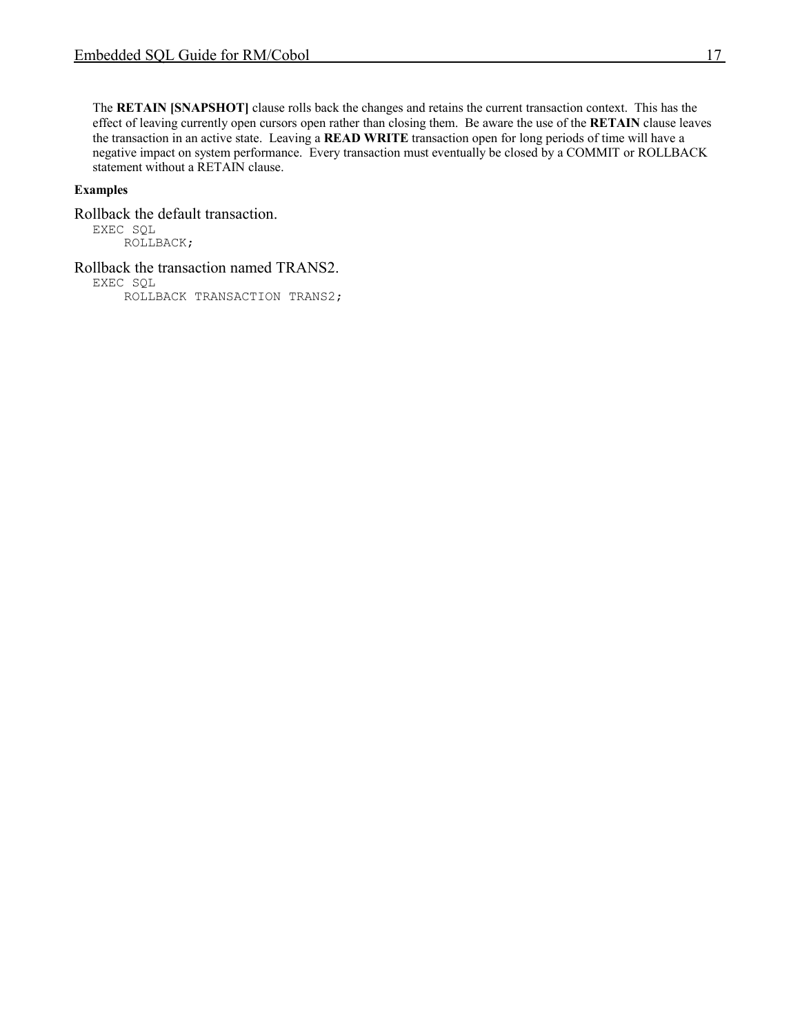The **RETAIN [SNAPSHOT]** clause rolls back the changes and retains the current transaction context. This has the effect of leaving currently open cursors open rather than closing them. Be aware the use of the **RETAIN** clause leaves the transaction in an active state. Leaving a **READ WRITE** transaction open for long periods of time will have a negative impact on system performance. Every transaction must eventually be closed by a COMMIT or ROLLBACK statement without a RETAIN clause.

**Examples**

Rollback the default transaction.

```
EXEC SQL
     ROLLBACK;
```

Rollback the transaction named TRANS2.

```
EXEC SQL
     ROLLBACK TRANSACTION TRANS2;
```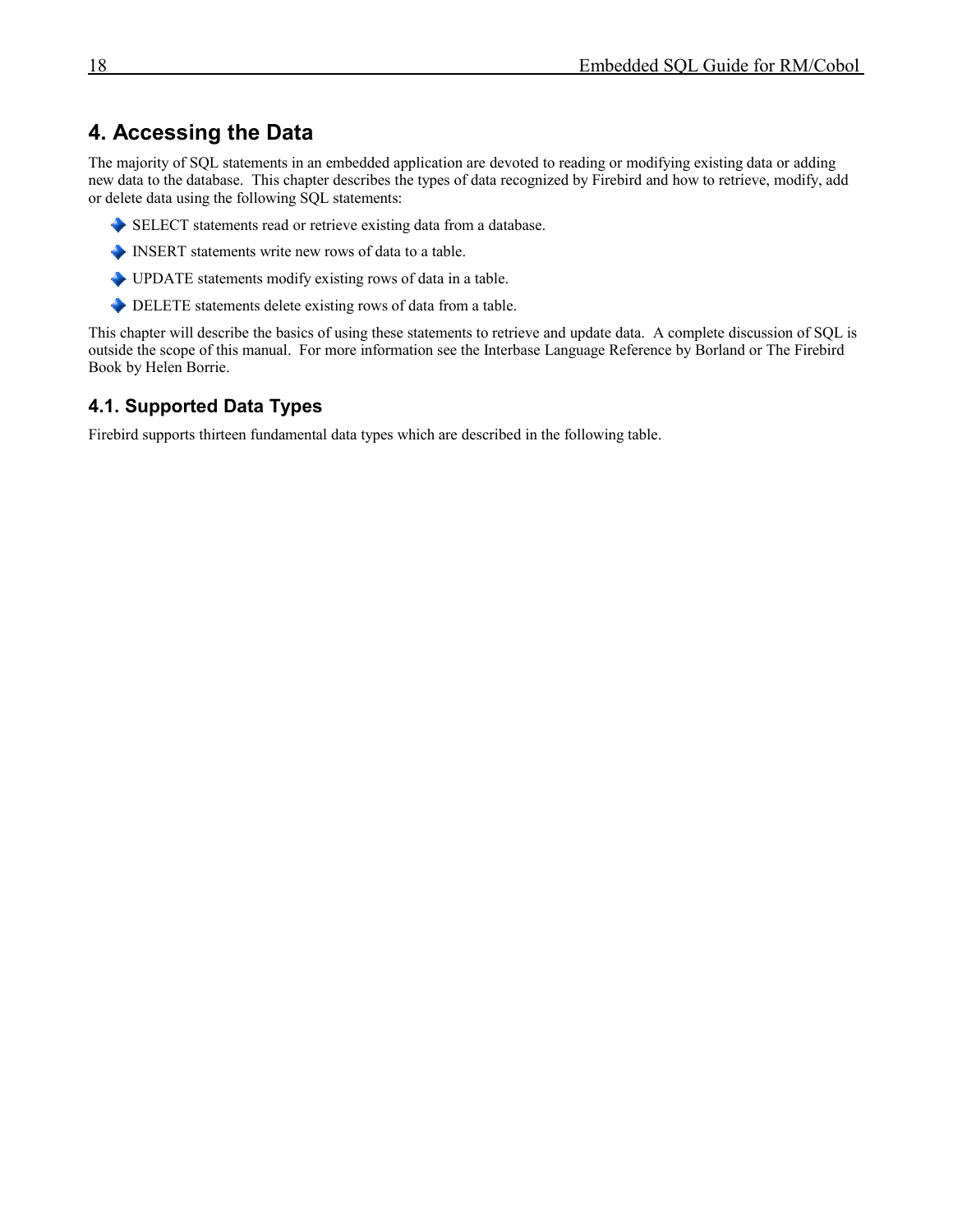# 4. Accessing the Data

The majority of SQL statements in an embedded application are devoted to reading or modifying existing data or adding new data to the database. This chapter describes the types of data recognized by Firebird and how to retrieve, modify, add or delete data using the following SQL statements:

- SELECT statements read or retrieve existing data from a database.
- INSERT statements write new rows of data to a table.
- UPDATE statements modify existing rows of data in a table.
- DELETE statements delete existing rows of data from a table.

This chapter will describe the basics of using these statements to retrieve and update data. A complete discussion of SQL is outside the scope of this manual. For more information see the Interbase Language Reference by Borland or The Firebird Book by Helen Borrie.

## 4.1. Supported Data Types

Firebird supports thirteen fundamental data types which are described in the following table.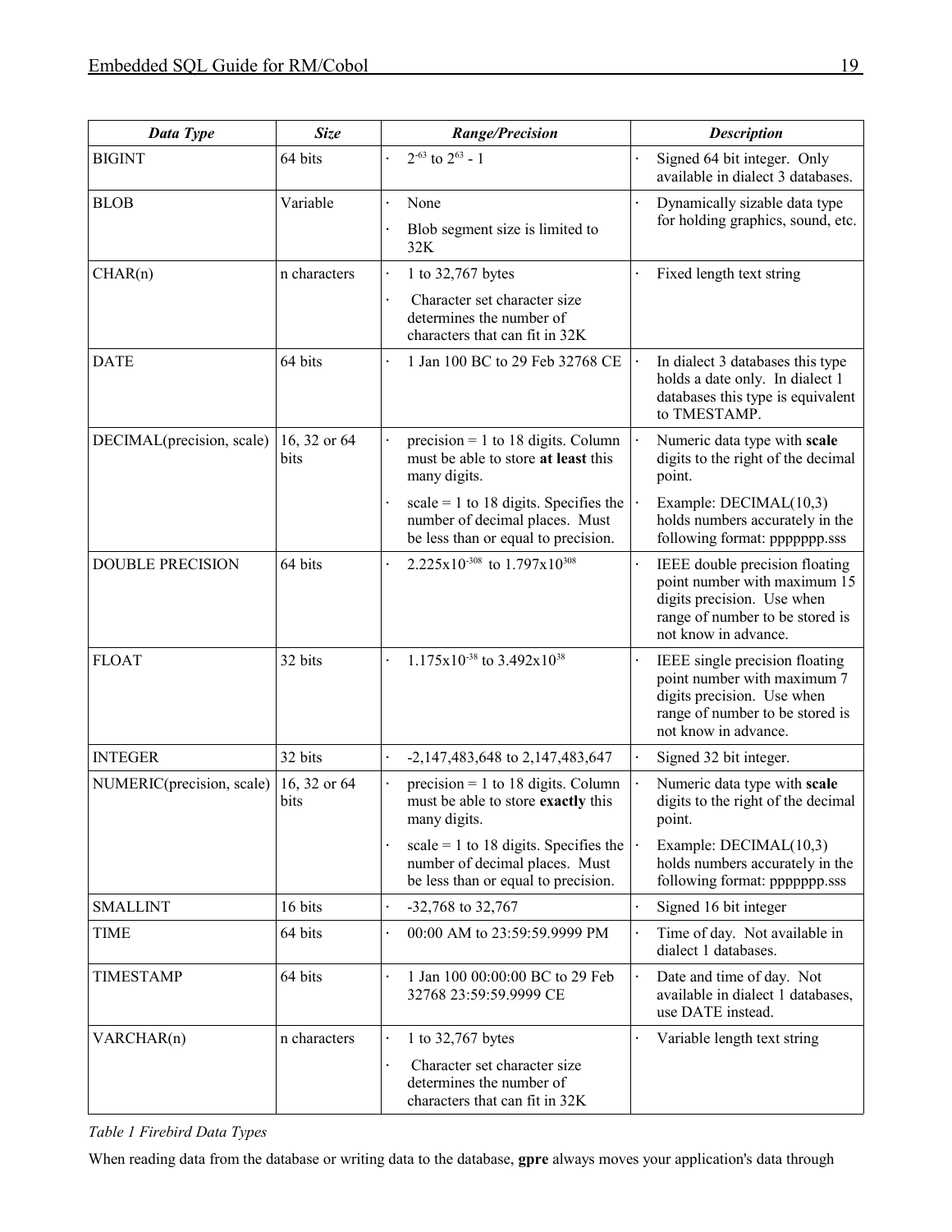| Data Type | Size | Range/Precision | Description |
|---|---|---|---|
| BIGINT | 64 bits | · $2^{-63}$ to $2^{63}$ - 1 | · Signed 64 bit integer. Only available in dialect 3 databases. |
| BLOB | Variable | · None<br>· Blob segment size is limited to 32K | · Dynamically sizable data type for holding graphics, sound, etc. |
| CHAR(n) | n characters | · 1 to 32,767 bytes<br>· Character set character size determines the number of characters that can fit in 32K | · Fixed length text string |
| DATE | 64 bits | · 1 Jan 100 BC to 29 Feb 32768 CE | · In dialect 3 databases this type holds a date only. In dialect 1 databases this type is equivalent to TMESTAMP. |
| DECIMAL(precision, scale) | 16, 32 or 64 bits | · precision = 1 to 18 digits. Column must be able to store **at least** this many digits.<br>· scale = 1 to 18 digits. Specifies the number of decimal places. Must be less than or equal to precision. | · Numeric data type with **scale** digits to the right of the decimal point.<br>· Example: DECIMAL(10,3) holds numbers accurately in the following format: ppppppp.sss |
| DOUBLE PRECISION | 64 bits | · $2.225 \times 10^{-308}$ to $1.797 \times 10^{308}$ | · IEEE double precision floating point number with maximum 15 digits precision. Use when range of number to be stored is not know in advance. |
| FLOAT | 32 bits | · $1.175 \times 10^{-38}$ to $3.492 \times 10^{38}$ | · IEEE single precision floating point number with maximum 7 digits precision. Use when range of number to be stored is not know in advance. |
| INTEGER | 32 bits | · -2,147,483,648 to 2,147,483,647 | · Signed 32 bit integer. |
| NUMERIC(precision, scale) | 16, 32 or 64 bits | · precision = 1 to 18 digits. Column must be able to store **exactly** this many digits.<br>· scale = 1 to 18 digits. Specifies the number of decimal places. Must be less than or equal to precision. | · Numeric data type with **scale** digits to the right of the decimal point.<br>· Example: DECIMAL(10,3) holds numbers accurately in the following format: ppppppp.sss |
| SMALLINT | 16 bits | · -32,768 to 32,767 | · Signed 16 bit integer |
| TIME | 64 bits | · 00:00 AM to 23:59:59.9999 PM | · Time of day. Not available in dialect 1 databases. |
| TIMESTAMP | 64 bits | · 1 Jan 100 00:00:00 BC to 29 Feb 32768 23:59:59.9999 CE | · Date and time of day. Not available in dialect 1 databases, use DATE instead. |
| VARCHAR(n) | n characters | · 1 to 32,767 bytes<br>· Character set character size determines the number of characters that can fit in 32K | · Variable length text string |

*Table 1 Firebird Data Types*

When reading data from the database or writing data to the database, **gpre** always moves your application's data through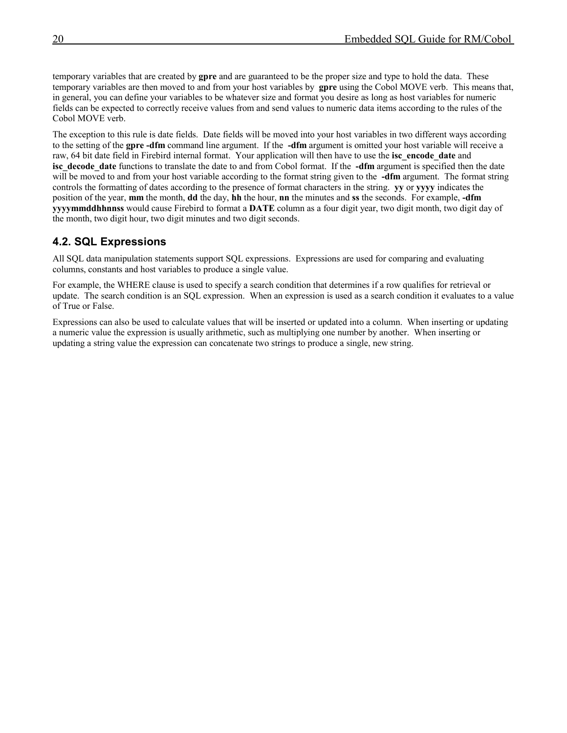temporary variables that are created by **gpre** and are guaranteed to be the proper size and type to hold the data. These temporary variables are then moved to and from your host variables by **gpre** using the Cobol MOVE verb. This means that, in general, you can define your variables to be whatever size and format you desire as long as host variables for numeric fields can be expected to correctly receive values from and send values to numeric data items according to the rules of the Cobol MOVE verb.

The exception to this rule is date fields. Date fields will be moved into your host variables in two different ways according to the setting of the **gpre -dfm** command line argument. If the **-dfm** argument is omitted your host variable will receive a raw, 64 bit date field in Firebird internal format. Your application will then have to use the **isc_encode_date** and **isc_decode_date** functions to translate the date to and from Cobol format. If the **-dfm** argument is specified then the date will be moved to and from your host variable according to the format string given to the **-dfm** argument. The format string controls the formatting of dates according to the presence of format characters in the string. **yy** or **yyyy** indicates the position of the year, **mm** the month, **dd** the day, **hh** the hour, **nn** the minutes and **ss** the seconds. For example, **-dfm yyyymmddhhnnss** would cause Firebird to format a **DATE** column as a four digit year, two digit month, two digit day of the month, two digit hour, two digit minutes and two digit seconds.

### 4.2. SQL Expressions

All SQL data manipulation statements support SQL expressions. Expressions are used for comparing and evaluating columns, constants and host variables to produce a single value.

For example, the WHERE clause is used to specify a search condition that determines if a row qualifies for retrieval or update. The search condition is an SQL expression. When an expression is used as a search condition it evaluates to a value of True or False.

Expressions can also be used to calculate values that will be inserted or updated into a column. When inserting or updating a numeric value the expression is usually arithmetic, such as multiplying one number by another. When inserting or updating a string value the expression can concatenate two strings to produce a single, new string.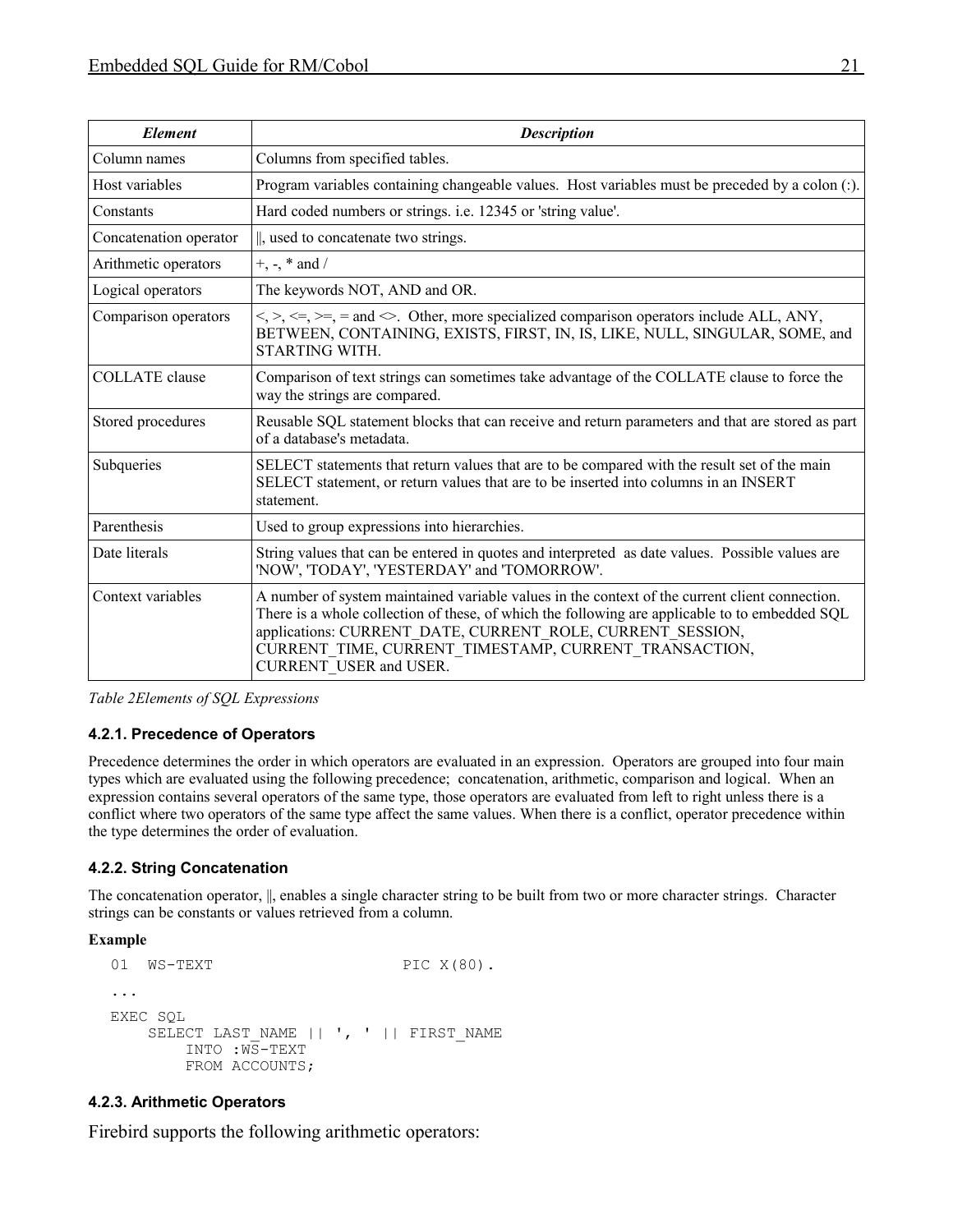| *Element* | *Description* |
|---|---|
| Column names | Columns from specified tables. |
| Host variables | Program variables containing changeable values. Host variables must be preceded by a colon (:). |
| Constants | Hard coded numbers or strings. i.e. 12345 or 'string value'. |
| Concatenation operator | ‖, used to concatenate two strings. |
| Arithmetic operators | +, -, * and / |
| Logical operators | The keywords NOT, AND and OR. |
| Comparison operators | <, >, <=, >=, = and <>. Other, more specialized comparison operators include ALL, ANY, BETWEEN, CONTAINING, EXISTS, FIRST, IN, IS, LIKE, NULL, SINGULAR, SOME, and STARTING WITH. |
| COLLATE clause | Comparison of text strings can sometimes take advantage of the COLLATE clause to force the way the strings are compared. |
| Stored procedures | Reusable SQL statement blocks that can receive and return parameters and that are stored as part of a database's metadata. |
| Subqueries | SELECT statements that return values that are to be compared with the result set of the main SELECT statement, or return values that are to be inserted into columns in an INSERT statement. |
| Parenthesis | Used to group expressions into hierarchies. |
| Date literals | String values that can be entered in quotes and interpreted as date values. Possible values are 'NOW', 'TODAY', 'YESTERDAY' and 'TOMORROW'. |
| Context variables | A number of system maintained variable values in the context of the current client connection. There is a whole collection of these, of which the following are applicable to to embedded SQL applications: CURRENT_DATE, CURRENT_ROLE, CURRENT_SESSION, CURRENT_TIME, CURRENT_TIMESTAMP, CURRENT_TRANSACTION, CURRENT_USER and USER. |

*Table 2Elements of SQL Expressions*

#### 4.2.1. Precedence of Operators

Precedence determines the order in which operators are evaluated in an expression. Operators are grouped into four main types which are evaluated using the following precedence; concatenation, arithmetic, comparison and logical. When an expression contains several operators of the same type, those operators are evaluated from left to right unless there is a conflict where two operators of the same type affect the same values. When there is a conflict, operator precedence within the type determines the order of evaluation.

#### 4.2.2. String Concatenation

The concatenation operator, ‖, enables a single character string to be built from two or more character strings. Character strings can be constants or values retrieved from a column.

**Example**

```
01  WS-TEXT                    PIC X(80).
...
EXEC SQL
    SELECT LAST_NAME || ', ' || FIRST_NAME
        INTO :WS-TEXT
        FROM ACCOUNTS;
```

#### 4.2.3. Arithmetic Operators

Firebird supports the following arithmetic operators: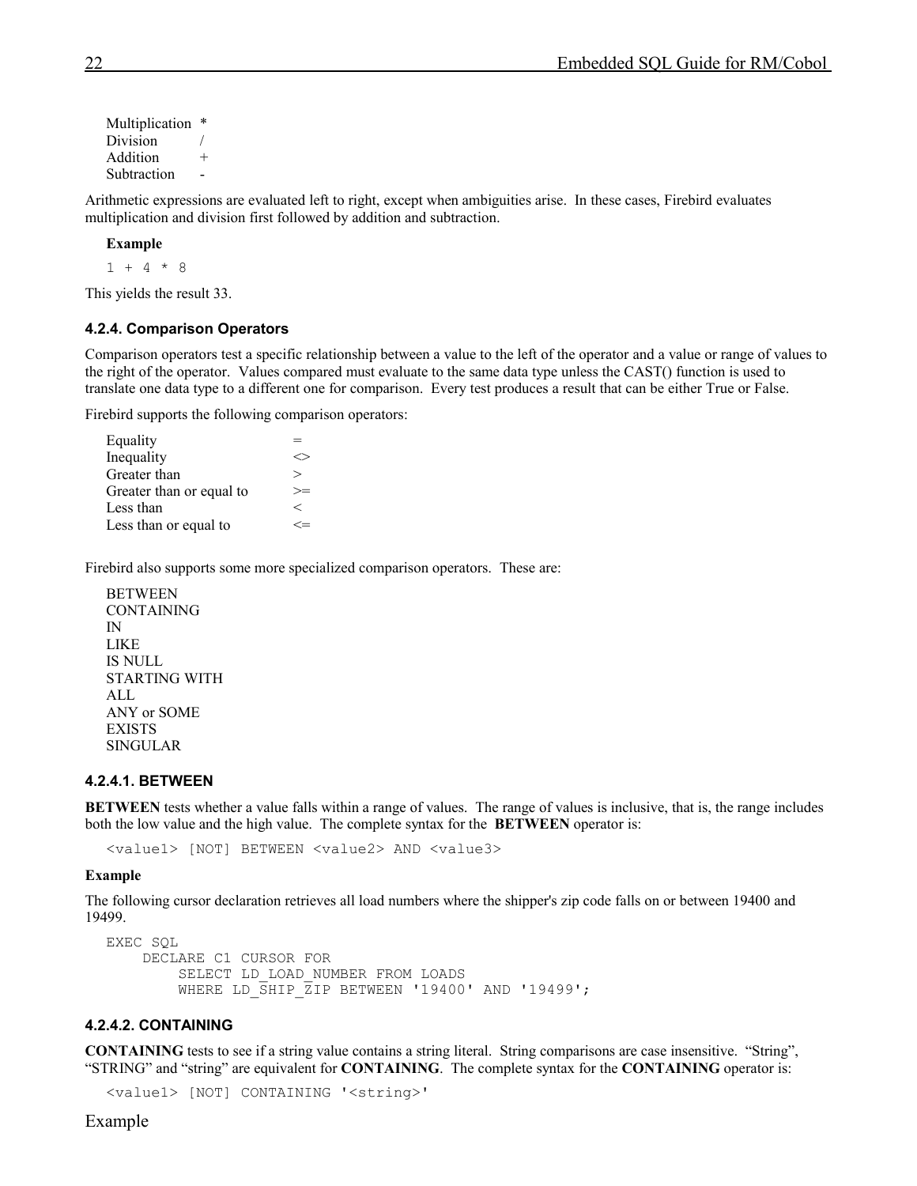Multiplication *
Division /
Addition +
Subtraction -

Arithmetic expressions are evaluated left to right, except when ambiguities arise. In these cases, Firebird evaluates multiplication and division first followed by addition and subtraction.

**Example**

```
1 + 4 * 8
```

This yields the result 33.

#### 4.2.4. Comparison Operators

Comparison operators test a specific relationship between a value to the left of the operator and a value or range of values to the right of the operator. Values compared must evaluate to the same data type unless the CAST() function is used to translate one data type to a different one for comparison. Every test produces a result that can be either True or False.

Firebird supports the following comparison operators:

| | |
|---|---|
| Equality | = |
| Inequality | <> |
| Greater than | > |
| Greater than or equal to | >= |
| Less than | < |
| Less than or equal to | <= |

Firebird also supports some more specialized comparison operators. These are:

BETWEEN
CONTAINING
IN
LIKE
IS NULL
STARTING WITH
ALL
ANY or SOME
EXISTS
SINGULAR

##### 4.2.4.1. BETWEEN

**BETWEEN** tests whether a value falls within a range of values. The range of values is inclusive, that is, the range includes both the low value and the high value. The complete syntax for the **BETWEEN** operator is:

```
<value1> [NOT] BETWEEN <value2> AND <value3>
```

**Example**

The following cursor declaration retrieves all load numbers where the shipper's zip code falls on or between 19400 and 19499.

```
EXEC SQL
     DECLARE C1 CURSOR FOR
          SELECT LD_LOAD_NUMBER FROM LOADS
          WHERE LD_SHIP_ZIP BETWEEN '19400' AND '19499';
```

##### 4.2.4.2. CONTAINING

**CONTAINING** tests to see if a string value contains a string literal. String comparisons are case insensitive. "String", "STRING" and "string" are equivalent for **CONTAINING**. The complete syntax for the **CONTAINING** operator is:

```
<value1> [NOT] CONTAINING '<string>'
```

Example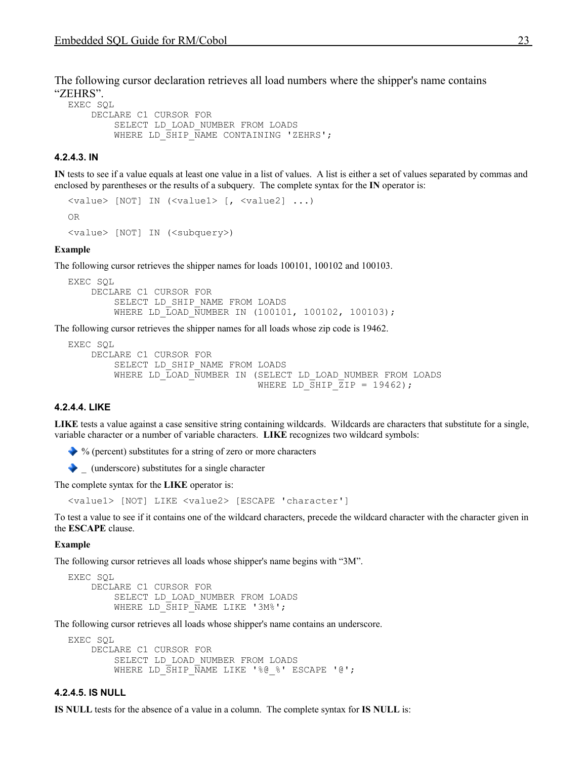The following cursor declaration retrieves all load numbers where the shipper's name contains "ZEHRS".

```
EXEC SQL
     DECLARE C1 CURSOR FOR
          SELECT LD_LOAD_NUMBER FROM LOADS
          WHERE LD_SHIP_NAME CONTAINING 'ZEHRS';
```

#### 4.2.4.3. IN

**IN** tests to see if a value equals at least one value in a list of values. A list is either a set of values separated by commas and enclosed by parentheses or the results of a subquery. The complete syntax for the **IN** operator is:

```
<value> [NOT] IN (<value1> [, <value2] ...)

OR

<value> [NOT] IN (<subquery>)
```

**Example**

The following cursor retrieves the shipper names for loads 100101, 100102 and 100103.

```
EXEC SQL
     DECLARE C1 CURSOR FOR
          SELECT LD_SHIP_NAME FROM LOADS
          WHERE LD_LOAD_NUMBER IN (100101, 100102, 100103);
```

The following cursor retrieves the shipper names for all loads whose zip code is 19462.

```
EXEC SQL
     DECLARE C1 CURSOR FOR
          SELECT LD_SHIP_NAME FROM LOADS
          WHERE LD_LOAD_NUMBER IN (SELECT LD_LOAD_NUMBER FROM LOADS
                                   WHERE LD_SHIP_ZIP = 19462);
```

#### 4.2.4.4. LIKE

**LIKE** tests a value against a case sensitive string containing wildcards. Wildcards are characters that substitute for a single, variable character or a number of variable characters. **LIKE** recognizes two wildcard symbols:

- % (percent) substitutes for a string of zero or more characters
- _ (underscore) substitutes for a single character

The complete syntax for the **LIKE** operator is:

```
<value1> [NOT] LIKE <value2> [ESCAPE 'character']
```

To test a value to see if it contains one of the wildcard characters, precede the wildcard character with the character given in the **ESCAPE** clause.

**Example**

The following cursor retrieves all loads whose shipper's name begins with "3M".

```
EXEC SQL
     DECLARE C1 CURSOR FOR
          SELECT LD_LOAD_NUMBER FROM LOADS
          WHERE LD_SHIP_NAME LIKE '3M%';
```

The following cursor retrieves all loads whose shipper's name contains an underscore.

```
EXEC SQL
     DECLARE C1 CURSOR FOR
          SELECT LD_LOAD_NUMBER FROM LOADS
          WHERE LD_SHIP_NAME LIKE '%@_%' ESCAPE '@';
```

#### 4.2.4.5. IS NULL

**IS NULL** tests for the absence of a value in a column. The complete syntax for **IS NULL** is: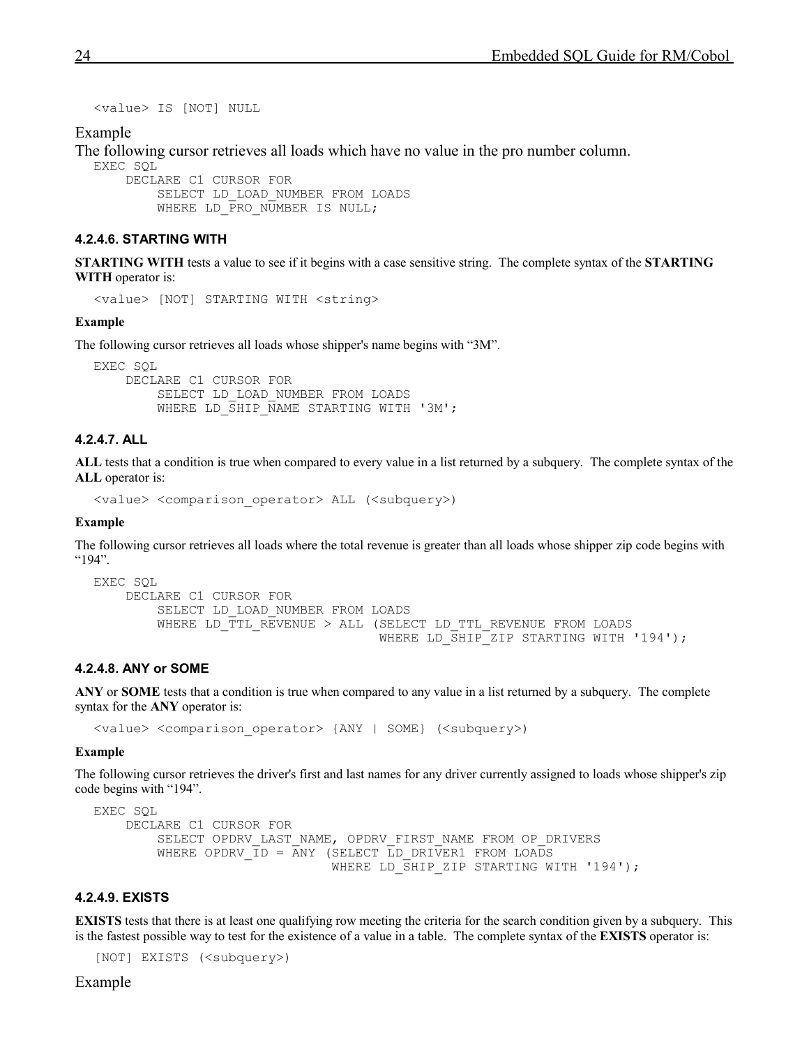```
<value> IS [NOT] NULL
```

Example

The following cursor retrieves all loads which have no value in the pro number column.

```
EXEC SQL
     DECLARE C1 CURSOR FOR
          SELECT LD_LOAD_NUMBER FROM LOADS
          WHERE LD_PRO_NUMBER IS NULL;
```

#### 4.2.4.6. STARTING WITH

**STARTING WITH** tests a value to see if it begins with a case sensitive string. The complete syntax of the **STARTING WITH** operator is:

```
<value> [NOT] STARTING WITH <string>
```

**Example**

The following cursor retrieves all loads whose shipper's name begins with "3M".

```
EXEC SQL
     DECLARE C1 CURSOR FOR
          SELECT LD_LOAD_NUMBER FROM LOADS
          WHERE LD_SHIP_NAME STARTING WITH '3M';
```

#### 4.2.4.7. ALL

**ALL** tests that a condition is true when compared to every value in a list returned by a subquery. The complete syntax of the **ALL** operator is:

```
<value> <comparison_operator> ALL (<subquery>)
```

**Example**

The following cursor retrieves all loads where the total revenue is greater than all loads whose shipper zip code begins with "194".

```
EXEC SQL
     DECLARE C1 CURSOR FOR
          SELECT LD_LOAD_NUMBER FROM LOADS
          WHERE LD_TTL_REVENUE > ALL (SELECT LD_TTL_REVENUE FROM LOADS
                                      WHERE LD_SHIP_ZIP STARTING WITH '194');
```

#### 4.2.4.8. ANY or SOME

**ANY** or **SOME** tests that a condition is true when compared to any value in a list returned by a subquery. The complete syntax for the **ANY** operator is:

```
<value> <comparison_operator> {ANY | SOME} (<subquery>)
```

**Example**

The following cursor retrieves the driver's first and last names for any driver currently assigned to loads whose shipper's zip code begins with "194".

```
EXEC SQL
     DECLARE C1 CURSOR FOR
          SELECT OPDRV_LAST_NAME, OPDRV_FIRST_NAME FROM OP_DRIVERS
          WHERE OPDRV_ID = ANY (SELECT LD_DRIVER1 FROM LOADS
                                WHERE LD_SHIP_ZIP STARTING WITH '194');
```

#### 4.2.4.9. EXISTS

**EXISTS** tests that there is at least one qualifying row meeting the criteria for the search condition given by a subquery. This is the fastest possible way to test for the existence of a value in a table. The complete syntax of the **EXISTS** operator is:

```
[NOT] EXISTS (<subquery>)
```

Example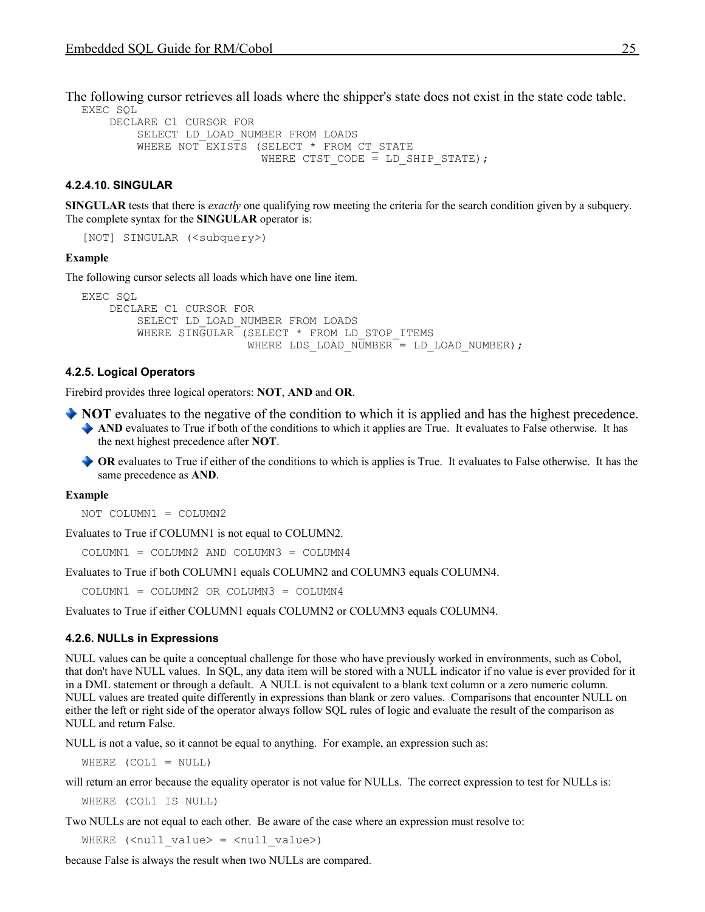The following cursor retrieves all loads where the shipper's state does not exist in the state code table.

```
EXEC SQL
    DECLARE C1 CURSOR FOR
        SELECT LD_LOAD_NUMBER FROM LOADS
        WHERE NOT EXISTS (SELECT * FROM CT_STATE
                          WHERE CTST_CODE = LD_SHIP_STATE);
```

#### 4.2.4.10. SINGULAR

**SINGULAR** tests that there is *exactly* one qualifying row meeting the criteria for the search condition given by a subquery. The complete syntax for the **SINGULAR** operator is:

```
[NOT] SINGULAR (<subquery>)
```

**Example**

The following cursor selects all loads which have one line item.

```
EXEC SQL
    DECLARE C1 CURSOR FOR
        SELECT LD_LOAD_NUMBER FROM LOADS
        WHERE SINGULAR (SELECT * FROM LD_STOP_ITEMS
                        WHERE LDS_LOAD_NUMBER = LD_LOAD_NUMBER);
```

### 4.2.5. Logical Operators

Firebird provides three logical operators: **NOT**, **AND** and **OR**.

- **NOT** evaluates to the negative of the condition to which it is applied and has the highest precedence.
  - **AND** evaluates to True if both of the conditions to which it applies are True. It evaluates to False otherwise. It has the next highest precedence after **NOT**.
  - **OR** evaluates to True if either of the conditions to which is applies is True. It evaluates to False otherwise. It has the same precedence as **AND**.

**Example**

```
NOT COLUMN1 = COLUMN2
```

Evaluates to True if COLUMN1 is not equal to COLUMN2.

```
COLUMN1 = COLUMN2 AND COLUMN3 = COLUMN4
```

Evaluates to True if both COLUMN1 equals COLUMN2 and COLUMN3 equals COLUMN4.

```
COLUMN1 = COLUMN2 OR COLUMN3 = COLUMN4
```

Evaluates to True if either COLUMN1 equals COLUMN2 or COLUMN3 equals COLUMN4.

### 4.2.6. NULLs in Expressions

NULL values can be quite a conceptual challenge for those who have previously worked in environments, such as Cobol, that don't have NULL values. In SQL, any data item will be stored with a NULL indicator if no value is ever provided for it in a DML statement or through a default. A NULL is not equivalent to a blank text column or a zero numeric column. NULL values are treated quite differently in expressions than blank or zero values. Comparisons that encounter NULL on either the left or right side of the operator always follow SQL rules of logic and evaluate the result of the comparison as NULL and return False.

NULL is not a value, so it cannot be equal to anything. For example, an expression such as:

```
WHERE (COL1 = NULL)
```

will return an error because the equality operator is not value for NULLs. The correct expression to test for NULLs is:

```
WHERE (COL1 IS NULL)
```

Two NULLs are not equal to each other. Be aware of the case where an expression must resolve to:

```
WHERE (<null_value> = <null_value>)
```

because False is always the result when two NULLs are compared.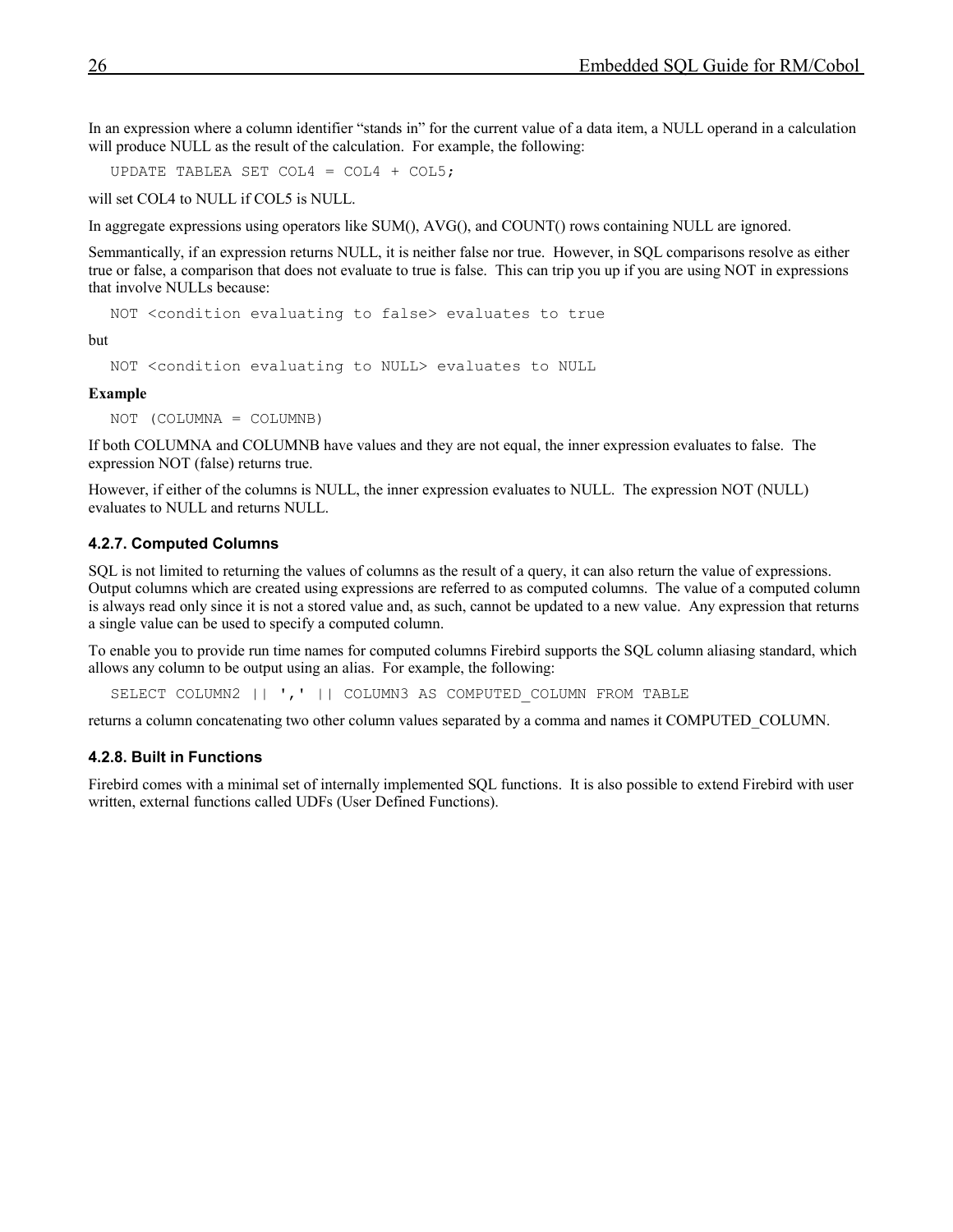In an expression where a column identifier “stands in” for the current value of a data item, a NULL operand in a calculation will produce NULL as the result of the calculation. For example, the following:

```
UPDATE TABLEA SET COL4 = COL4 + COL5;
```

will set COL4 to NULL if COL5 is NULL.

In aggregate expressions using operators like SUM(), AVG(), and COUNT() rows containing NULL are ignored.

Semmantically, if an expression returns NULL, it is neither false nor true. However, in SQL comparisons resolve as either true or false, a comparison that does not evaluate to true is false. This can trip you up if you are using NOT in expressions that involve NULLs because:

```
NOT <condition evaluating to false> evaluates to true
```

but

```
NOT <condition evaluating to NULL> evaluates to NULL
```

**Example**

```
NOT (COLUMNA = COLUMNB)
```

If both COLUMNA and COLUMNB have values and they are not equal, the inner expression evaluates to false. The expression NOT (false) returns true.

However, if either of the columns is NULL, the inner expression evaluates to NULL. The expression NOT (NULL) evaluates to NULL and returns NULL.

### 4.2.7. Computed Columns

SQL is not limited to returning the values of columns as the result of a query, it can also return the value of expressions. Output columns which are created using expressions are referred to as computed columns. The value of a computed column is always read only since it is not a stored value and, as such, cannot be updated to a new value. Any expression that returns a single value can be used to specify a computed column.

To enable you to provide run time names for computed columns Firebird supports the SQL column aliasing standard, which allows any column to be output using an alias. For example, the following:

```
SELECT COLUMN2 || ',' || COLUMN3 AS COMPUTED_COLUMN FROM TABLE
```

returns a column concatenating two other column values separated by a comma and names it COMPUTED_COLUMN.

### 4.2.8. Built in Functions

Firebird comes with a minimal set of internally implemented SQL functions. It is also possible to extend Firebird with user written, external functions called UDFs (User Defined Functions).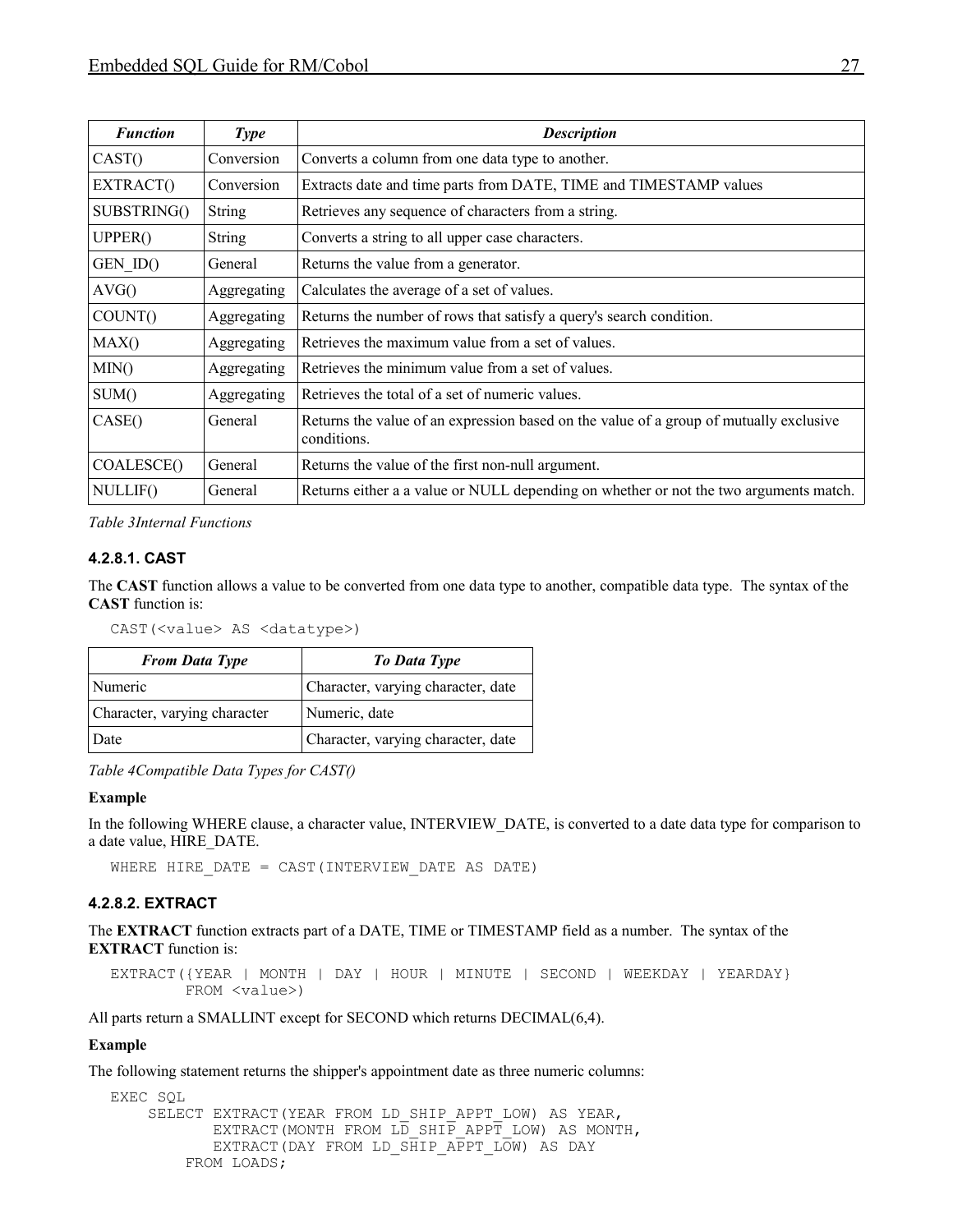| *Function* | *Type* | *Description* |
| --- | --- | --- |
| CAST() | Conversion | Converts a column from one data type to another. |
| EXTRACT() | Conversion | Extracts date and time parts from DATE, TIME and TIMESTAMP values |
| SUBSTRING() | String | Retrieves any sequence of characters from a string. |
| UPPER() | String | Converts a string to all upper case characters. |
| GEN_ID() | General | Returns the value from a generator. |
| AVG() | Aggregating | Calculates the average of a set of values. |
| COUNT() | Aggregating | Returns the number of rows that satisfy a query's search condition. |
| MAX() | Aggregating | Retrieves the maximum value from a set of values. |
| MIN() | Aggregating | Retrieves the minimum value from a set of values. |
| SUM() | Aggregating | Retrieves the total of a set of numeric values. |
| CASE() | General | Returns the value of an expression based on the value of a group of mutually exclusive conditions. |
| COALESCE() | General | Returns the value of the first non-null argument. |
| NULLIF() | General | Returns either a a value or NULL depending on whether or not the two arguments match. |

*Table 3Internal Functions*

#### 4.2.8.1. CAST

The **CAST** function allows a value to be converted from one data type to another, compatible data type. The syntax of the **CAST** function is:

```
CAST(<value> AS <datatype>)
```

| *From Data Type* | *To Data Type* |
| --- | --- |
| Numeric | Character, varying character, date |
| Character, varying character | Numeric, date |
| Date | Character, varying character, date |

*Table 4Compatible Data Types for CAST()*

**Example**

In the following WHERE clause, a character value, INTERVIEW_DATE, is converted to a date data type for comparison to a date value, HIRE_DATE.

```
WHERE HIRE_DATE = CAST(INTERVIEW_DATE AS DATE)
```

#### 4.2.8.2. EXTRACT

The **EXTRACT** function extracts part of a DATE, TIME or TIMESTAMP field as a number. The syntax of the **EXTRACT** function is:

```
EXTRACT({YEAR | MONTH | DAY | HOUR | MINUTE | SECOND | WEEKDAY | YEARDAY}
        FROM <value>)
```

All parts return a SMALLINT except for SECOND which returns DECIMAL(6,4).

**Example**

The following statement returns the shipper's appointment date as three numeric columns:

```
EXEC SQL
    SELECT EXTRACT(YEAR FROM LD_SHIP_APPT_LOW) AS YEAR,
           EXTRACT(MONTH FROM LD_SHIP_APPT_LOW) AS MONTH,
           EXTRACT(DAY FROM LD_SHIP_APPT_LOW) AS DAY
        FROM LOADS;
```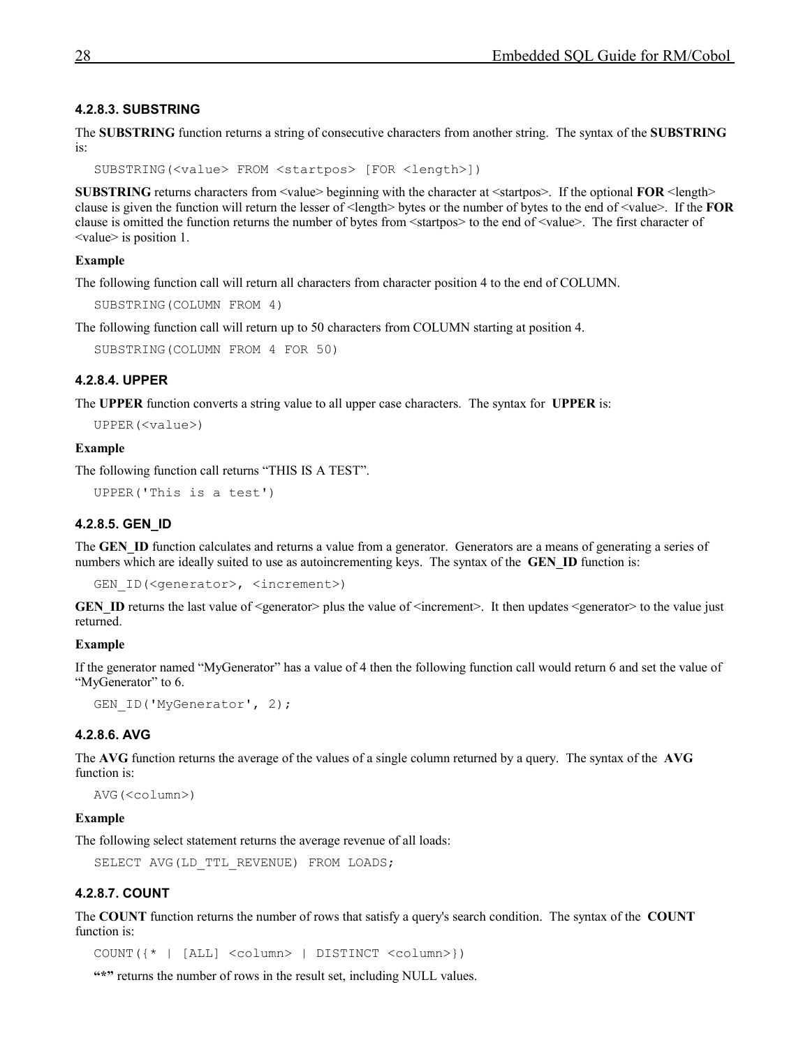#### 4.2.8.3. SUBSTRING

The **SUBSTRING** function returns a string of consecutive characters from another string. The syntax of the **SUBSTRING** is:

```
SUBSTRING(<value> FROM <startpos> [FOR <length>])
```

**SUBSTRING** returns characters from <value> beginning with the character at <startpos>. If the optional **FOR** <length> clause is given the function will return the lesser of <length> bytes or the number of bytes to the end of <value>. If the **FOR** clause is omitted the function returns the number of bytes from <startpos> to the end of <value>. The first character of <value> is position 1.

**Example**

The following function call will return all characters from character position 4 to the end of COLUMN.

```
SUBSTRING(COLUMN FROM 4)
```

The following function call will return up to 50 characters from COLUMN starting at position 4.

```
SUBSTRING(COLUMN FROM 4 FOR 50)
```

#### 4.2.8.4. UPPER

The **UPPER** function converts a string value to all upper case characters. The syntax for **UPPER** is:

```
UPPER(<value>)
```

**Example**

The following function call returns "THIS IS A TEST".

```
UPPER('This is a test')
```

#### 4.2.8.5. GEN_ID

The **GEN_ID** function calculates and returns a value from a generator. Generators are a means of generating a series of numbers which are ideally suited to use as autoincrementing keys. The syntax of the **GEN_ID** function is:

```
GEN_ID(<generator>, <increment>)
```

**GEN_ID** returns the last value of <generator> plus the value of <increment>. It then updates <generator> to the value just returned.

**Example**

If the generator named "MyGenerator" has a value of 4 then the following function call would return 6 and set the value of "MyGenerator" to 6.

```
GEN_ID('MyGenerator', 2);
```

#### 4.2.8.6. AVG

The **AVG** function returns the average of the values of a single column returned by a query. The syntax of the **AVG** function is:

```
AVG(<column>)
```

**Example**

The following select statement returns the average revenue of all loads:

```
SELECT AVG(LD_TTL_REVENUE) FROM LOADS;
```

#### 4.2.8.7. COUNT

The **COUNT** function returns the number of rows that satisfy a query's search condition. The syntax of the **COUNT** function is:

```
COUNT({* | [ALL] <column> | DISTINCT <column>})
```

**"*"** returns the number of rows in the result set, including NULL values.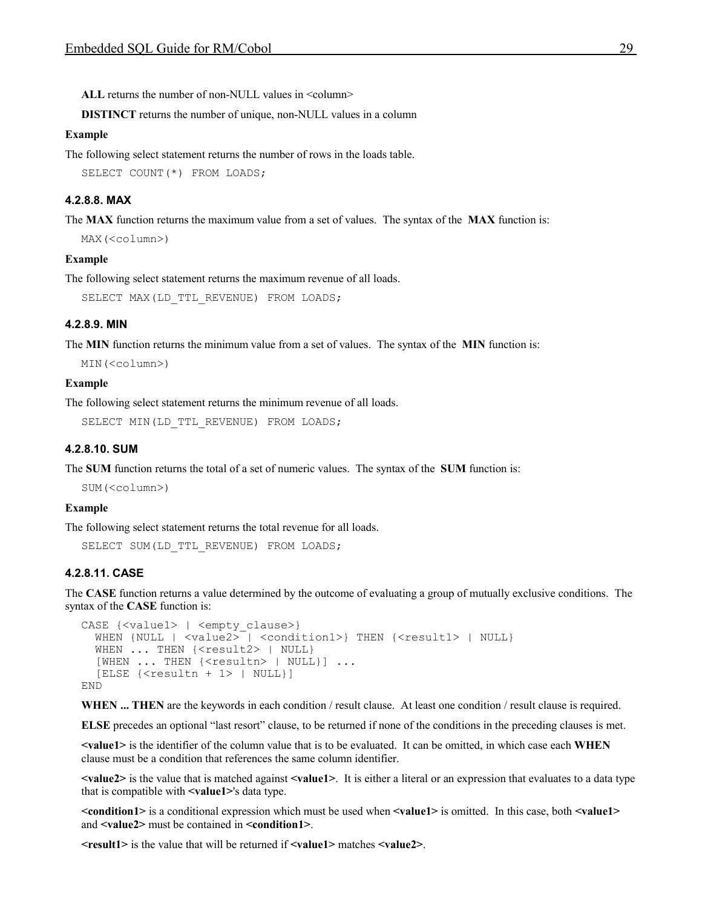**ALL** returns the number of non-NULL values in <column>

**DISTINCT** returns the number of unique, non-NULL values in a column

**Example**

The following select statement returns the number of rows in the loads table.

```
SELECT COUNT(*) FROM LOADS;
```

#### 4.2.8.8. MAX

The **MAX** function returns the maximum value from a set of values. The syntax of the **MAX** function is:

```
MAX(<column>)
```

**Example**

The following select statement returns the maximum revenue of all loads.

```
SELECT MAX(LD_TTL_REVENUE) FROM LOADS;
```

#### 4.2.8.9. MIN

The **MIN** function returns the minimum value from a set of values. The syntax of the **MIN** function is:

```
MIN(<column>)
```

**Example**

The following select statement returns the minimum revenue of all loads.

```
SELECT MIN(LD_TTL_REVENUE) FROM LOADS;
```

#### 4.2.8.10. SUM

The **SUM** function returns the total of a set of numeric values. The syntax of the **SUM** function is:

```
SUM(<column>)
```

**Example**

The following select statement returns the total revenue for all loads.

```
SELECT SUM(LD_TTL_REVENUE) FROM LOADS;
```

#### 4.2.8.11. CASE

The **CASE** function returns a value determined by the outcome of evaluating a group of mutually exclusive conditions. The syntax of the **CASE** function is:

```
CASE {<value1> | <empty_clause>}
  WHEN {NULL | <value2> | <condition1>} THEN {<result1> | NULL}
  WHEN ... THEN {<result2> | NULL}
  [WHEN ... THEN {<resultn> | NULL}] ...
  [ELSE {<resultn + 1> | NULL}]
END
```

**WHEN ... THEN** are the keywords in each condition / result clause. At least one condition / result clause is required.

**ELSE** precedes an optional "last resort" clause, to be returned if none of the conditions in the preceding clauses is met.

**<value1>** is the identifier of the column value that is to be evaluated. It can be omitted, in which case each **WHEN** clause must be a condition that references the same column identifier.

**<value2>** is the value that is matched against **<value1>**. It is either a literal or an expression that evaluates to a data type that is compatible with **<value1>**'s data type.

**<condition1>** is a conditional expression which must be used when **<value1>** is omitted. In this case, both **<value1>** and **<value2>** must be contained in **<condition1>**.

**<result1>** is the value that will be returned if **<value1>** matches **<value2>**.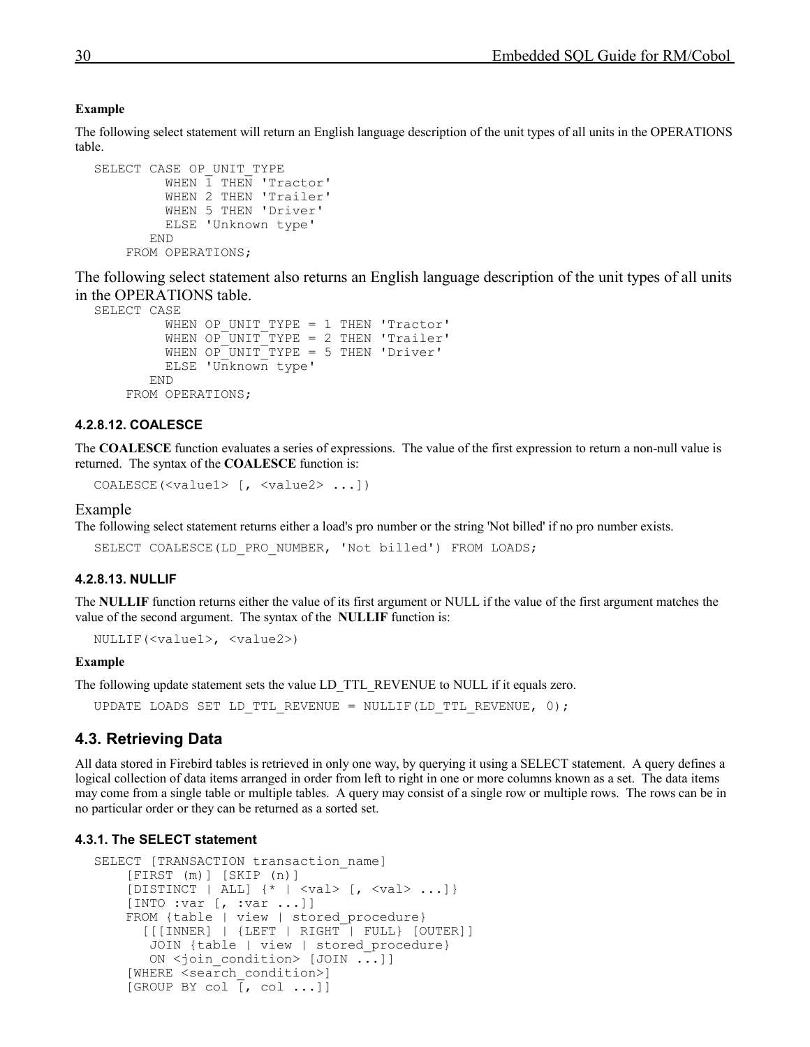**Example**

The following select statement will return an English language description of the unit types of all units in the OPERATIONS table.

```
SELECT CASE OP_UNIT_TYPE
         WHEN 1 THEN 'Tractor'
         WHEN 2 THEN 'Trailer'
         WHEN 5 THEN 'Driver'
         ELSE 'Unknown type'
       END
    FROM OPERATIONS;
```

The following select statement also returns an English language description of the unit types of all units in the OPERATIONS table.

```
SELECT CASE
         WHEN OP_UNIT_TYPE = 1 THEN 'Tractor'
         WHEN OP_UNIT_TYPE = 2 THEN 'Trailer'
         WHEN OP_UNIT_TYPE = 5 THEN 'Driver'
         ELSE 'Unknown type'
       END
    FROM OPERATIONS;
```

#### 4.2.8.12. COALESCE

The **COALESCE** function evaluates a series of expressions. The value of the first expression to return a non-null value is returned. The syntax of the **COALESCE** function is:

```
COALESCE(<value1> [, <value2> ...])
```

Example

The following select statement returns either a load's pro number or the string 'Not billed' if no pro number exists.

```
SELECT COALESCE(LD_PRO_NUMBER, 'Not billed') FROM LOADS;
```

#### 4.2.8.13. NULLIF

The **NULLIF** function returns either the value of its first argument or NULL if the value of the first argument matches the value of the second argument. The syntax of the **NULLIF** function is:

```
NULLIF(<value1>, <value2>)
```

**Example**

The following update statement sets the value LD_TTL_REVENUE to NULL if it equals zero.

```
UPDATE LOADS SET LD_TTL_REVENUE = NULLIF(LD_TTL_REVENUE, 0);
```

## 4.3. Retrieving Data

All data stored in Firebird tables is retrieved in only one way, by querying it using a SELECT statement. A query defines a logical collection of data items arranged in order from left to right in one or more columns known as a set. The data items may come from a single table or multiple tables. A query may consist of a single row or multiple rows. The rows can be in no particular order or they can be returned as a sorted set.

### 4.3.1. The SELECT statement

```
SELECT [TRANSACTION transaction_name]
    [FIRST (m)] [SKIP (n)]
    [DISTINCT | ALL] {* | <val> [, <val> ...]}
    [INTO :var [, :var ...]]
    FROM {table | view | stored_procedure}
      [[[INNER] | {LEFT | RIGHT | FULL} [OUTER]]
       JOIN {table | view | stored_procedure}
       ON <join_condition> [JOIN ...]]
    [WHERE <search_condition>]
    [GROUP BY col [, col ...]]
```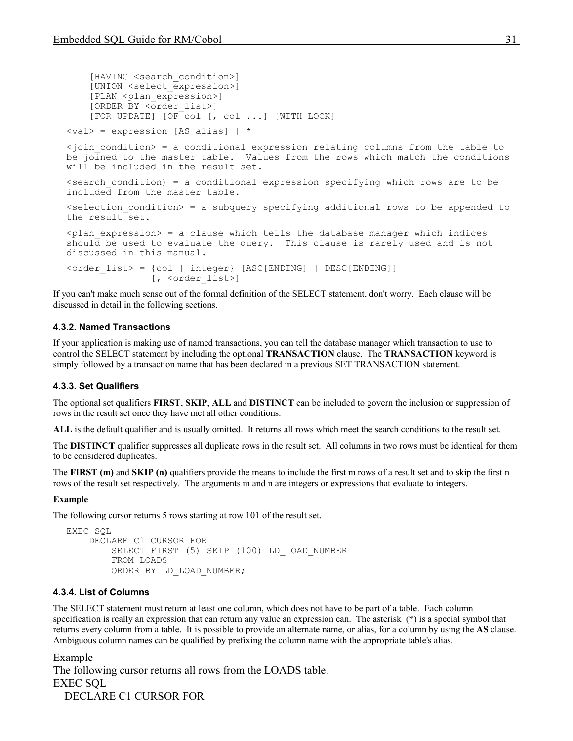```
     [HAVING <search_condition>]
     [UNION <select_expression>]
     [PLAN <plan_expression>]
     [ORDER BY <order_list>]
     [FOR UPDATE] [OF col [, col ...] [WITH LOCK]
```

```
<val> = expression [AS alias] | *
```

```
<join_condition> = a conditional expression relating columns from the table to
be joined to the master table.  Values from the rows which match the conditions
will be included in the result set.
```

```
<search_condition) = a conditional expression specifying which rows are to be
included from the master table.
```

```
<selection_condition> = a subquery specifying additional rows to be appended to
the result set.
```

```
<plan_expression> = a clause which tells the database manager which indices
should be used to evaluate the query.  This clause is rarely used and is not
discussed in this manual.
```

```
<order_list> = {col | integer} [ASC[ENDING] | DESC[ENDING]]
               [, <order_list>]
```

If you can't make much sense out of the formal definition of the SELECT statement, don't worry. Each clause will be discussed in detail in the following sections.

#### 4.3.2. Named Transactions

If your application is making use of named transactions, you can tell the database manager which transaction to use to control the SELECT statement by including the optional **TRANSACTION** clause. The **TRANSACTION** keyword is simply followed by a transaction name that has been declared in a previous SET TRANSACTION statement.

#### 4.3.3. Set Qualifiers

The optional set qualifiers **FIRST**, **SKIP**, **ALL** and **DISTINCT** can be included to govern the inclusion or suppression of rows in the result set once they have met all other conditions.

**ALL** is the default qualifier and is usually omitted. It returns all rows which meet the search conditions to the result set.

The **DISTINCT** qualifier suppresses all duplicate rows in the result set. All columns in two rows must be identical for them to be considered duplicates.

The **FIRST (m)** and **SKIP (n)** qualifiers provide the means to include the first m rows of a result set and to skip the first n rows of the result set respectively. The arguments m and n are integers or expressions that evaluate to integers.

**Example**

The following cursor returns 5 rows starting at row 101 of the result set.

```
EXEC SQL
    DECLARE C1 CURSOR FOR
        SELECT FIRST (5) SKIP (100) LD_LOAD_NUMBER
        FROM LOADS
        ORDER BY LD_LOAD_NUMBER;
```

#### 4.3.4. List of Columns

The SELECT statement must return at least one column, which does not have to be part of a table. Each column specification is really an expression that can return any value an expression can. The asterisk (*) is a special symbol that returns every column from a table. It is possible to provide an alternate name, or alias, for a column by using the **AS** clause. Ambiguous column names can be qualified by prefixing the column name with the appropriate table's alias.

Example

The following cursor returns all rows from the LOADS table.

```
EXEC SQL
  DECLARE C1 CURSOR FOR
```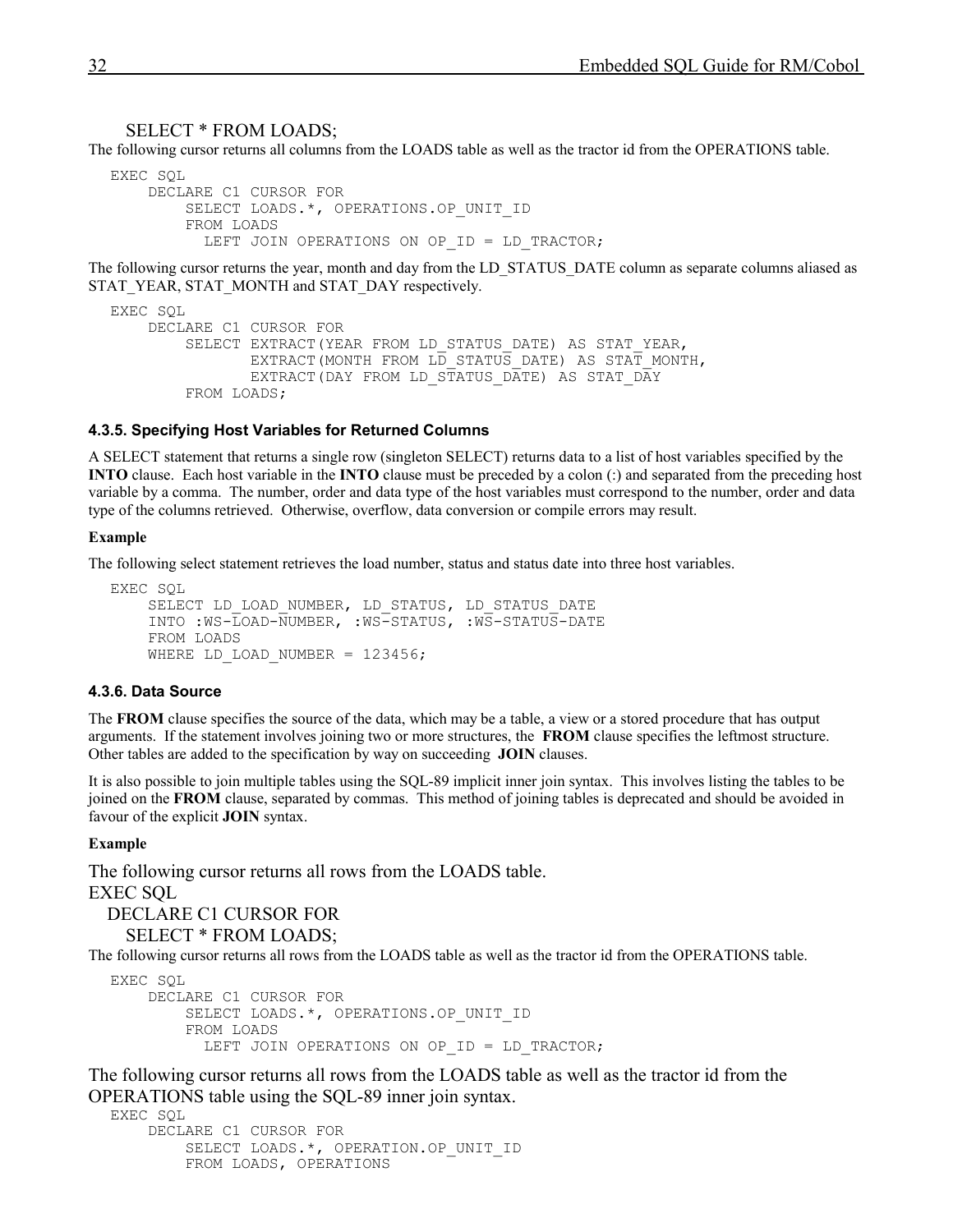SELECT * FROM LOADS;

The following cursor returns all columns from the LOADS table as well as the tractor id from the OPERATIONS table.

```
EXEC SQL
    DECLARE C1 CURSOR FOR
        SELECT LOADS.*, OPERATIONS.OP_UNIT_ID
        FROM LOADS
          LEFT JOIN OPERATIONS ON OP_ID = LD_TRACTOR;
```

The following cursor returns the year, month and day from the LD_STATUS_DATE column as separate columns aliased as STAT_YEAR, STAT_MONTH and STAT_DAY respectively.

```
EXEC SQL
    DECLARE C1 CURSOR FOR
        SELECT EXTRACT(YEAR FROM LD_STATUS_DATE) AS STAT_YEAR,
               EXTRACT(MONTH FROM LD_STATUS_DATE) AS STAT_MONTH,
               EXTRACT(DAY FROM LD_STATUS_DATE) AS STAT_DAY
        FROM LOADS;
```

#### 4.3.5. Specifying Host Variables for Returned Columns

A SELECT statement that returns a single row (singleton SELECT) returns data to a list of host variables specified by the **INTO** clause. Each host variable in the **INTO** clause must be preceded by a colon (:) and separated from the preceding host variable by a comma. The number, order and data type of the host variables must correspond to the number, order and data type of the columns retrieved. Otherwise, overflow, data conversion or compile errors may result.

**Example**

The following select statement retrieves the load number, status and status date into three host variables.

```
EXEC SQL
    SELECT LD_LOAD_NUMBER, LD_STATUS, LD_STATUS_DATE
    INTO :WS-LOAD-NUMBER, :WS-STATUS, :WS-STATUS-DATE
    FROM LOADS
    WHERE LD_LOAD_NUMBER = 123456;
```

#### 4.3.6. Data Source

The **FROM** clause specifies the source of the data, which may be a table, a view or a stored procedure that has output arguments. If the statement involves joining two or more structures, the **FROM** clause specifies the leftmost structure. Other tables are added to the specification by way on succeeding **JOIN** clauses.

It is also possible to join multiple tables using the SQL-89 implicit inner join syntax. This involves listing the tables to be joined on the **FROM** clause, separated by commas. This method of joining tables is deprecated and should be avoided in favour of the explicit **JOIN** syntax.

**Example**

The following cursor returns all rows from the LOADS table.

EXEC SQL
  DECLARE C1 CURSOR FOR
    SELECT * FROM LOADS;

The following cursor returns all rows from the LOADS table as well as the tractor id from the OPERATIONS table.

```
EXEC SQL
    DECLARE C1 CURSOR FOR
        SELECT LOADS.*, OPERATIONS.OP_UNIT_ID
        FROM LOADS
          LEFT JOIN OPERATIONS ON OP_ID = LD_TRACTOR;
```

The following cursor returns all rows from the LOADS table as well as the tractor id from the OPERATIONS table using the SQL-89 inner join syntax.

```
EXEC SQL
    DECLARE C1 CURSOR FOR
        SELECT LOADS.*, OPERATION.OP_UNIT_ID
        FROM LOADS, OPERATIONS
```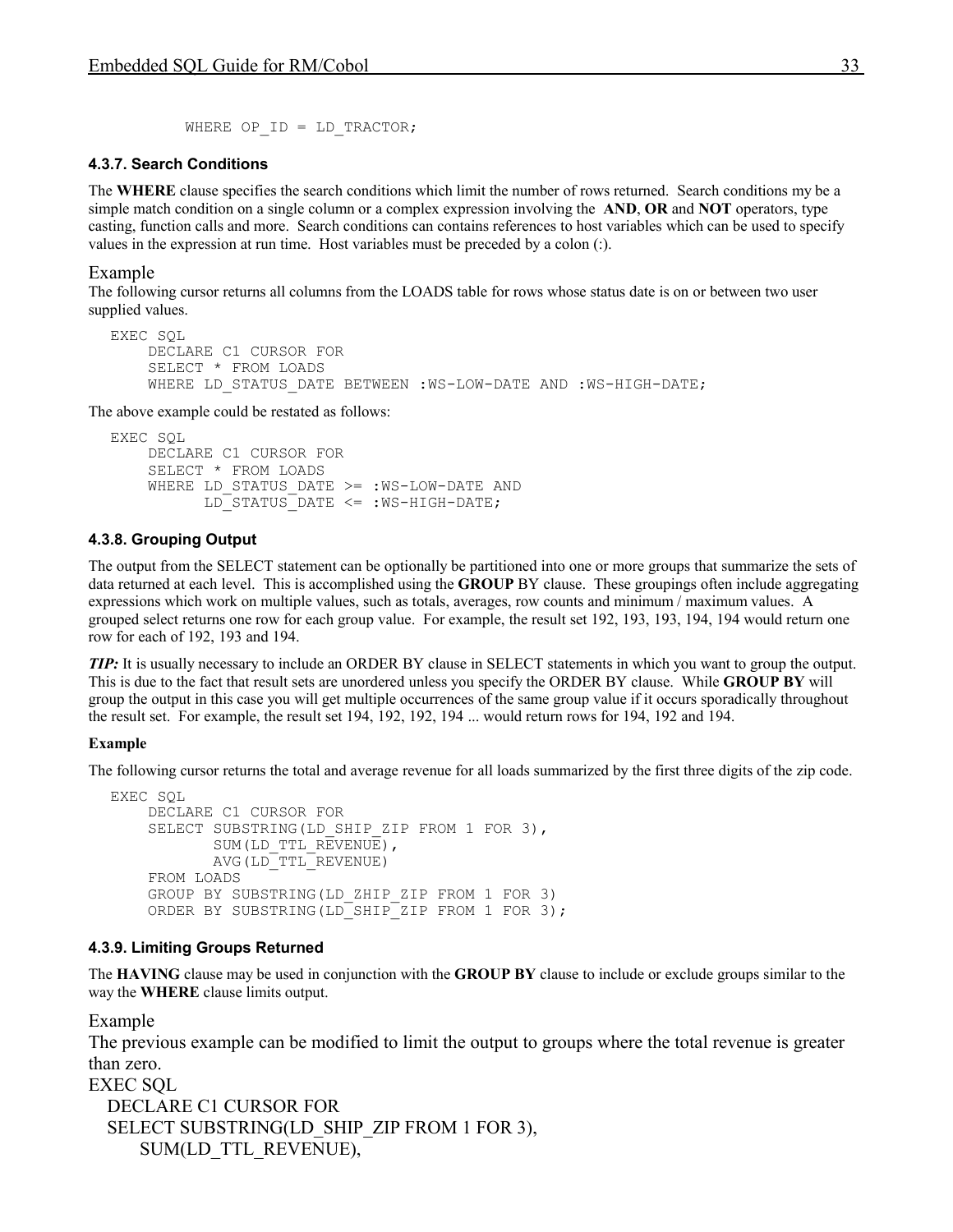```
WHERE OP_ID = LD_TRACTOR;
```

#### 4.3.7. Search Conditions

The **WHERE** clause specifies the search conditions which limit the number of rows returned. Search conditions my be a simple match condition on a single column or a complex expression involving the **AND**, **OR** and **NOT** operators, type casting, function calls and more. Search conditions can contains references to host variables which can be used to specify values in the expression at run time. Host variables must be preceded by a colon (:).

Example

The following cursor returns all columns from the LOADS table for rows whose status date is on or between two user supplied values.

```
EXEC SQL
     DECLARE C1 CURSOR FOR
     SELECT * FROM LOADS
     WHERE LD_STATUS_DATE BETWEEN :WS-LOW-DATE AND :WS-HIGH-DATE;
```

The above example could be restated as follows:

```
EXEC SQL
     DECLARE C1 CURSOR FOR
     SELECT * FROM LOADS
     WHERE LD_STATUS_DATE >= :WS-LOW-DATE AND
           LD_STATUS_DATE <= :WS-HIGH-DATE;
```

#### 4.3.8. Grouping Output

The output from the SELECT statement can be optionally be partitioned into one or more groups that summarize the sets of data returned at each level. This is accomplished using the **GROUP** BY clause. These groupings often include aggregating expressions which work on multiple values, such as totals, averages, row counts and minimum / maximum values. A grouped select returns one row for each group value. For example, the result set 192, 193, 193, 194, 194 would return one row for each of 192, 193 and 194.

***TIP:*** It is usually necessary to include an ORDER BY clause in SELECT statements in which you want to group the output. This is due to the fact that result sets are unordered unless you specify the ORDER BY clause. While **GROUP BY** will group the output in this case you will get multiple occurrences of the same group value if it occurs sporadically throughout the result set. For example, the result set 194, 192, 192, 194 ... would return rows for 194, 192 and 194.

**Example**

The following cursor returns the total and average revenue for all loads summarized by the first three digits of the zip code.

```
EXEC SQL
     DECLARE C1 CURSOR FOR
     SELECT SUBSTRING(LD_SHIP_ZIP FROM 1 FOR 3),
            SUM(LD_TTL_REVENUE),
            AVG(LD_TTL_REVENUE)
     FROM LOADS
     GROUP BY SUBSTRING(LD_ZHIP_ZIP FROM 1 FOR 3)
     ORDER BY SUBSTRING(LD_SHIP_ZIP FROM 1 FOR 3);
```

#### 4.3.9. Limiting Groups Returned

The **HAVING** clause may be used in conjunction with the **GROUP BY** clause to include or exclude groups similar to the way the **WHERE** clause limits output.

Example

The previous example can be modified to limit the output to groups where the total revenue is greater than zero.

```
EXEC SQL
  DECLARE C1 CURSOR FOR
  SELECT SUBSTRING(LD_SHIP_ZIP FROM 1 FOR 3),
      SUM(LD_TTL_REVENUE),
```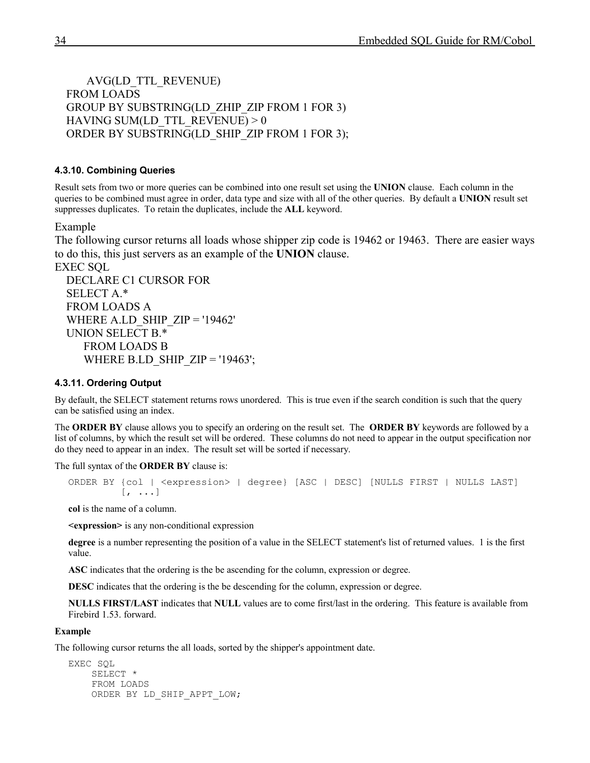```
    AVG(LD_TTL_REVENUE)
FROM LOADS
GROUP BY SUBSTRING(LD_ZHIP_ZIP FROM 1 FOR 3)
HAVING SUM(LD_TTL_REVENUE) > 0
ORDER BY SUBSTRING(LD_SHIP_ZIP FROM 1 FOR 3);
```

#### 4.3.10. Combining Queries

Result sets from two or more queries can be combined into one result set using the **UNION** clause. Each column in the queries to be combined must agree in order, data type and size with all of the other queries. By default a **UNION** result set suppresses duplicates. To retain the duplicates, include the **ALL** keyword.

Example

The following cursor returns all loads whose shipper zip code is 19462 or 19463. There are easier ways to do this, this just servers as an example of the **UNION** clause.

```
EXEC SQL
   DECLARE C1 CURSOR FOR
   SELECT A.*
   FROM LOADS A
   WHERE A.LD_SHIP_ZIP = '19462'
   UNION SELECT B.*
      FROM LOADS B
      WHERE B.LD_SHIP_ZIP = '19463';
```

#### 4.3.11. Ordering Output

By default, the SELECT statement returns rows unordered. This is true even if the search condition is such that the query can be satisfied using an index.

The **ORDER BY** clause allows you to specify an ordering on the result set. The **ORDER BY** keywords are followed by a list of columns, by which the result set will be ordered. These columns do not need to appear in the output specification nor do they need to appear in an index. The result set will be sorted if necessary.

The full syntax of the **ORDER BY** clause is:

```
ORDER BY {col | <expression> | degree} [ASC | DESC] [NULLS FIRST | NULLS LAST]
         [, ...]
```

**col** is the name of a column.

**<expression>** is any non-conditional expression

**degree** is a number representing the position of a value in the SELECT statement's list of returned values. 1 is the first value.

**ASC** indicates that the ordering is the be ascending for the column, expression or degree.

**DESC** indicates that the ordering is the be descending for the column, expression or degree.

**NULLS FIRST/LAST** indicates that **NULL** values are to come first/last in the ordering. This feature is available from Firebird 1.53. forward.

**Example**

The following cursor returns the all loads, sorted by the shipper's appointment date.

```
EXEC SQL
    SELECT *
    FROM LOADS
    ORDER BY LD_SHIP_APPT_LOW;
```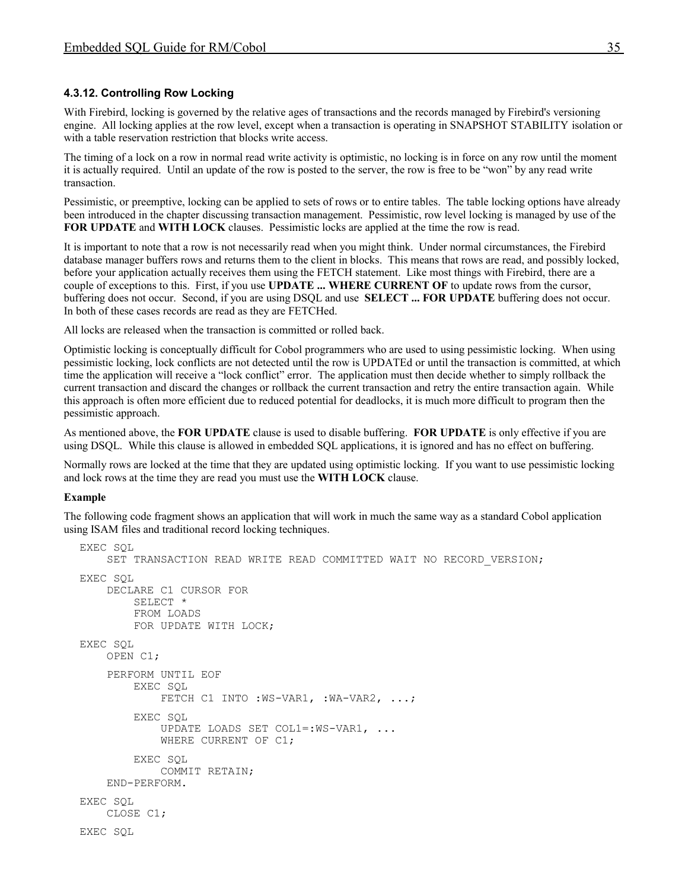### 4.3.12. Controlling Row Locking

With Firebird, locking is governed by the relative ages of transactions and the records managed by Firebird's versioning engine. All locking applies at the row level, except when a transaction is operating in SNAPSHOT STABILITY isolation or with a table reservation restriction that blocks write access.

The timing of a lock on a row in normal read write activity is optimistic, no locking is in force on any row until the moment it is actually required. Until an update of the row is posted to the server, the row is free to be "won" by any read write transaction.

Pessimistic, or preemptive, locking can be applied to sets of rows or to entire tables. The table locking options have already been introduced in the chapter discussing transaction management. Pessimistic, row level locking is managed by use of the **FOR UPDATE** and **WITH LOCK** clauses. Pessimistic locks are applied at the time the row is read.

It is important to note that a row is not necessarily read when you might think. Under normal circumstances, the Firebird database manager buffers rows and returns them to the client in blocks. This means that rows are read, and possibly locked, before your application actually receives them using the FETCH statement. Like most things with Firebird, there are a couple of exceptions to this. First, if you use **UPDATE ... WHERE CURRENT OF** to update rows from the cursor, buffering does not occur. Second, if you are using DSQL and use **SELECT ... FOR UPDATE** buffering does not occur. In both of these cases records are read as they are FETCHed.

All locks are released when the transaction is committed or rolled back.

Optimistic locking is conceptually difficult for Cobol programmers who are used to using pessimistic locking. When using pessimistic locking, lock conflicts are not detected until the row is UPDATEd or until the transaction is committed, at which time the application will receive a "lock conflict" error. The application must then decide whether to simply rollback the current transaction and discard the changes or rollback the current transaction and retry the entire transaction again. While this approach is often more efficient due to reduced potential for deadlocks, it is much more difficult to program then the pessimistic approach.

As mentioned above, the **FOR UPDATE** clause is used to disable buffering. **FOR UPDATE** is only effective if you are using DSQL. While this clause is allowed in embedded SQL applications, it is ignored and has no effect on buffering.

Normally rows are locked at the time that they are updated using optimistic locking. If you want to use pessimistic locking and lock rows at the time they are read you must use the **WITH LOCK** clause.

**Example**

The following code fragment shows an application that will work in much the same way as a standard Cobol application using ISAM files and traditional record locking techniques.

```
EXEC SQL
    SET TRANSACTION READ WRITE READ COMMITTED WAIT NO RECORD_VERSION;
EXEC SQL
    DECLARE C1 CURSOR FOR
        SELECT *
        FROM LOADS
        FOR UPDATE WITH LOCK;
EXEC SQL
    OPEN C1;
    PERFORM UNTIL EOF
        EXEC SQL
            FETCH C1 INTO :WS-VAR1, :WA-VAR2, ...;
        EXEC SQL
            UPDATE LOADS SET COL1=:WS-VAR1, ...
            WHERE CURRENT OF C1;
        EXEC SQL
            COMMIT RETAIN;
    END-PERFORM.
EXEC SQL
    CLOSE C1;
EXEC SQL
```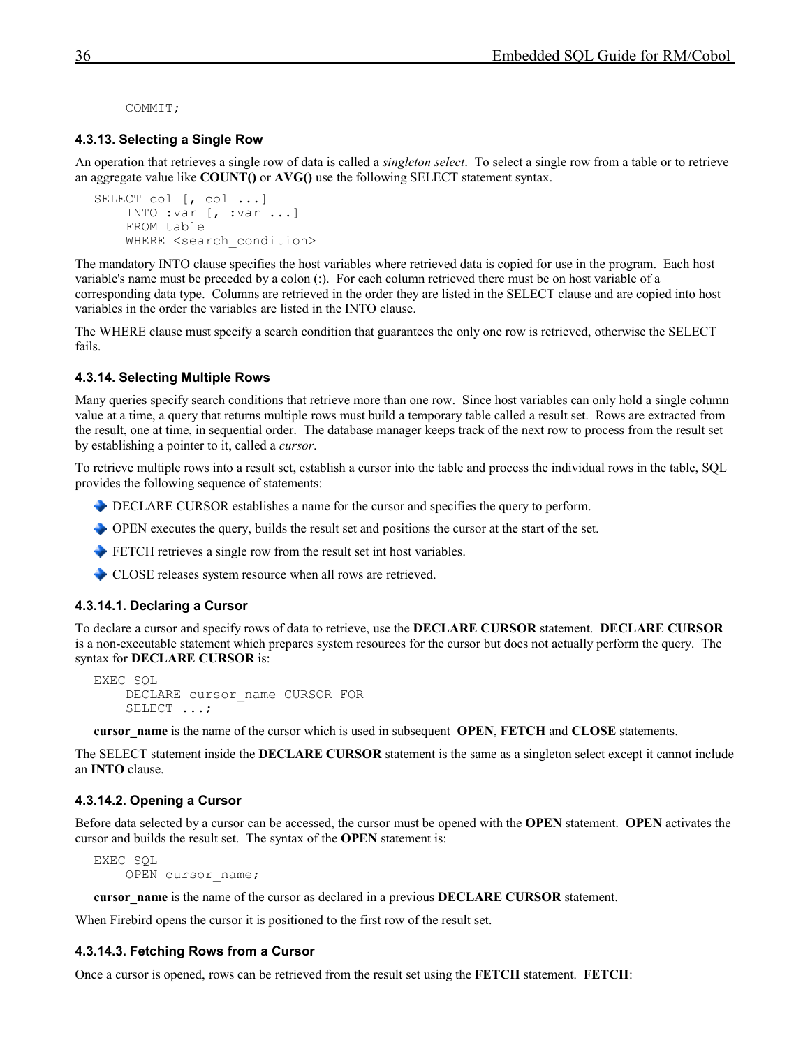```
COMMIT;
```

#### 4.3.13. Selecting a Single Row

An operation that retrieves a single row of data is called a *singleton select*. To select a single row from a table or to retrieve an aggregate value like **COUNT()** or **AVG()** use the following SELECT statement syntax.

```
SELECT col [, col ...]
     INTO :var [, :var ...]
     FROM table
     WHERE <search_condition>
```

The mandatory INTO clause specifies the host variables where retrieved data is copied for use in the program. Each host variable's name must be preceded by a colon (:). For each column retrieved there must be on host variable of a corresponding data type. Columns are retrieved in the order they are listed in the SELECT clause and are copied into host variables in the order the variables are listed in the INTO clause.

The WHERE clause must specify a search condition that guarantees the only one row is retrieved, otherwise the SELECT fails.

#### 4.3.14. Selecting Multiple Rows

Many queries specify search conditions that retrieve more than one row. Since host variables can only hold a single column value at a time, a query that returns multiple rows must build a temporary table called a result set. Rows are extracted from the result, one at time, in sequential order. The database manager keeps track of the next row to process from the result set by establishing a pointer to it, called a *cursor*.

To retrieve multiple rows into a result set, establish a cursor into the table and process the individual rows in the table, SQL provides the following sequence of statements:

- DECLARE CURSOR establishes a name for the cursor and specifies the query to perform.
- OPEN executes the query, builds the result set and positions the cursor at the start of the set.
- FETCH retrieves a single row from the result set int host variables.
- CLOSE releases system resource when all rows are retrieved.

##### 4.3.14.1. Declaring a Cursor

To declare a cursor and specify rows of data to retrieve, use the **DECLARE CURSOR** statement. **DECLARE CURSOR** is a non-executable statement which prepares system resources for the cursor but does not actually perform the query. The syntax for **DECLARE CURSOR** is:

```
EXEC SQL
     DECLARE cursor_name CURSOR FOR
     SELECT ...;
```

**cursor_name** is the name of the cursor which is used in subsequent **OPEN**, **FETCH** and **CLOSE** statements.

The SELECT statement inside the **DECLARE CURSOR** statement is the same as a singleton select except it cannot include an **INTO** clause.

##### 4.3.14.2. Opening a Cursor

Before data selected by a cursor can be accessed, the cursor must be opened with the **OPEN** statement. **OPEN** activates the cursor and builds the result set. The syntax of the **OPEN** statement is:

```
EXEC SQL
     OPEN cursor_name;
```

**cursor_name** is the name of the cursor as declared in a previous **DECLARE CURSOR** statement.

When Firebird opens the cursor it is positioned to the first row of the result set.

##### 4.3.14.3. Fetching Rows from a Cursor

Once a cursor is opened, rows can be retrieved from the result set using the **FETCH** statement. **FETCH**: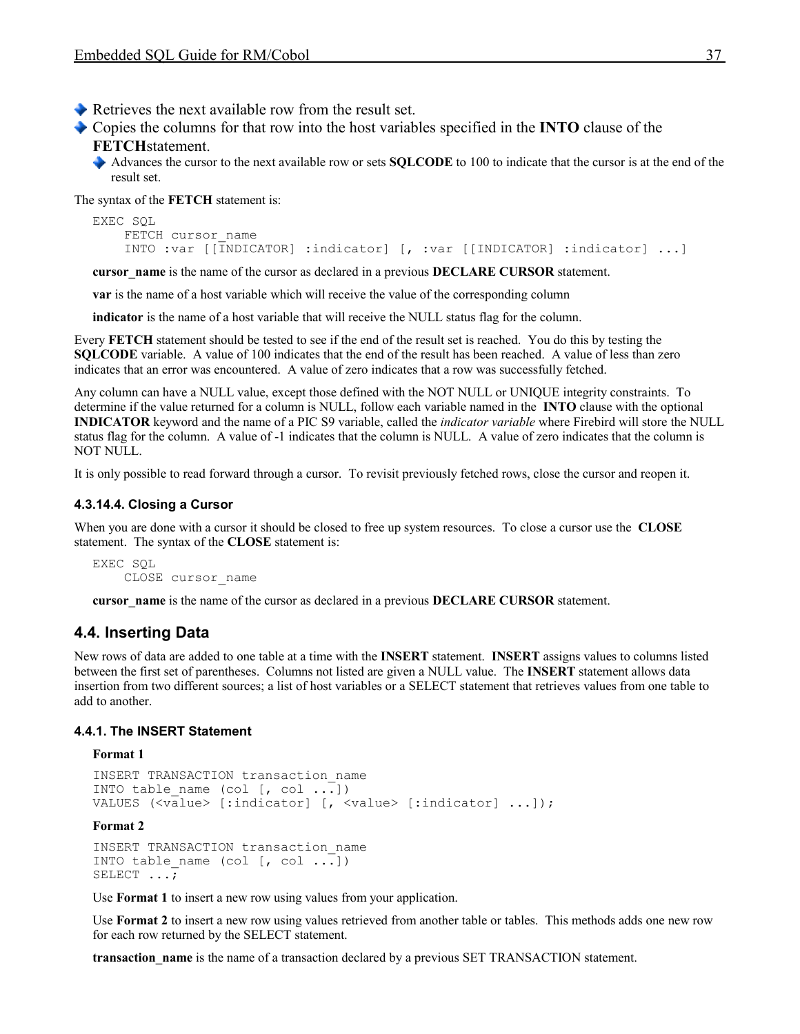- Retrieves the next available row from the result set.
- Copies the columns for that row into the host variables specified in the **INTO** clause of the **FETCH**statement.
    - Advances the cursor to the next available row or sets **SQLCODE** to 100 to indicate that the cursor is at the end of the result set.

The syntax of the **FETCH** statement is:

```
EXEC SQL
    FETCH cursor_name
    INTO :var [[INDICATOR] :indicator] [, :var [[INDICATOR] :indicator] ...]
```

**cursor_name** is the name of the cursor as declared in a previous **DECLARE CURSOR** statement.

**var** is the name of a host variable which will receive the value of the corresponding column

**indicator** is the name of a host variable that will receive the NULL status flag for the column.

Every **FETCH** statement should be tested to see if the end of the result set is reached. You do this by testing the **SQLCODE** variable. A value of 100 indicates that the end of the result has been reached. A value of less than zero indicates that an error was encountered. A value of zero indicates that a row was successfully fetched.

Any column can have a NULL value, except those defined with the NOT NULL or UNIQUE integrity constraints. To determine if the value returned for a column is NULL, follow each variable named in the **INTO** clause with the optional **INDICATOR** keyword and the name of a PIC S9 variable, called the *indicator variable* where Firebird will store the NULL status flag for the column. A value of -1 indicates that the column is NULL. A value of zero indicates that the column is NOT NULL.

It is only possible to read forward through a cursor. To revisit previously fetched rows, close the cursor and reopen it.

#### 4.3.14.4. Closing a Cursor

When you are done with a cursor it should be closed to free up system resources. To close a cursor use the **CLOSE** statement. The syntax of the **CLOSE** statement is:

```
EXEC SQL
    CLOSE cursor_name
```

**cursor_name** is the name of the cursor as declared in a previous **DECLARE CURSOR** statement.

## 4.4. Inserting Data

New rows of data are added to one table at a time with the **INSERT** statement. **INSERT** assigns values to columns listed between the first set of parentheses. Columns not listed are given a NULL value. The **INSERT** statement allows data insertion from two different sources; a list of host variables or a SELECT statement that retrieves values from one table to add to another.

### 4.4.1. The INSERT Statement

**Format 1**

```
INSERT TRANSACTION transaction_name
INTO table_name (col [, col ...])
VALUES (<value> [:indicator] [, <value> [:indicator] ...]);
```

**Format 2**

```
INSERT TRANSACTION transaction_name
INTO table_name (col [, col ...])
SELECT ...;
```

Use **Format 1** to insert a new row using values from your application.

Use **Format 2** to insert a new row using values retrieved from another table or tables. This methods adds one new row for each row returned by the SELECT statement.

**transaction_name** is the name of a transaction declared by a previous SET TRANSACTION statement.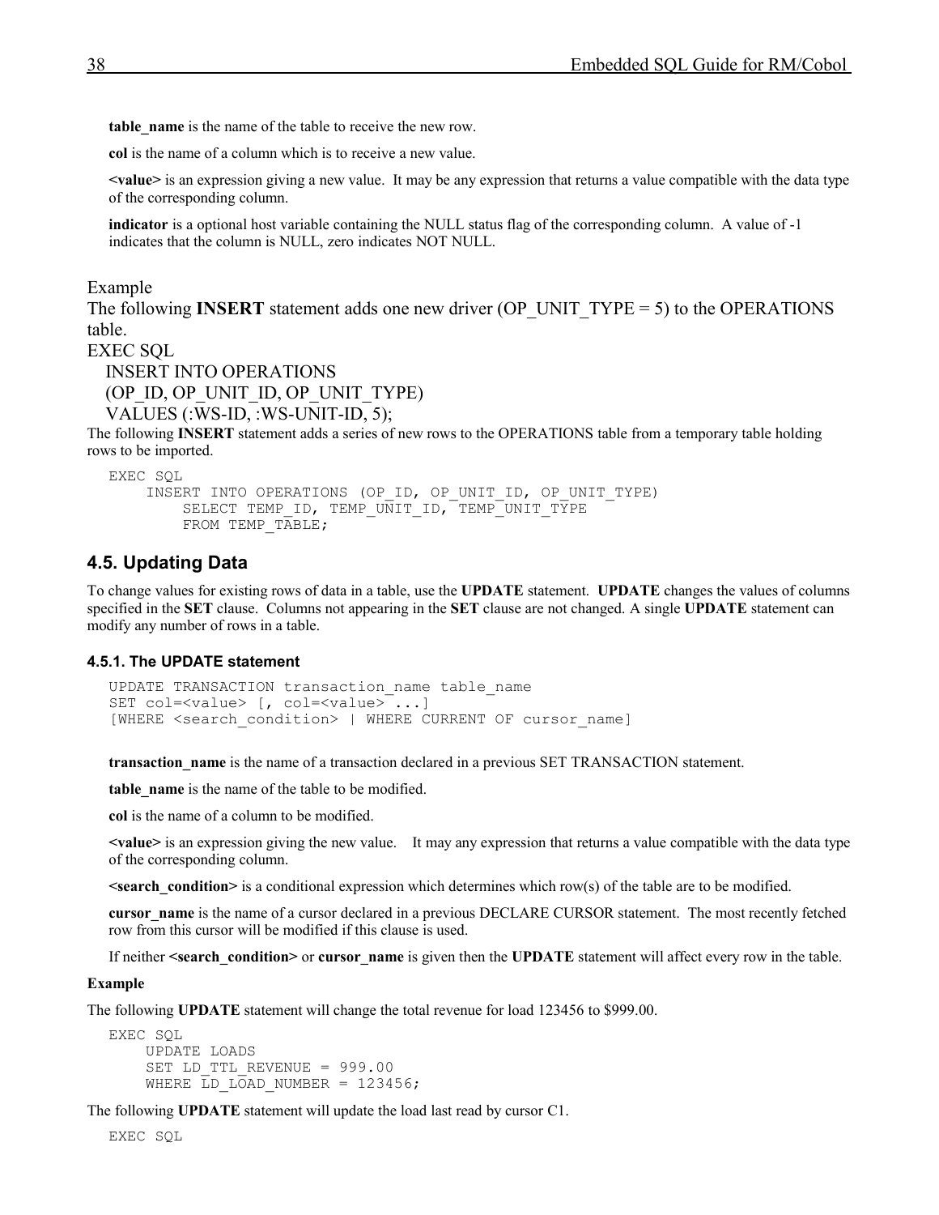**table_name** is the name of the table to receive the new row.

**col** is the name of a column which is to receive a new value.

**<value>** is an expression giving a new value. It may be any expression that returns a value compatible with the data type of the corresponding column.

**indicator** is a optional host variable containing the NULL status flag of the corresponding column. A value of -1 indicates that the column is NULL, zero indicates NOT NULL.

Example

The following **INSERT** statement adds one new driver (OP_UNIT_TYPE = 5) to the OPERATIONS table.

EXEC SQL
INSERT INTO OPERATIONS
(OP_ID, OP_UNIT_ID, OP_UNIT_TYPE)
VALUES (:WS-ID, :WS-UNIT-ID, 5);

The following **INSERT** statement adds a series of new rows to the OPERATIONS table from a temporary table holding rows to be imported.

```
EXEC SQL
    INSERT INTO OPERATIONS (OP_ID, OP_UNIT_ID, OP_UNIT_TYPE)
        SELECT TEMP_ID, TEMP_UNIT_ID, TEMP_UNIT_TYPE
        FROM TEMP_TABLE;
```

## 4.5. Updating Data

To change values for existing rows of data in a table, use the **UPDATE** statement. **UPDATE** changes the values of columns specified in the **SET** clause. Columns not appearing in the **SET** clause are not changed. A single **UPDATE** statement can modify any number of rows in a table.

### 4.5.1. The UPDATE statement

```
UPDATE TRANSACTION transaction_name table_name
SET col=<value> [, col=<value> ...]
[WHERE <search_condition> | WHERE CURRENT OF cursor_name]
```

**transaction_name** is the name of a transaction declared in a previous SET TRANSACTION statement.

**table_name** is the name of the table to be modified.

**col** is the name of a column to be modified.

**<value>** is an expression giving the new value. It may any expression that returns a value compatible with the data type of the corresponding column.

**<search_condition>** is a conditional expression which determines which row(s) of the table are to be modified.

**cursor_name** is the name of a cursor declared in a previous DECLARE CURSOR statement. The most recently fetched row from this cursor will be modified if this clause is used.

If neither **<search_condition>** or **cursor_name** is given then the **UPDATE** statement will affect every row in the table.

**Example**

The following **UPDATE** statement will change the total revenue for load 123456 to $999.00.

```
EXEC SQL
    UPDATE LOADS
    SET LD_TTL_REVENUE = 999.00
    WHERE LD_LOAD_NUMBER = 123456;
```

The following **UPDATE** statement will update the load last read by cursor C1.

```
EXEC SQL
```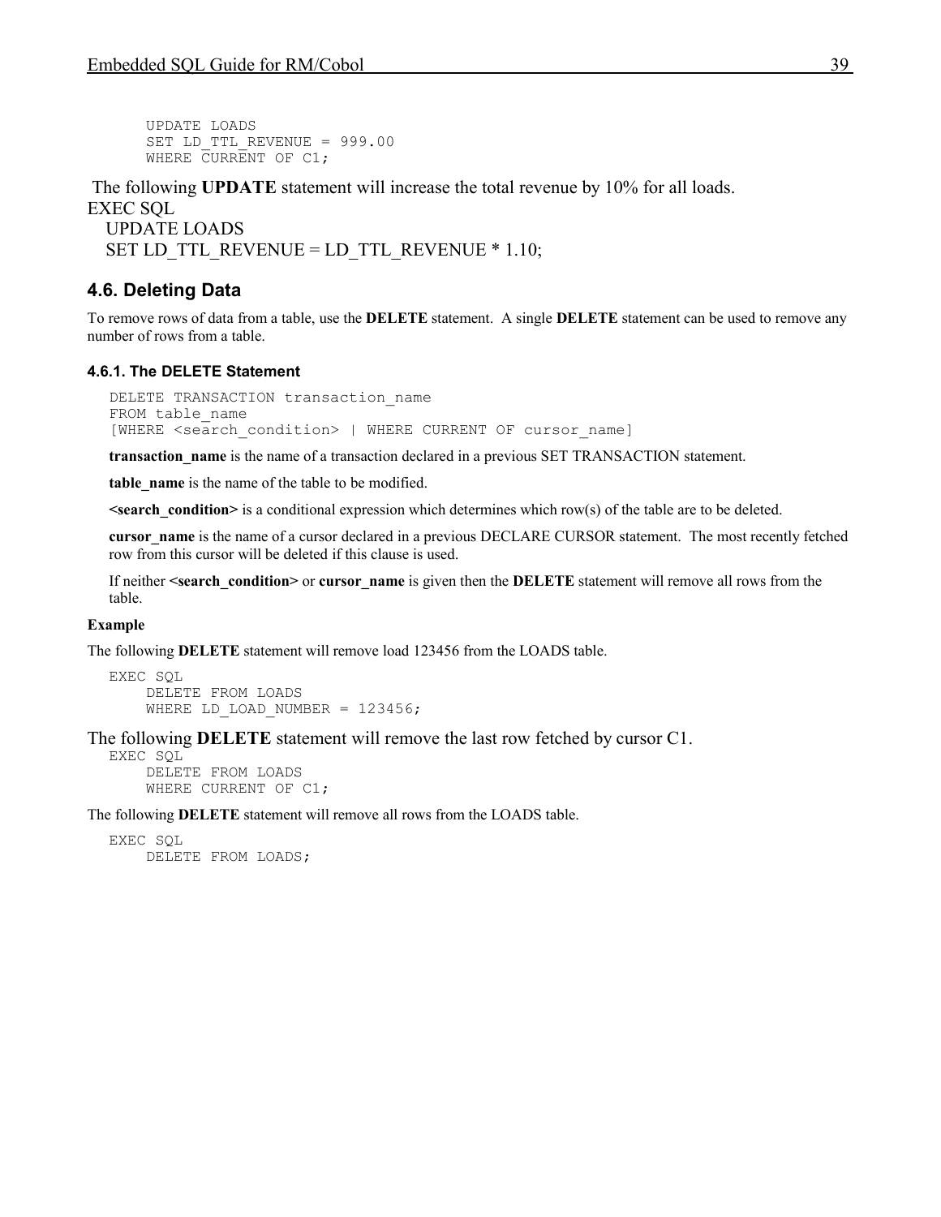```
UPDATE LOADS
SET LD_TTL_REVENUE = 999.00
WHERE CURRENT OF C1;
```

The following **UPDATE** statement will increase the total revenue by 10% for all loads.

```
EXEC SQL
   UPDATE LOADS
   SET LD_TTL_REVENUE = LD_TTL_REVENUE * 1.10;
```

## 4.6. Deleting Data

To remove rows of data from a table, use the **DELETE** statement. A single **DELETE** statement can be used to remove any number of rows from a table.

### 4.6.1. The DELETE Statement

```
DELETE TRANSACTION transaction_name
FROM table_name
[WHERE <search_condition> | WHERE CURRENT OF cursor_name]
```

**transaction_name** is the name of a transaction declared in a previous SET TRANSACTION statement.

**table_name** is the name of the table to be modified.

**<search_condition>** is a conditional expression which determines which row(s) of the table are to be deleted.

**cursor_name** is the name of a cursor declared in a previous DECLARE CURSOR statement. The most recently fetched row from this cursor will be deleted if this clause is used.

If neither **<search_condition>** or **cursor_name** is given then the **DELETE** statement will remove all rows from the table.

**Example**

The following **DELETE** statement will remove load 123456 from the LOADS table.

```
EXEC SQL
     DELETE FROM LOADS
     WHERE LD_LOAD_NUMBER = 123456;
```

The following **DELETE** statement will remove the last row fetched by cursor C1.

```
EXEC SQL
     DELETE FROM LOADS
     WHERE CURRENT OF C1;
```

The following **DELETE** statement will remove all rows from the LOADS table.

```
EXEC SQL
     DELETE FROM LOADS;
```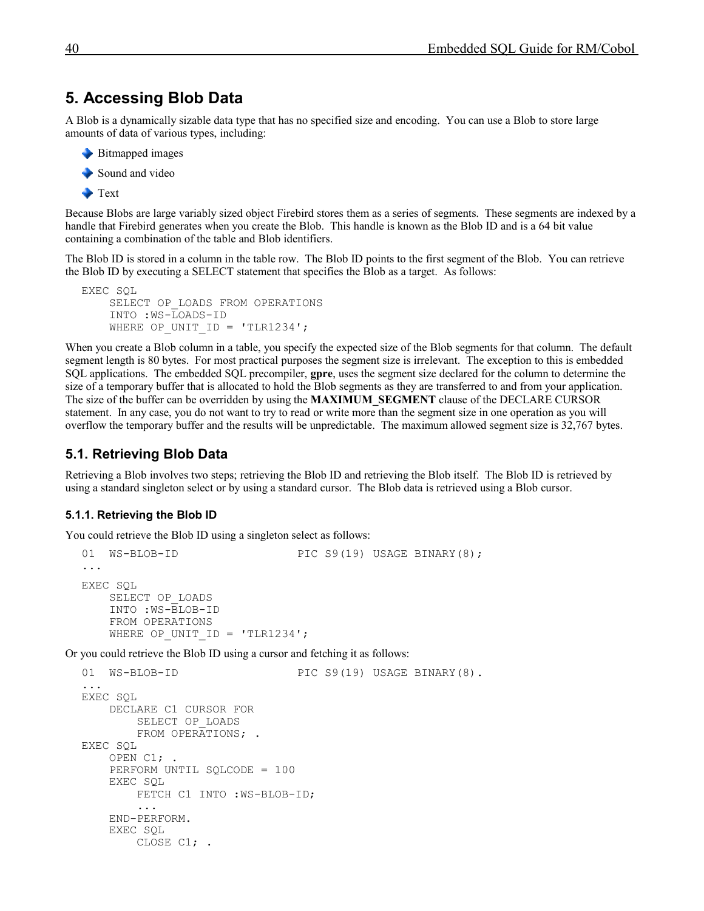# 5. Accessing Blob Data

A Blob is a dynamically sizable data type that has no specified size and encoding. You can use a Blob to store large amounts of data of various types, including:

- Bitmapped images
- Sound and video
- Text

Because Blobs are large variably sized object Firebird stores them as a series of segments. These segments are indexed by a handle that Firebird generates when you create the Blob. This handle is known as the Blob ID and is a 64 bit value containing a combination of the table and Blob identifiers.

The Blob ID is stored in a column in the table row. The Blob ID points to the first segment of the Blob. You can retrieve the Blob ID by executing a SELECT statement that specifies the Blob as a target. As follows:

```
EXEC SQL
    SELECT OP_LOADS FROM OPERATIONS
    INTO :WS-LOADS-ID
    WHERE OP_UNIT_ID = 'TLR1234';
```

When you create a Blob column in a table, you specify the expected size of the Blob segments for that column. The default segment length is 80 bytes. For most practical purposes the segment size is irrelevant. The exception to this is embedded SQL applications. The embedded SQL precompiler, **gpre**, uses the segment size declared for the column to determine the size of a temporary buffer that is allocated to hold the Blob segments as they are transferred to and from your application. The size of the buffer can be overridden by using the **MAXIMUM_SEGMENT** clause of the DECLARE CURSOR statement. In any case, you do not want to try to read or write more than the segment size in one operation as you will overflow the temporary buffer and the results will be unpredictable. The maximum allowed segment size is 32,767 bytes.

## 5.1. Retrieving Blob Data

Retrieving a Blob involves two steps; retrieving the Blob ID and retrieving the Blob itself. The Blob ID is retrieved by using a standard singleton select or by using a standard cursor. The Blob data is retrieved using a Blob cursor.

### 5.1.1. Retrieving the Blob ID

You could retrieve the Blob ID using a singleton select as follows:

```
01  WS-BLOB-ID                 PIC S9(19) USAGE BINARY(8);
...
EXEC SQL
    SELECT OP_LOADS
    INTO :WS-BLOB-ID
    FROM OPERATIONS
    WHERE OP_UNIT_ID = 'TLR1234';
```

Or you could retrieve the Blob ID using a cursor and fetching it as follows:

```
01  WS-BLOB-ID                 PIC S9(19) USAGE BINARY(8).
...
EXEC SQL
    DECLARE C1 CURSOR FOR
        SELECT OP_LOADS
        FROM OPERATIONS; .
EXEC SQL
    OPEN C1; .
    PERFORM UNTIL SQLCODE = 100
    EXEC SQL
        FETCH C1 INTO :WS-BLOB-ID;
        ...
    END-PERFORM.
    EXEC SQL
        CLOSE C1; .
```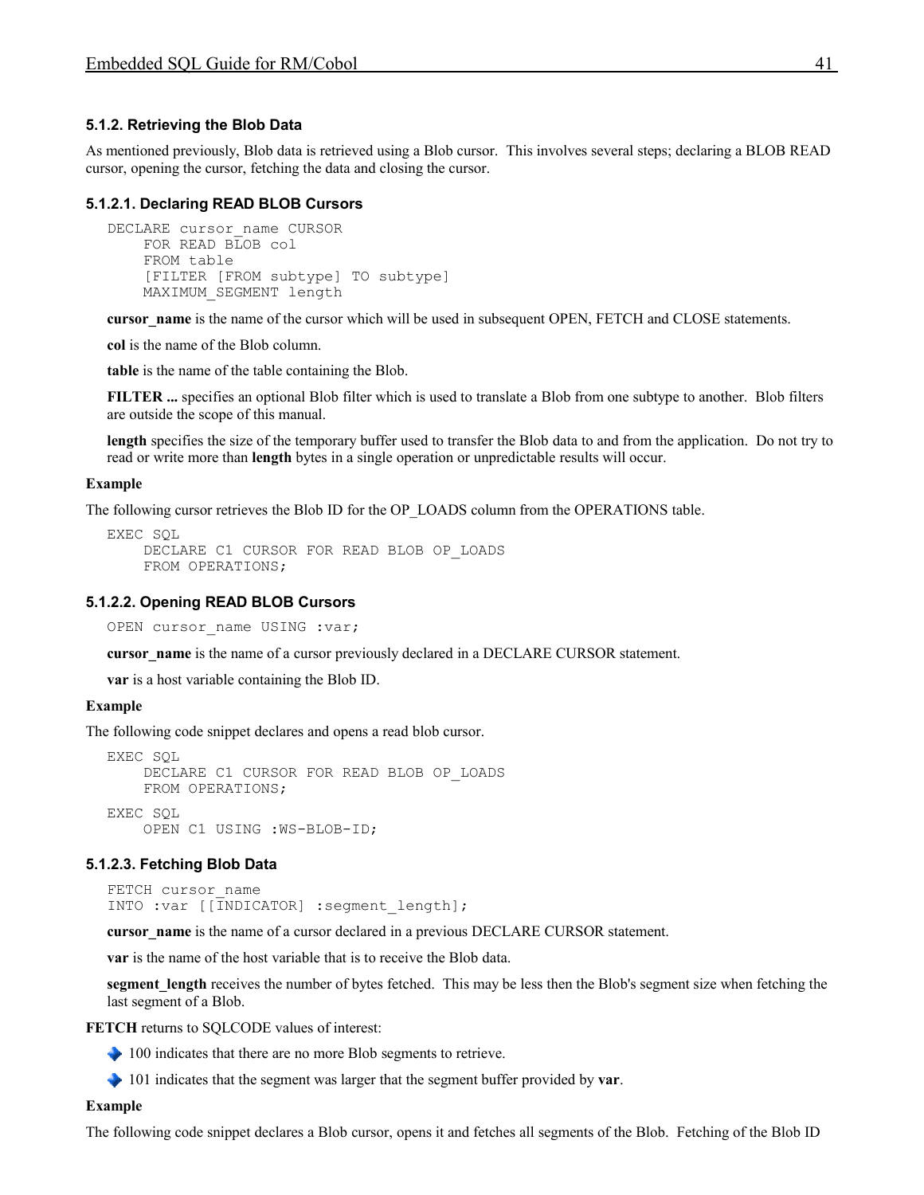### 5.1.2. Retrieving the Blob Data

As mentioned previously, Blob data is retrieved using a Blob cursor. This involves several steps; declaring a BLOB READ cursor, opening the cursor, fetching the data and closing the cursor.

#### 5.1.2.1. Declaring READ BLOB Cursors

```
DECLARE cursor_name CURSOR
    FOR READ BLOB col
    FROM table
    [FILTER [FROM subtype] TO subtype]
    MAXIMUM_SEGMENT length
```

**cursor_name** is the name of the cursor which will be used in subsequent OPEN, FETCH and CLOSE statements.

**col** is the name of the Blob column.

**table** is the name of the table containing the Blob.

**FILTER ...** specifies an optional Blob filter which is used to translate a Blob from one subtype to another. Blob filters are outside the scope of this manual.

**length** specifies the size of the temporary buffer used to transfer the Blob data to and from the application. Do not try to read or write more than **length** bytes in a single operation or unpredictable results will occur.

**Example**

The following cursor retrieves the Blob ID for the OP_LOADS column from the OPERATIONS table.

```
EXEC SQL
    DECLARE C1 CURSOR FOR READ BLOB OP_LOADS
    FROM OPERATIONS;
```

#### 5.1.2.2. Opening READ BLOB Cursors

```
OPEN cursor_name USING :var;
```

**cursor_name** is the name of a cursor previously declared in a DECLARE CURSOR statement.

**var** is a host variable containing the Blob ID.

**Example**

The following code snippet declares and opens a read blob cursor.

```
EXEC SQL
    DECLARE C1 CURSOR FOR READ BLOB OP_LOADS
    FROM OPERATIONS;
EXEC SQL
    OPEN C1 USING :WS-BLOB-ID;
```

#### 5.1.2.3. Fetching Blob Data

```
FETCH cursor_name
INTO :var [[INDICATOR] :segment_length];
```

**cursor_name** is the name of a cursor declared in a previous DECLARE CURSOR statement.

**var** is the name of the host variable that is to receive the Blob data.

**segment_length** receives the number of bytes fetched. This may be less then the Blob's segment size when fetching the last segment of a Blob.

**FETCH** returns to SQLCODE values of interest:

- 100 indicates that there are no more Blob segments to retrieve.
- 101 indicates that the segment was larger that the segment buffer provided by **var**.

**Example**

The following code snippet declares a Blob cursor, opens it and fetches all segments of the Blob. Fetching of the Blob ID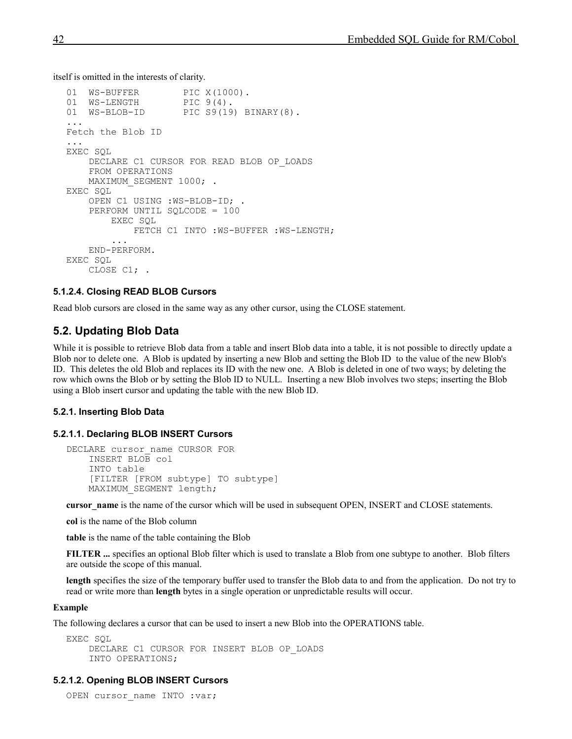itself is omitted in the interests of clarity.

```
01  WS-BUFFER        PIC X(1000).
01  WS-LENGTH        PIC 9(4).
01  WS-BLOB-ID       PIC S9(19) BINARY(8).
...
Fetch the Blob ID
...
EXEC SQL
    DECLARE C1 CURSOR FOR READ BLOB OP_LOADS
    FROM OPERATIONS
    MAXIMUM_SEGMENT 1000; .
EXEC SQL
    OPEN C1 USING :WS-BLOB-ID; .
    PERFORM UNTIL SQLCODE = 100
        EXEC SQL
            FETCH C1 INTO :WS-BUFFER :WS-LENGTH;
        ...
    END-PERFORM.
EXEC SQL
    CLOSE C1; .
```

#### 5.1.2.4. Closing READ BLOB Cursors

Read blob cursors are closed in the same way as any other cursor, using the CLOSE statement.

## 5.2. Updating Blob Data

While it is possible to retrieve Blob data from a table and insert Blob data into a table, it is not possible to directly update a Blob nor to delete one. A Blob is updated by inserting a new Blob and setting the Blob ID to the value of the new Blob's ID. This deletes the old Blob and replaces its ID with the new one. A Blob is deleted in one of two ways; by deleting the row which owns the Blob or by setting the Blob ID to NULL. Inserting a new Blob involves two steps; inserting the Blob using a Blob insert cursor and updating the table with the new Blob ID.

### 5.2.1. Inserting Blob Data

#### 5.2.1.1. Declaring BLOB INSERT Cursors

```
DECLARE cursor_name CURSOR FOR
    INSERT BLOB col
    INTO table
    [FILTER [FROM subtype] TO subtype]
    MAXIMUM_SEGMENT length;
```

**cursor_name** is the name of the cursor which will be used in subsequent OPEN, INSERT and CLOSE statements.

**col** is the name of the Blob column

**table** is the name of the table containing the Blob

**FILTER ...** specifies an optional Blob filter which is used to translate a Blob from one subtype to another. Blob filters are outside the scope of this manual.

**length** specifies the size of the temporary buffer used to transfer the Blob data to and from the application. Do not try to read or write more than **length** bytes in a single operation or unpredictable results will occur.

**Example**

The following declares a cursor that can be used to insert a new Blob into the OPERATIONS table.

```
EXEC SQL
    DECLARE C1 CURSOR FOR INSERT BLOB OP_LOADS
    INTO OPERATIONS;
```

#### 5.2.1.2. Opening BLOB INSERT Cursors

```
OPEN cursor_name INTO :var;
```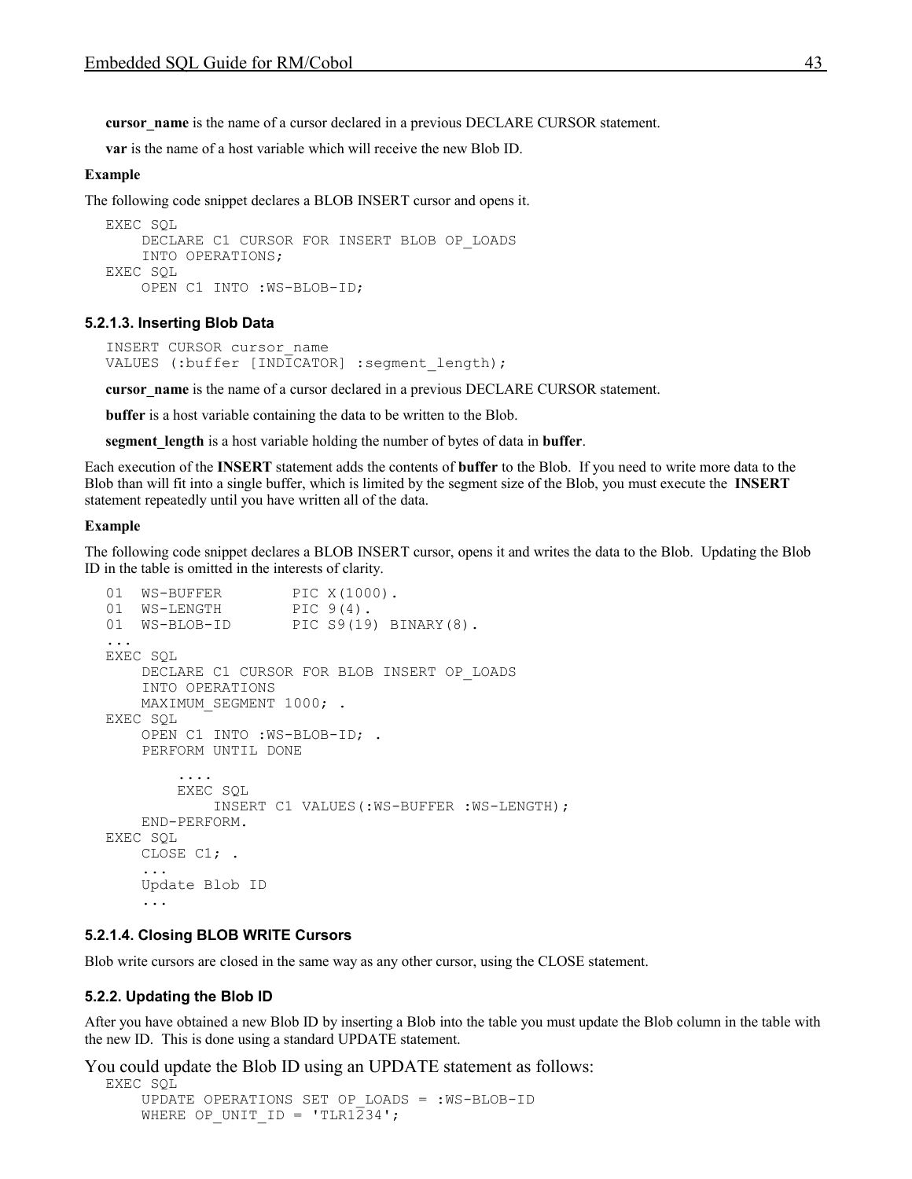**cursor_name** is the name of a cursor declared in a previous DECLARE CURSOR statement.

**var** is the name of a host variable which will receive the new Blob ID.

**Example**

The following code snippet declares a BLOB INSERT cursor and opens it.

```
EXEC SQL
    DECLARE C1 CURSOR FOR INSERT BLOB OP_LOADS
    INTO OPERATIONS;
EXEC SQL
    OPEN C1 INTO :WS-BLOB-ID;
```

#### 5.2.1.3. Inserting Blob Data

```
INSERT CURSOR cursor_name
VALUES (:buffer [INDICATOR] :segment_length);
```

**cursor_name** is the name of a cursor declared in a previous DECLARE CURSOR statement.

**buffer** is a host variable containing the data to be written to the Blob.

**segment_length** is a host variable holding the number of bytes of data in **buffer**.

Each execution of the **INSERT** statement adds the contents of **buffer** to the Blob. If you need to write more data to the Blob than will fit into a single buffer, which is limited by the segment size of the Blob, you must execute the **INSERT** statement repeatedly until you have written all of the data.

**Example**

The following code snippet declares a BLOB INSERT cursor, opens it and writes the data to the Blob. Updating the Blob ID in the table is omitted in the interests of clarity.

```
01  WS-BUFFER        PIC X(1000).
01  WS-LENGTH        PIC 9(4).
01  WS-BLOB-ID       PIC S9(19) BINARY(8).
...
EXEC SQL
    DECLARE C1 CURSOR FOR BLOB INSERT OP_LOADS
    INTO OPERATIONS
    MAXIMUM_SEGMENT 1000; .
EXEC SQL
    OPEN C1 INTO :WS-BLOB-ID; .
    PERFORM UNTIL DONE

        ....
        EXEC SQL
            INSERT C1 VALUES(:WS-BUFFER :WS-LENGTH);
    END-PERFORM.
EXEC SQL
    CLOSE C1; .
    ...
    Update Blob ID
    ...
```

#### 5.2.1.4. Closing BLOB WRITE Cursors

Blob write cursors are closed in the same way as any other cursor, using the CLOSE statement.

### 5.2.2. Updating the Blob ID

After you have obtained a new Blob ID by inserting a Blob into the table you must update the Blob column in the table with the new ID. This is done using a standard UPDATE statement.

You could update the Blob ID using an UPDATE statement as follows:

```
EXEC SQL
    UPDATE OPERATIONS SET OP_LOADS = :WS-BLOB-ID
    WHERE OP_UNIT_ID = 'TLR1234';
```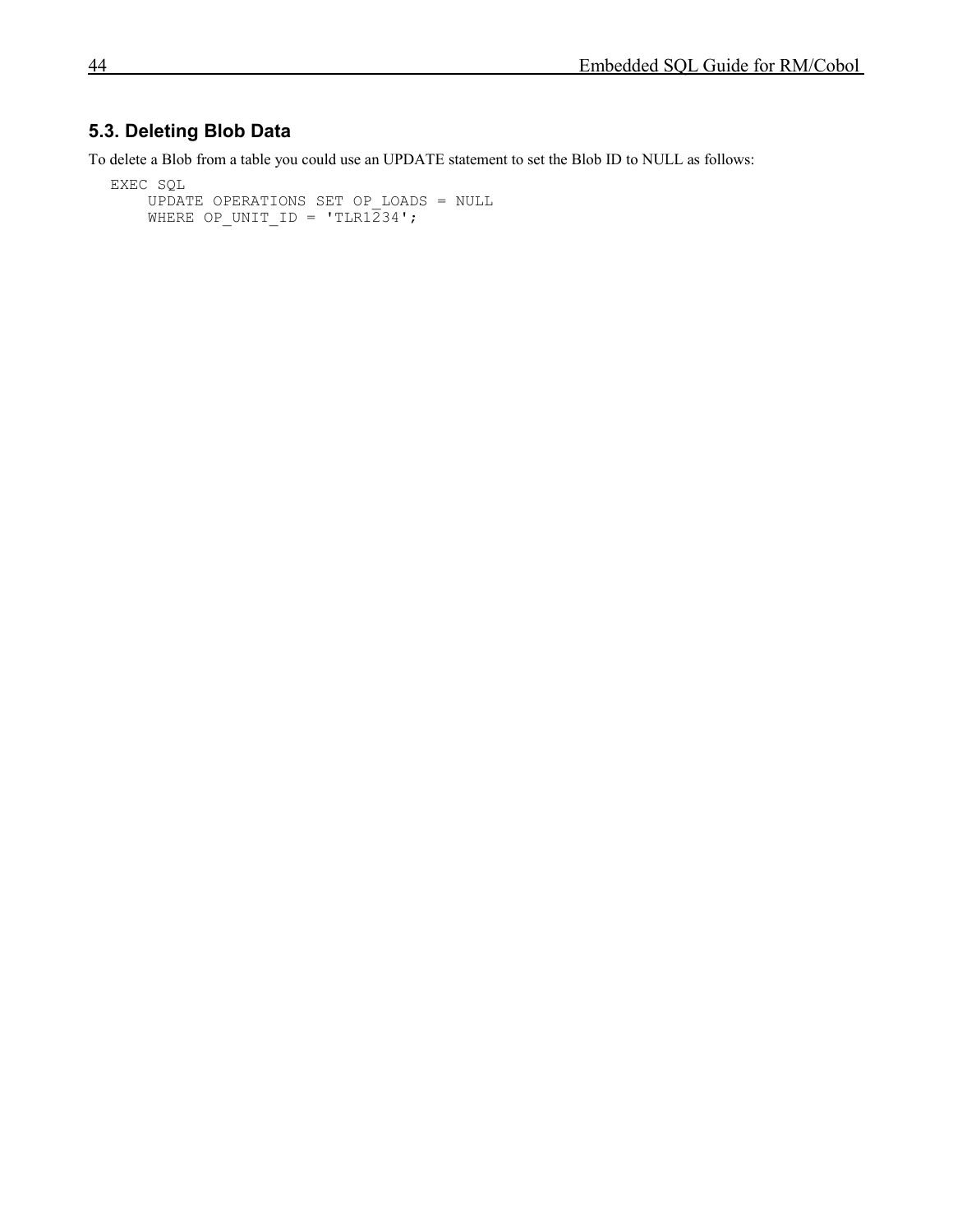## 5.3. Deleting Blob Data

To delete a Blob from a table you could use an UPDATE statement to set the Blob ID to NULL as follows:

```
EXEC SQL
    UPDATE OPERATIONS SET OP_LOADS = NULL
    WHERE OP_UNIT_ID = 'TLR1234';
```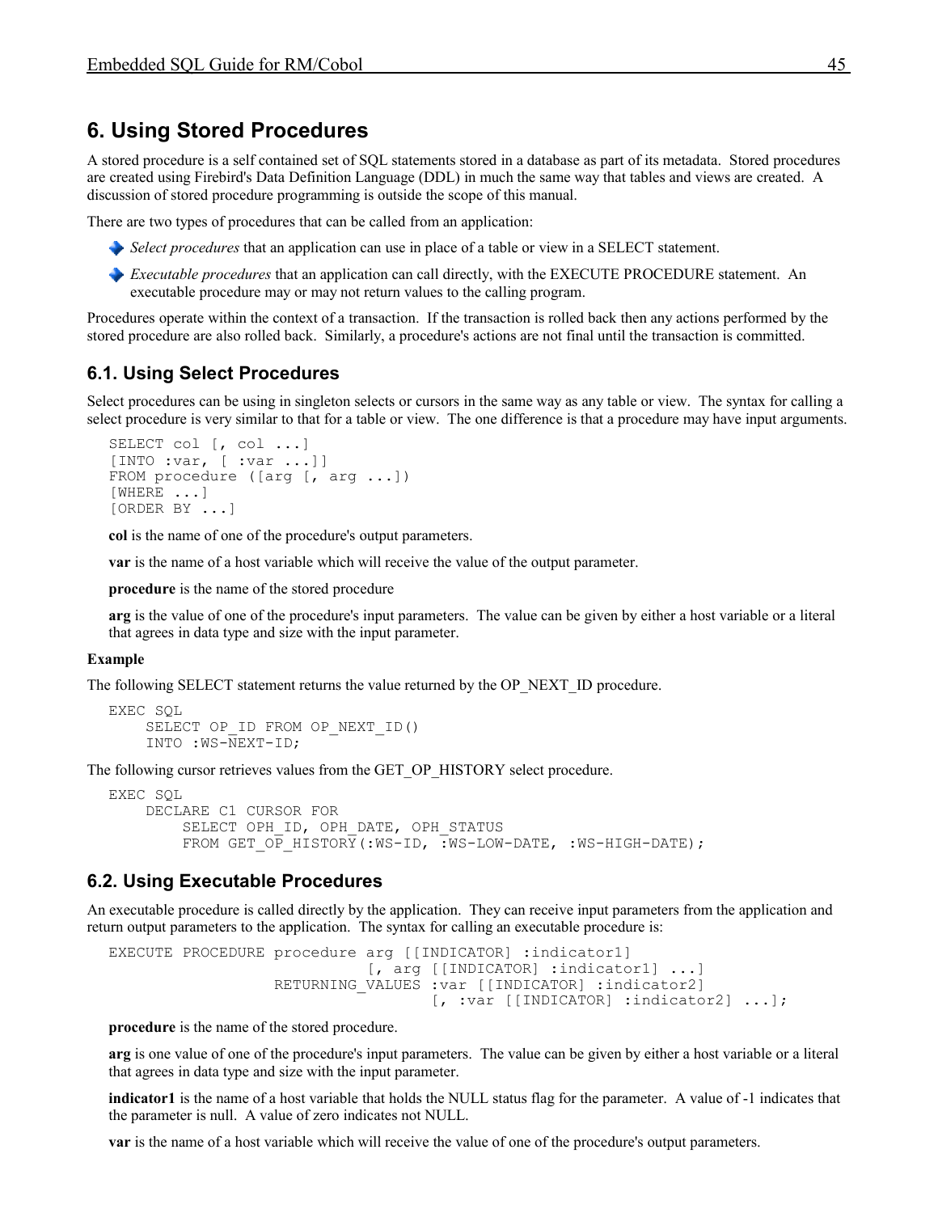# 6. Using Stored Procedures

A stored procedure is a self contained set of SQL statements stored in a database as part of its metadata. Stored procedures are created using Firebird's Data Definition Language (DDL) in much the same way that tables and views are created. A discussion of stored procedure programming is outside the scope of this manual.

There are two types of procedures that can be called from an application:

- *Select procedures* that an application can use in place of a table or view in a SELECT statement.
- *Executable procedures* that an application can call directly, with the EXECUTE PROCEDURE statement. An executable procedure may or may not return values to the calling program.

Procedures operate within the context of a transaction. If the transaction is rolled back then any actions performed by the stored procedure are also rolled back. Similarly, a procedure's actions are not final until the transaction is committed.

## 6.1. Using Select Procedures

Select procedures can be using in singleton selects or cursors in the same way as any table or view. The syntax for calling a select procedure is very similar to that for a table or view. The one difference is that a procedure may have input arguments.

```
SELECT col [, col ...]
[INTO :var, [ :var ...]]
FROM procedure ([arg [, arg ...])
[WHERE ...]
[ORDER BY ...]
```

**col** is the name of one of the procedure's output parameters.

**var** is the name of a host variable which will receive the value of the output parameter.

**procedure** is the name of the stored procedure

**arg** is the value of one of the procedure's input parameters. The value can be given by either a host variable or a literal that agrees in data type and size with the input parameter.

**Example**

The following SELECT statement returns the value returned by the OP_NEXT_ID procedure.

```
EXEC SQL
    SELECT OP_ID FROM OP_NEXT_ID()
    INTO :WS-NEXT-ID;
```

The following cursor retrieves values from the GET_OP_HISTORY select procedure.

```
EXEC SQL
    DECLARE C1 CURSOR FOR
        SELECT OPH_ID, OPH_DATE, OPH_STATUS
        FROM GET_OP_HISTORY(:WS-ID, :WS-LOW-DATE, :WS-HIGH-DATE);
```

## 6.2. Using Executable Procedures

An executable procedure is called directly by the application. They can receive input parameters from the application and return output parameters to the application. The syntax for calling an executable procedure is:

```
EXECUTE PROCEDURE procedure arg [[INDICATOR] :indicator1]
                           [, arg [[INDICATOR] :indicator1] ...]
                  RETURNING_VALUES :var [[INDICATOR] :indicator2]
                                  [, :var [[INDICATOR] :indicator2] ...];
```

**procedure** is the name of the stored procedure.

**arg** is one value of one of the procedure's input parameters. The value can be given by either a host variable or a literal that agrees in data type and size with the input parameter.

**indicator1** is the name of a host variable that holds the NULL status flag for the parameter. A value of -1 indicates that the parameter is null. A value of zero indicates not NULL.

**var** is the name of a host variable which will receive the value of one of the procedure's output parameters.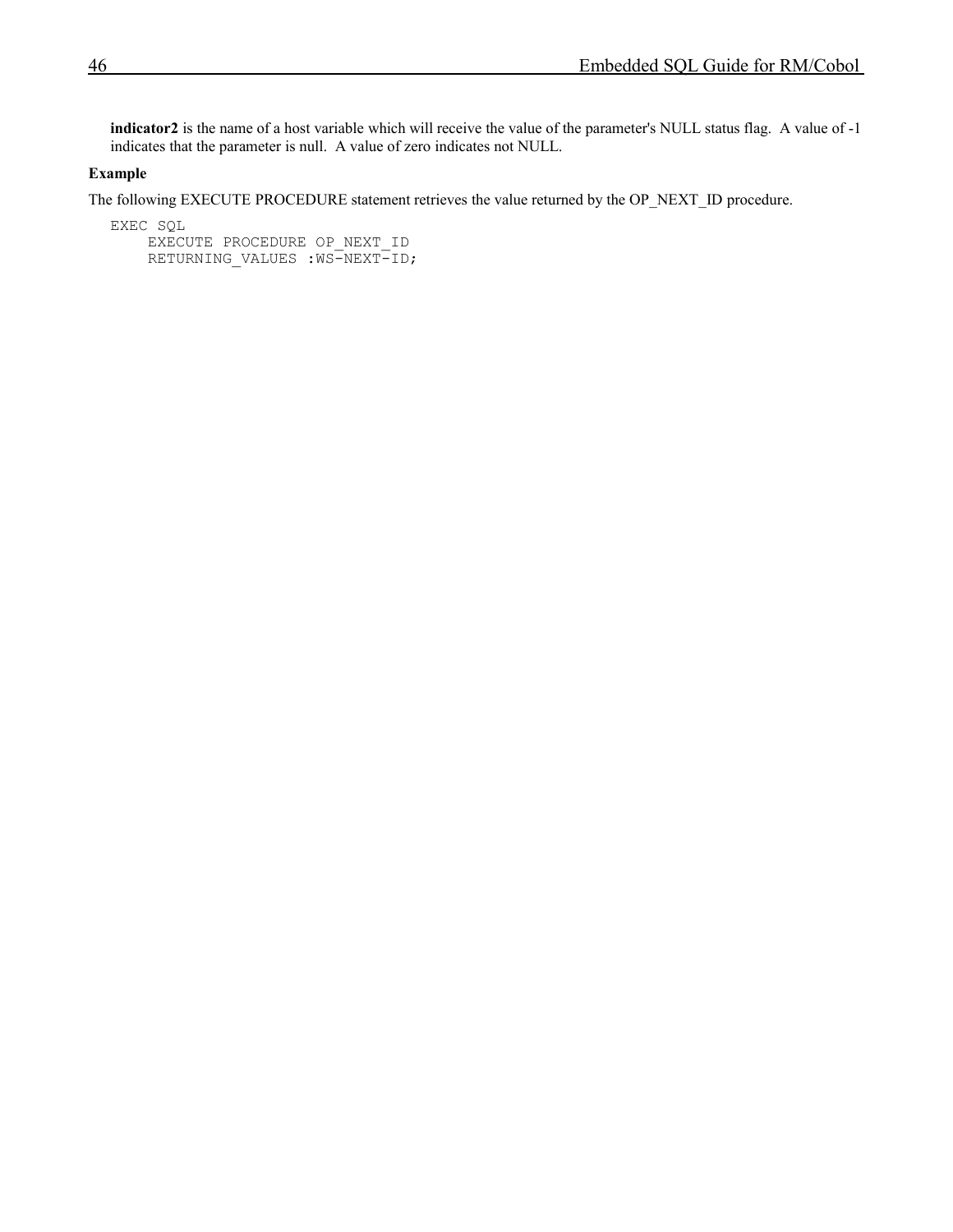**indicator2** is the name of a host variable which will receive the value of the parameter's NULL status flag. A value of -1 indicates that the parameter is null. A value of zero indicates not NULL.

**Example**

The following EXECUTE PROCEDURE statement retrieves the value returned by the OP_NEXT_ID procedure.

```
EXEC SQL
    EXECUTE PROCEDURE OP_NEXT_ID
    RETURNING_VALUES :WS-NEXT-ID;
```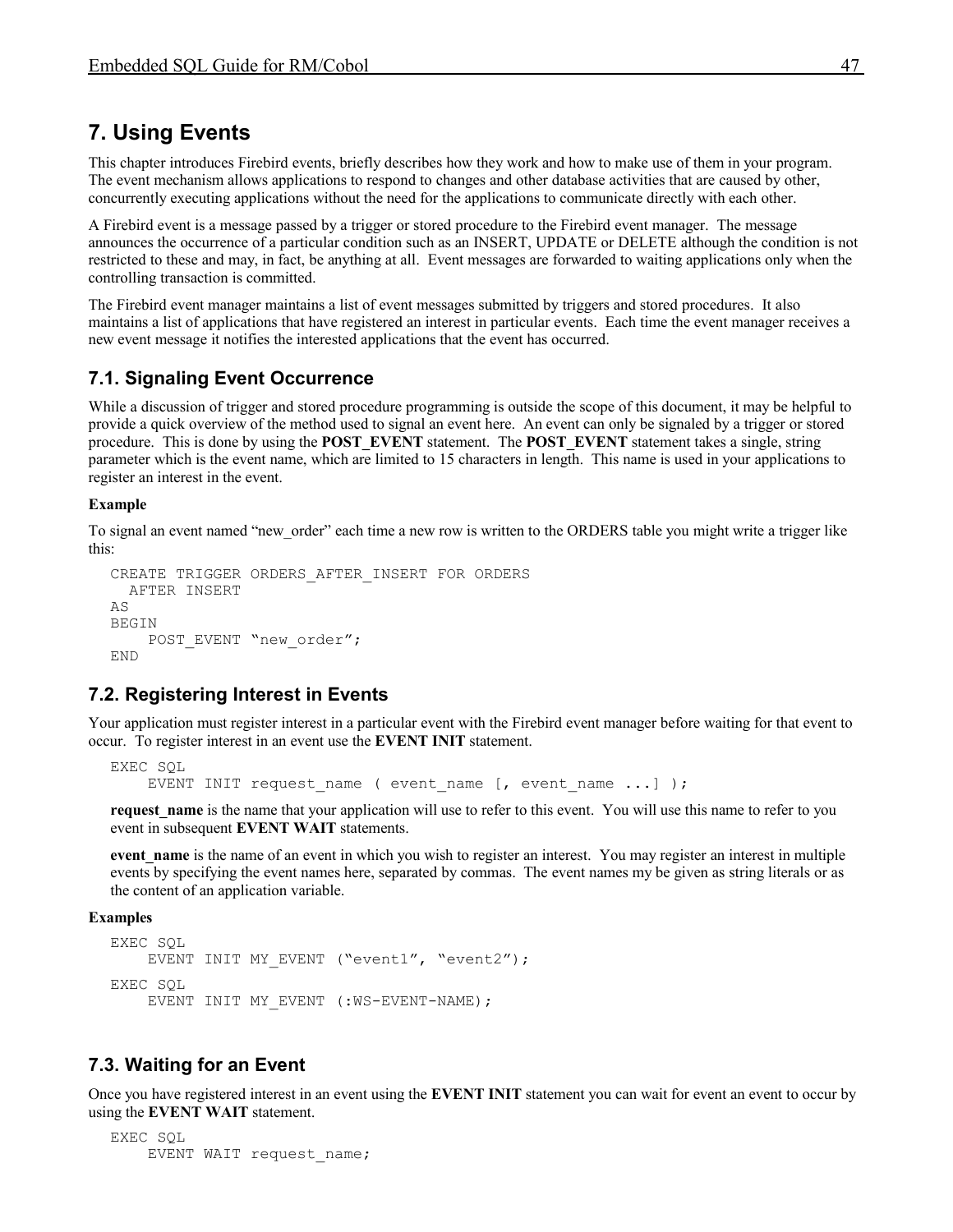# 7. Using Events

This chapter introduces Firebird events, briefly describes how they work and how to make use of them in your program. The event mechanism allows applications to respond to changes and other database activities that are caused by other, concurrently executing applications without the need for the applications to communicate directly with each other.

A Firebird event is a message passed by a trigger or stored procedure to the Firebird event manager. The message announces the occurrence of a particular condition such as an INSERT, UPDATE or DELETE although the condition is not restricted to these and may, in fact, be anything at all. Event messages are forwarded to waiting applications only when the controlling transaction is committed.

The Firebird event manager maintains a list of event messages submitted by triggers and stored procedures. It also maintains a list of applications that have registered an interest in particular events. Each time the event manager receives a new event message it notifies the interested applications that the event has occurred.

## 7.1. Signaling Event Occurrence

While a discussion of trigger and stored procedure programming is outside the scope of this document, it may be helpful to provide a quick overview of the method used to signal an event here. An event can only be signaled by a trigger or stored procedure. This is done by using the **POST_EVENT** statement. The **POST_EVENT** statement takes a single, string parameter which is the event name, which are limited to 15 characters in length. This name is used in your applications to register an interest in the event.

**Example**

To signal an event named "new_order" each time a new row is written to the ORDERS table you might write a trigger like this:

```
CREATE TRIGGER ORDERS_AFTER_INSERT FOR ORDERS
  AFTER INSERT
AS
BEGIN
    POST_EVENT "new_order";
END
```

## 7.2. Registering Interest in Events

Your application must register interest in a particular event with the Firebird event manager before waiting for that event to occur. To register interest in an event use the **EVENT INIT** statement.

```
EXEC SQL
    EVENT INIT request_name ( event_name [, event_name ...] );
```

**request_name** is the name that your application will use to refer to this event. You will use this name to refer to you event in subsequent **EVENT WAIT** statements.

**event_name** is the name of an event in which you wish to register an interest. You may register an interest in multiple events by specifying the event names here, separated by commas. The event names my be given as string literals or as the content of an application variable.

**Examples**

```
EXEC SQL
    EVENT INIT MY_EVENT ("event1", "event2");
EXEC SQL
    EVENT INIT MY_EVENT (:WS-EVENT-NAME);
```

## 7.3. Waiting for an Event

Once you have registered interest in an event using the **EVENT INIT** statement you can wait for event an event to occur by using the **EVENT WAIT** statement.

```
EXEC SQL
    EVENT WAIT request_name;
```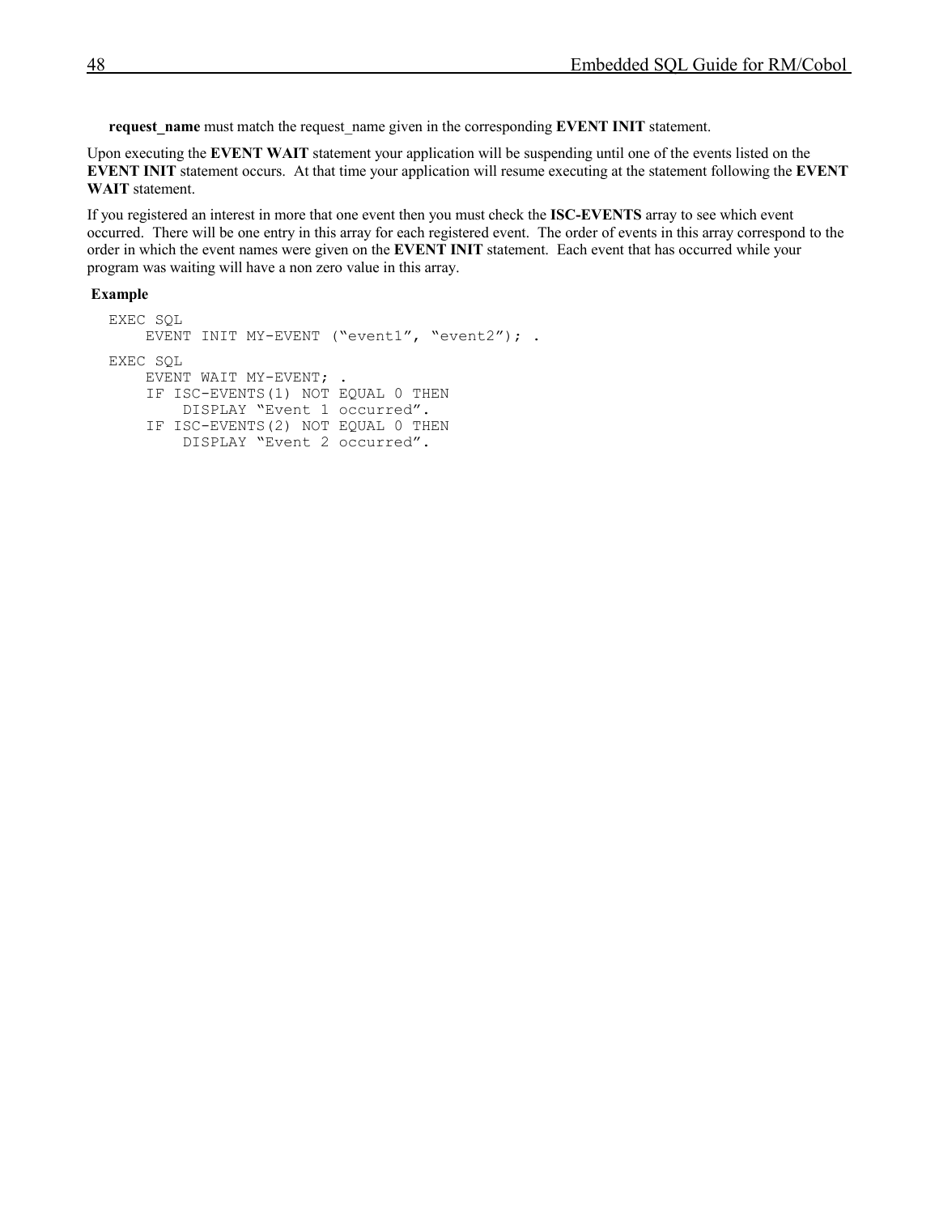**request_name** must match the request_name given in the corresponding **EVENT INIT** statement.

Upon executing the **EVENT WAIT** statement your application will be suspending until one of the events listed on the **EVENT INIT** statement occurs. At that time your application will resume executing at the statement following the **EVENT WAIT** statement.

If you registered an interest in more that one event then you must check the **ISC-EVENTS** array to see which event occurred. There will be one entry in this array for each registered event. The order of events in this array correspond to the order in which the event names were given on the **EVENT INIT** statement. Each event that has occurred while your program was waiting will have a non zero value in this array.

**Example**

```
EXEC SQL
    EVENT INIT MY-EVENT (“event1”, “event2”); .
EXEC SQL
    EVENT WAIT MY-EVENT; .
    IF ISC-EVENTS(1) NOT EQUAL 0 THEN
        DISPLAY “Event 1 occurred”.
    IF ISC-EVENTS(2) NOT EQUAL 0 THEN
        DISPLAY “Event 2 occurred”.
```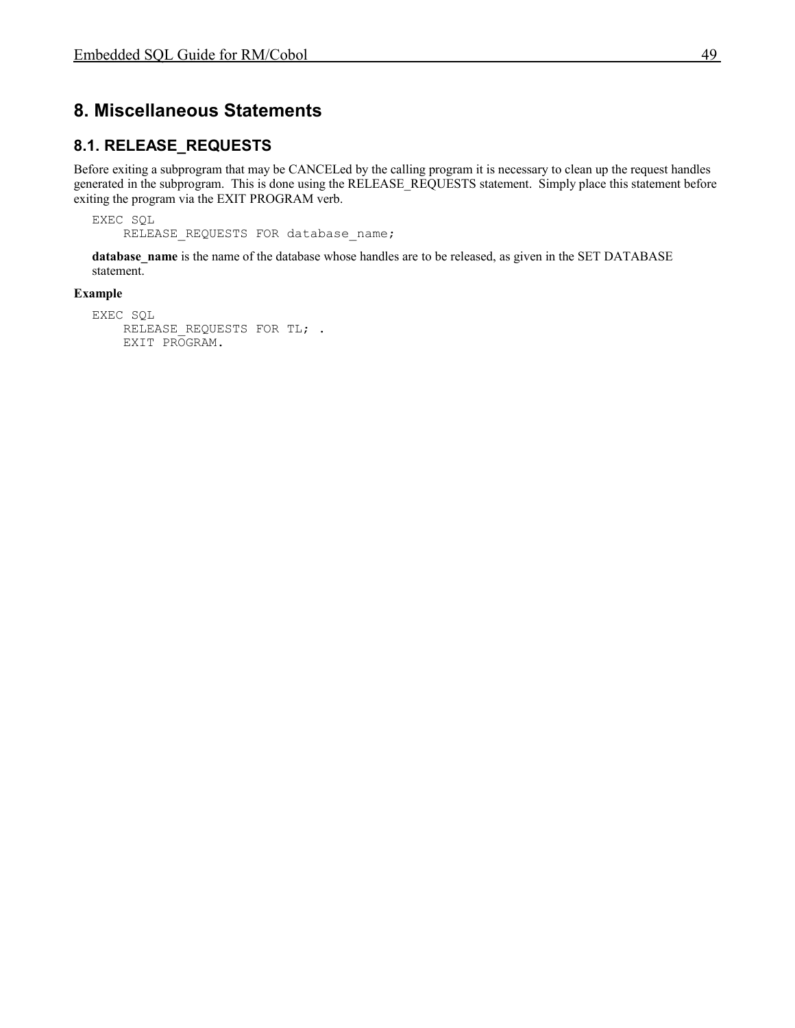# 8. Miscellaneous Statements

## 8.1. RELEASE_REQUESTS

Before exiting a subprogram that may be CANCELed by the calling program it is necessary to clean up the request handles generated in the subprogram. This is done using the RELEASE_REQUESTS statement. Simply place this statement before exiting the program via the EXIT PROGRAM verb.

```
EXEC SQL
    RELEASE_REQUESTS FOR database_name;
```

**database_name** is the name of the database whose handles are to be released, as given in the SET DATABASE statement.

**Example**

```
EXEC SQL
    RELEASE_REQUESTS FOR TL; .
    EXIT PROGRAM.
```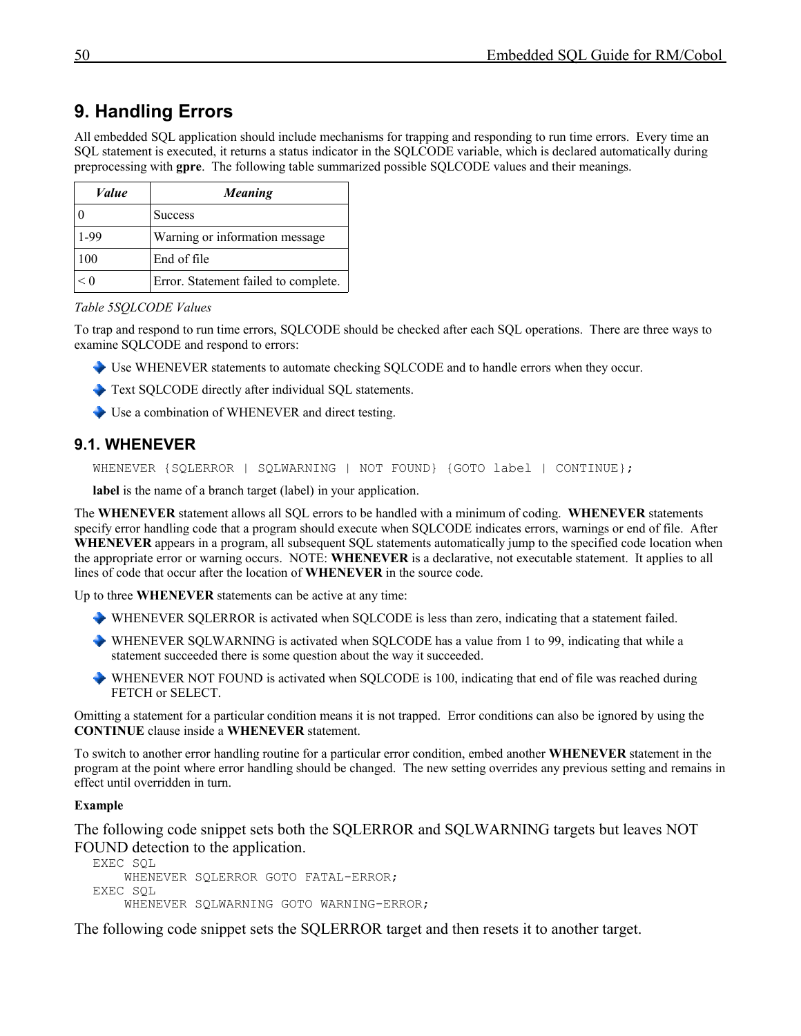# 9. Handling Errors

All embedded SQL application should include mechanisms for trapping and responding to run time errors. Every time an SQL statement is executed, it returns a status indicator in the SQLCODE variable, which is declared automatically during preprocessing with **gpre**. The following table summarized possible SQLCODE values and their meanings.

| *Value* | *Meaning* |
|---|---|
| 0 | Success |
| 1-99 | Warning or information message |
| 100 | End of file |
| < 0 | Error. Statement failed to complete. |

*Table 5SQLCODE Values*

To trap and respond to run time errors, SQLCODE should be checked after each SQL operations. There are three ways to examine SQLCODE and respond to errors:

- Use WHENEVER statements to automate checking SQLCODE and to handle errors when they occur.
- Text SQLCODE directly after individual SQL statements.
- Use a combination of WHENEVER and direct testing.

## 9.1. WHENEVER

```
WHENEVER {SQLERROR | SQLWARNING | NOT FOUND} {GOTO label | CONTINUE};
```

**label** is the name of a branch target (label) in your application.

The **WHENEVER** statement allows all SQL errors to be handled with a minimum of coding. **WHENEVER** statements specify error handling code that a program should execute when SQLCODE indicates errors, warnings or end of file. After **WHENEVER** appears in a program, all subsequent SQL statements automatically jump to the specified code location when the appropriate error or warning occurs. NOTE: **WHENEVER** is a declarative, not executable statement. It applies to all lines of code that occur after the location of **WHENEVER** in the source code.

Up to three **WHENEVER** statements can be active at any time:

- WHENEVER SQLERROR is activated when SQLCODE is less than zero, indicating that a statement failed.
- WHENEVER SQLWARNING is activated when SQLCODE has a value from 1 to 99, indicating that while a statement succeeded there is some question about the way it succeeded.
- WHENEVER NOT FOUND is activated when SQLCODE is 100, indicating that end of file was reached during FETCH or SELECT.

Omitting a statement for a particular condition means it is not trapped. Error conditions can also be ignored by using the **CONTINUE** clause inside a **WHENEVER** statement.

To switch to another error handling routine for a particular error condition, embed another **WHENEVER** statement in the program at the point where error handling should be changed. The new setting overrides any previous setting and remains in effect until overridden in turn.

**Example**

The following code snippet sets both the SQLERROR and SQLWARNING targets but leaves NOT FOUND detection to the application.

```
EXEC SQL
     WHENEVER SQLERROR GOTO FATAL-ERROR;
EXEC SQL
     WHENEVER SQLWARNING GOTO WARNING-ERROR;
```

The following code snippet sets the SQLERROR target and then resets it to another target.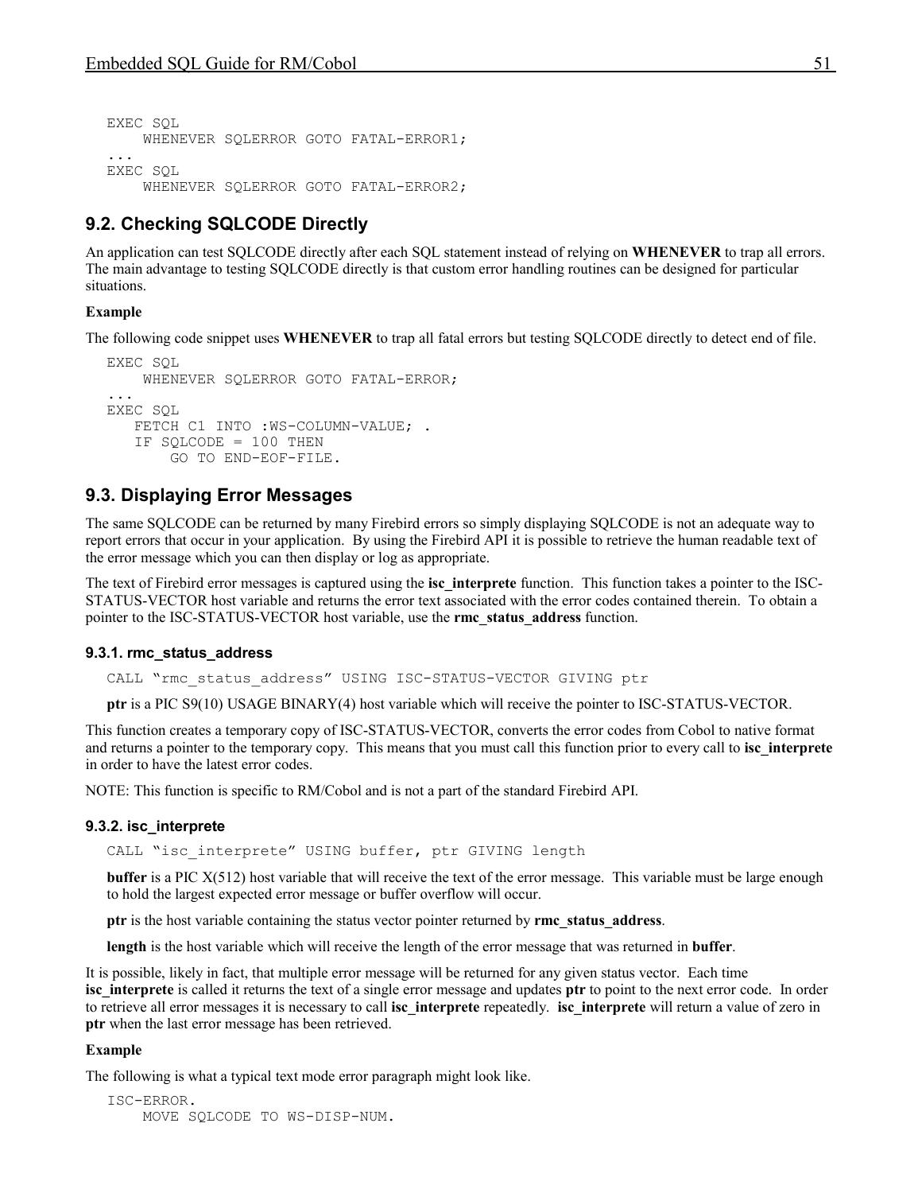```
EXEC SQL
    WHENEVER SQLERROR GOTO FATAL-ERROR1;
...
EXEC SQL
    WHENEVER SQLERROR GOTO FATAL-ERROR2;
```

## 9.2. Checking SQLCODE Directly

An application can test SQLCODE directly after each SQL statement instead of relying on **WHENEVER** to trap all errors. The main advantage to testing SQLCODE directly is that custom error handling routines can be designed for particular situations.

**Example**

The following code snippet uses **WHENEVER** to trap all fatal errors but testing SQLCODE directly to detect end of file.

```
EXEC SQL
    WHENEVER SQLERROR GOTO FATAL-ERROR;
...
EXEC SQL
   FETCH C1 INTO :WS-COLUMN-VALUE; .
   IF SQLCODE = 100 THEN
       GO TO END-EOF-FILE.
```

## 9.3. Displaying Error Messages

The same SQLCODE can be returned by many Firebird errors so simply displaying SQLCODE is not an adequate way to report errors that occur in your application. By using the Firebird API it is possible to retrieve the human readable text of the error message which you can then display or log as appropriate.

The text of Firebird error messages is captured using the **isc_interprete** function. This function takes a pointer to the ISC-STATUS-VECTOR host variable and returns the error text associated with the error codes contained therein. To obtain a pointer to the ISC-STATUS-VECTOR host variable, use the **rmc_status_address** function.

### 9.3.1. rmc_status_address

```
CALL "rmc_status_address" USING ISC-STATUS-VECTOR GIVING ptr
```

**ptr** is a PIC S9(10) USAGE BINARY(4) host variable which will receive the pointer to ISC-STATUS-VECTOR.

This function creates a temporary copy of ISC-STATUS-VECTOR, converts the error codes from Cobol to native format and returns a pointer to the temporary copy. This means that you must call this function prior to every call to **isc_interprete** in order to have the latest error codes.

NOTE: This function is specific to RM/Cobol and is not a part of the standard Firebird API.

### 9.3.2. isc_interprete

```
CALL "isc_interprete" USING buffer, ptr GIVING length
```

**buffer** is a PIC X(512) host variable that will receive the text of the error message. This variable must be large enough to hold the largest expected error message or buffer overflow will occur.

**ptr** is the host variable containing the status vector pointer returned by **rmc_status_address**.

**length** is the host variable which will receive the length of the error message that was returned in **buffer**.

It is possible, likely in fact, that multiple error message will be returned for any given status vector. Each time **isc_interprete** is called it returns the text of a single error message and updates **ptr** to point to the next error code. In order to retrieve all error messages it is necessary to call **isc_interprete** repeatedly. **isc_interprete** will return a value of zero in **ptr** when the last error message has been retrieved.

**Example**

The following is what a typical text mode error paragraph might look like.

```
ISC-ERROR.
    MOVE SQLCODE TO WS-DISP-NUM.
```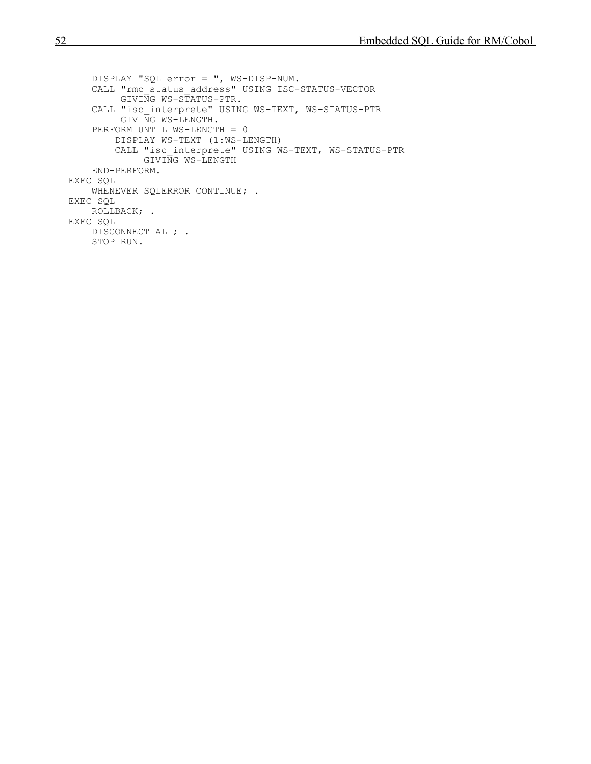```
    DISPLAY "SQL error = ", WS-DISP-NUM.
    CALL "rmc_status_address" USING ISC-STATUS-VECTOR
         GIVING WS-STATUS-PTR.
    CALL "isc_interprete" USING WS-TEXT, WS-STATUS-PTR
         GIVING WS-LENGTH.
    PERFORM UNTIL WS-LENGTH = 0
        DISPLAY WS-TEXT (1:WS-LENGTH)
        CALL "isc_interprete" USING WS-TEXT, WS-STATUS-PTR
             GIVING WS-LENGTH
    END-PERFORM.
EXEC SQL
    WHENEVER SQLERROR CONTINUE; .
EXEC SQL
    ROLLBACK; .
EXEC SQL
    DISCONNECT ALL; .
    STOP RUN.
```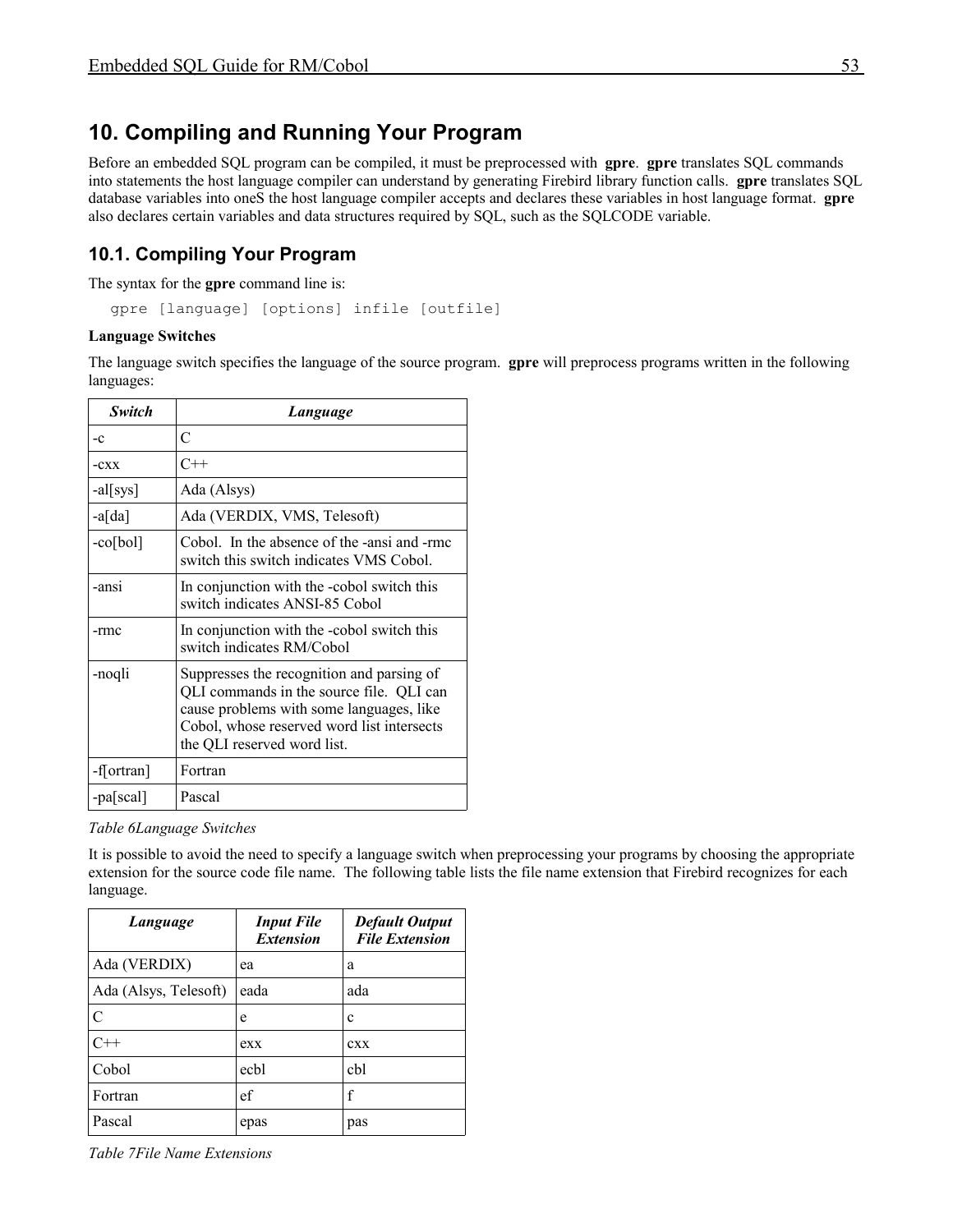# 10. Compiling and Running Your Program

Before an embedded SQL program can be compiled, it must be preprocessed with **gpre**. **gpre** translates SQL commands into statements the host language compiler can understand by generating Firebird library function calls. **gpre** translates SQL database variables into oneS the host language compiler accepts and declares these variables in host language format. **gpre** also declares certain variables and data structures required by SQL, such as the SQLCODE variable.

## 10.1. Compiling Your Program

The syntax for the **gpre** command line is:

```
gpre [language] [options] infile [outfile]
```

**Language Switches**

The language switch specifies the language of the source program. **gpre** will preprocess programs written in the following languages:

| *Switch* | *Language* |
|---|---|
| -c | C |
| -cxx | C++ |
| -al[sys] | Ada (Alsys) |
| -a[da] | Ada (VERDIX, VMS, Telesoft) |
| -co[bol] | Cobol. In the absence of the -ansi and -rmc switch this switch indicates VMS Cobol. |
| -ansi | In conjunction with the -cobol switch this switch indicates ANSI-85 Cobol |
| -rmc | In conjunction with the -cobol switch this switch indicates RM/Cobol |
| -noqli | Suppresses the recognition and parsing of QLI commands in the source file. QLI can cause problems with some languages, like Cobol, whose reserved word list intersects the QLI reserved word list. |
| -f[ortran] | Fortran |
| -pa[scal] | Pascal |

*Table 6Language Switches*

It is possible to avoid the need to specify a language switch when preprocessing your programs by choosing the appropriate extension for the source code file name. The following table lists the file name extension that Firebird recognizes for each language.

| *Language* | *Input File Extension* | *Default Output File Extension* |
|---|---|---|
| Ada (VERDIX) | ea | a |
| Ada (Alsys, Telesoft) | eada | ada |
| C | e | c |
| C++ | exx | cxx |
| Cobol | ecbl | cbl |
| Fortran | ef | f |
| Pascal | epas | pas |

*Table 7File Name Extensions*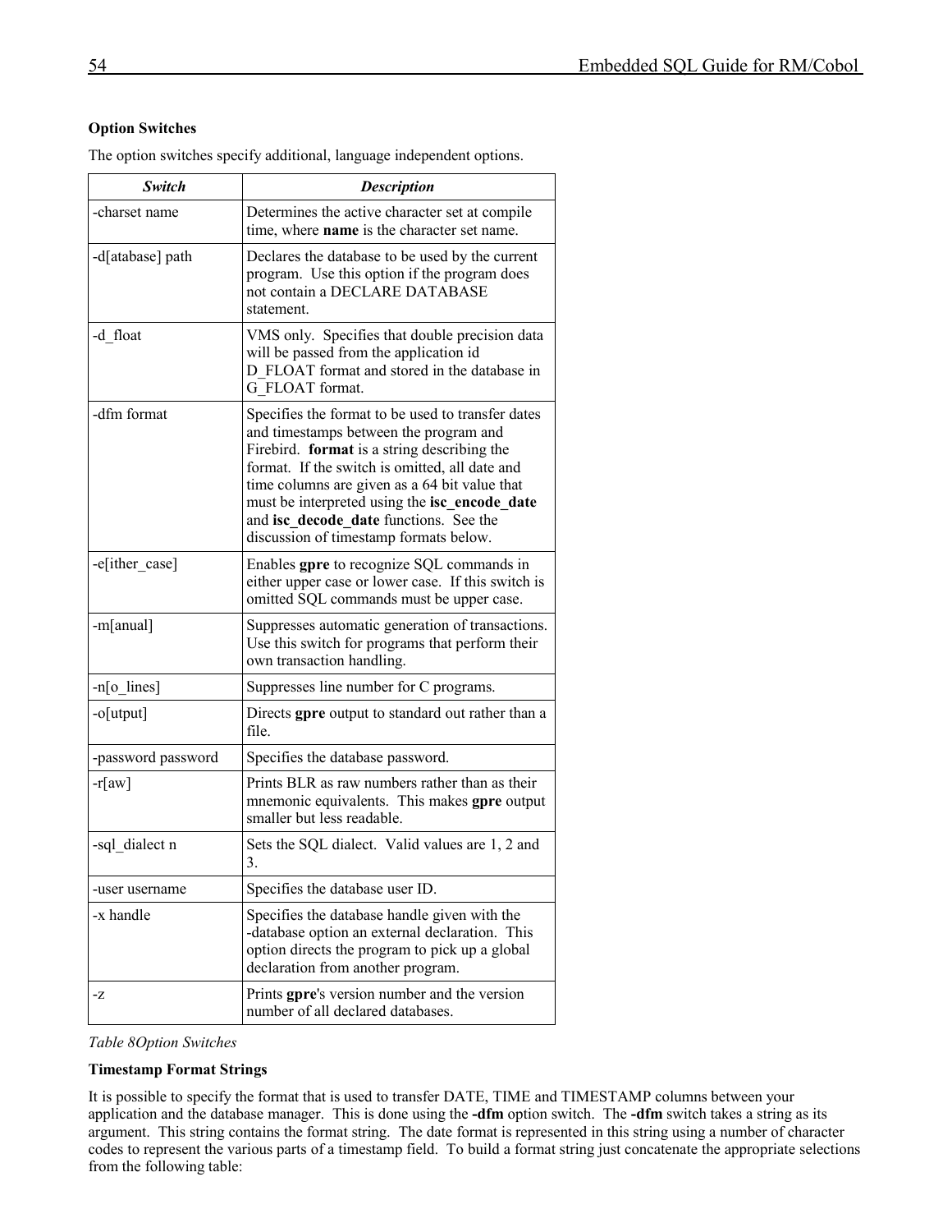### Option Switches

The option switches specify additional, language independent options.

| *Switch* | *Description* |
|---|---|
| -charset name | Determines the active character set at compile time, where **name** is the character set name. |
| -d[atabase] path | Declares the database to be used by the current program. Use this option if the program does not contain a DECLARE DATABASE statement. |
| -d_float | VMS only. Specifies that double precision data will be passed from the application id D_FLOAT format and stored in the database in G_FLOAT format. |
| -dfm format | Specifies the format to be used to transfer dates and timestamps between the program and Firebird. **format** is a string describing the format. If the switch is omitted, all date and time columns are given as a 64 bit value that must be interpreted using the **isc_encode_date** and **isc_decode_date** functions. See the discussion of timestamp formats below. |
| -e[ither_case] | Enables **gpre** to recognize SQL commands in either upper case or lower case. If this switch is omitted SQL commands must be upper case. |
| -m[anual] | Suppresses automatic generation of transactions. Use this switch for programs that perform their own transaction handling. |
| -n[o_lines] | Suppresses line number for C programs. |
| -o[utput] | Directs **gpre** output to standard out rather than a file. |
| -password password | Specifies the database password. |
| -r[aw] | Prints BLR as raw numbers rather than as their mnemonic equivalents. This makes **gpre** output smaller but less readable. |
| -sql_dialect n | Sets the SQL dialect. Valid values are 1, 2 and 3. |
| -user username | Specifies the database user ID. |
| -x handle | Specifies the database handle given with the -database option an external declaration. This option directs the program to pick up a global declaration from another program. |
| -z | Prints **gpre**'s version number and the version number of all declared databases. |

*Table 8Option Switches*

### Timestamp Format Strings

It is possible to specify the format that is used to transfer DATE, TIME and TIMESTAMP columns between your application and the database manager. This is done using the **-dfm** option switch. The **-dfm** switch takes a string as its argument. This string contains the format string. The date format is represented in this string using a number of character codes to represent the various parts of a timestamp field. To build a format string just concatenate the appropriate selections from the following table: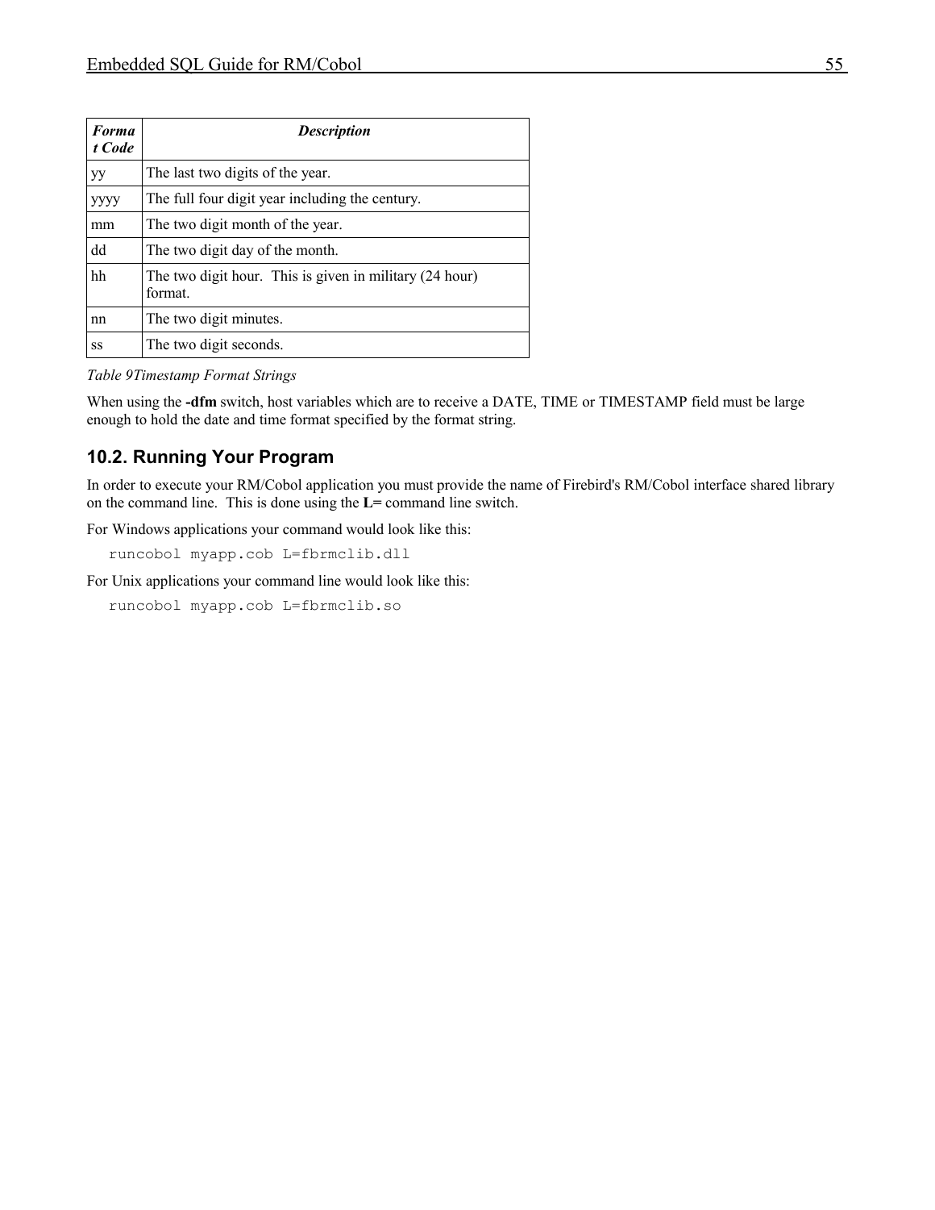| *Format Code* | *Description* |
|---|---|
| yy | The last two digits of the year. |
| yyyy | The full four digit year including the century. |
| mm | The two digit month of the year. |
| dd | The two digit day of the month. |
| hh | The two digit hour. This is given in military (24 hour) format. |
| nn | The two digit minutes. |
| ss | The two digit seconds. |

*Table 9Timestamp Format Strings*

When using the **-dfm** switch, host variables which are to receive a DATE, TIME or TIMESTAMP field must be large enough to hold the date and time format specified by the format string.

## 10.2. Running Your Program

In order to execute your RM/Cobol application you must provide the name of Firebird's RM/Cobol interface shared library on the command line. This is done using the **L=** command line switch.

For Windows applications your command would look like this:

```
runcobol myapp.cob L=fbrmclib.dll
```

For Unix applications your command line would look like this:

```
runcobol myapp.cob L=fbrmclib.so
```